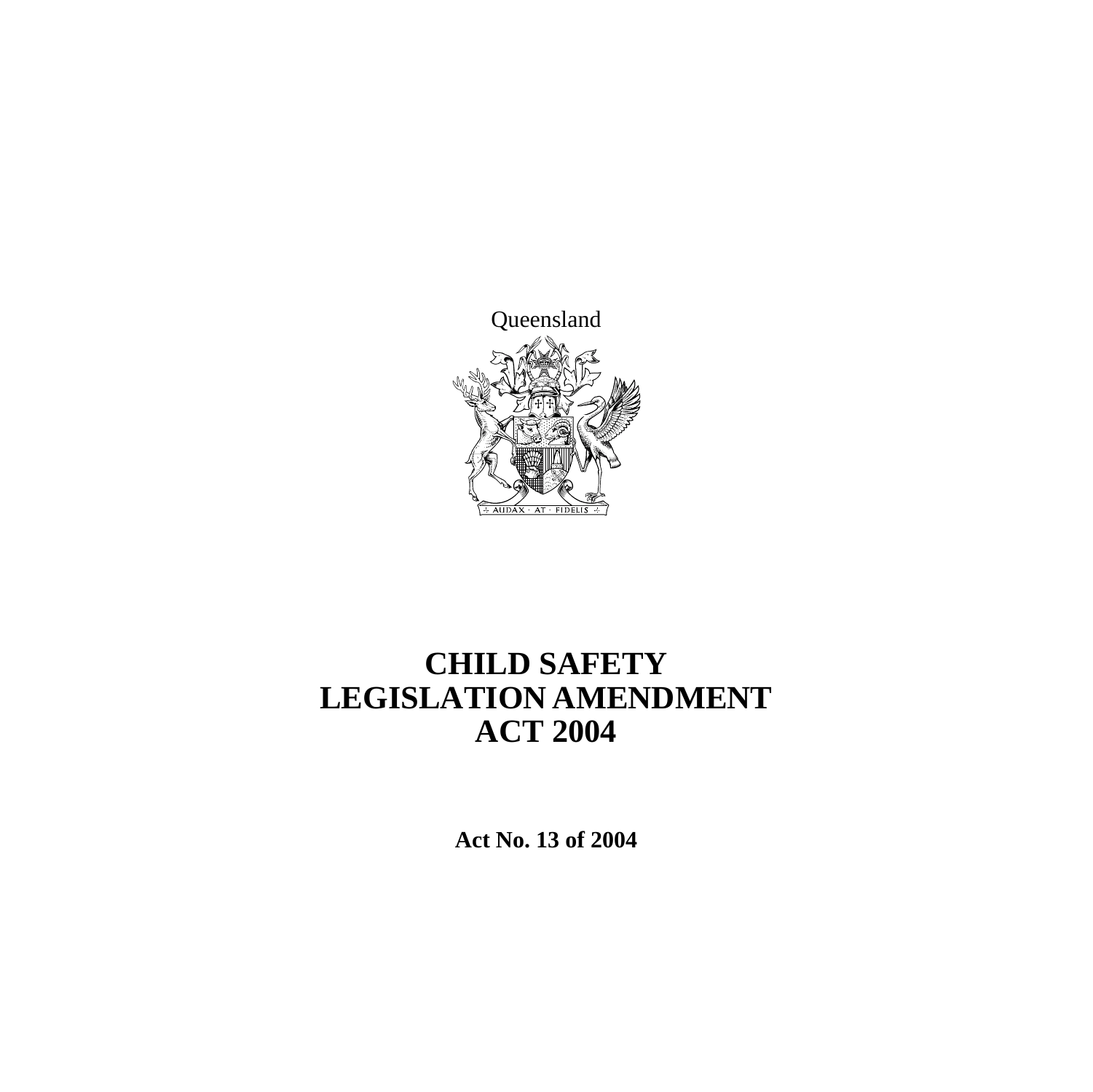Queensland

# CHILD SAFETY LEGISLATION AMENDMENT ACT 2004

**Act No. 13 of 2004**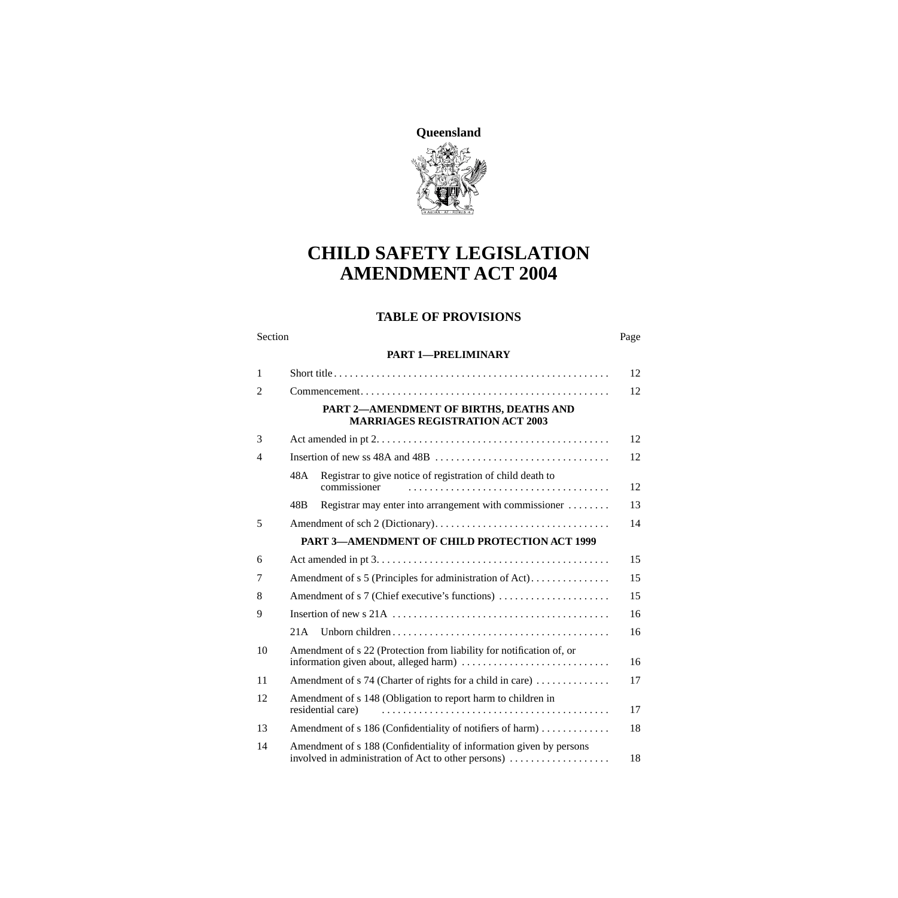**Queensland**

# CHILD SAFETY LEGISLATION AMENDMENT ACT 2004

## TABLE OF PROVISIONS

| Section | | Page |
|---|---|---|
| | **PART 1—PRELIMINARY** | |
| 1 | Short title | 12 |
| 2 | Commencement | 12 |
| | **PART 2—AMENDMENT OF BIRTHS, DEATHS AND MARRIAGES REGISTRATION ACT 2003** | |
| 3 | Act amended in pt 2 | 12 |
| 4 | Insertion of new ss 48A and 48B | 12 |
| | 48A Registrar to give notice of registration of child death to commissioner | 12 |
| | 48B Registrar may enter into arrangement with commissioner | 13 |
| 5 | Amendment of sch 2 (Dictionary) | 14 |
| | **PART 3—AMENDMENT OF CHILD PROTECTION ACT 1999** | |
| 6 | Act amended in pt 3 | 15 |
| 7 | Amendment of s 5 (Principles for administration of Act) | 15 |
| 8 | Amendment of s 7 (Chief executive's functions) | 15 |
| 9 | Insertion of new s 21A | 16 |
| | 21A Unborn children | 16 |
| 10 | Amendment of s 22 (Protection from liability for notification of, or information given about, alleged harm) | 16 |
| 11 | Amendment of s 74 (Charter of rights for a child in care) | 17 |
| 12 | Amendment of s 148 (Obligation to report harm to children in residential care) | 17 |
| 13 | Amendment of s 186 (Confidentiality of notifiers of harm) | 18 |
| 14 | Amendment of s 188 (Confidentiality of information given by persons involved in administration of Act to other persons) | 18 |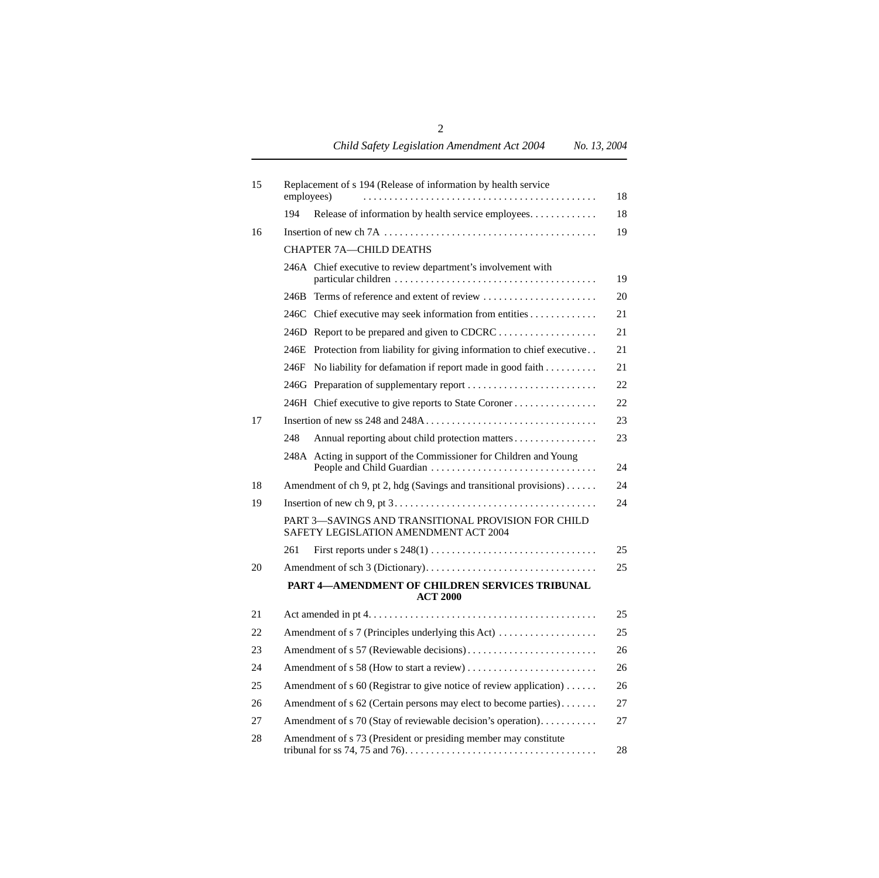| | | |
|---|---|---|
| 15 | Replacement of s 194 (Release of information by health service employees) | 18 |
| | 194 Release of information by health service employees | 18 |
| 16 | Insertion of new ch 7A | 19 |
| | CHAPTER 7A—CHILD DEATHS | |
| | 246A Chief executive to review department's involvement with particular children | 19 |
| | 246B Terms of reference and extent of review | 20 |
| | 246C Chief executive may seek information from entities | 21 |
| | 246D Report to be prepared and given to CDCRC | 21 |
| | 246E Protection from liability for giving information to chief executive | 21 |
| | 246F No liability for defamation if report made in good faith | 21 |
| | 246G Preparation of supplementary report | 22 |
| | 246H Chief executive to give reports to State Coroner | 22 |
| 17 | Insertion of new ss 248 and 248A | 23 |
| | 248 Annual reporting about child protection matters | 23 |
| | 248A Acting in support of the Commissioner for Children and Young People and Child Guardian | 24 |
| 18 | Amendment of ch 9, pt 2, hdg (Savings and transitional provisions) | 24 |
| 19 | Insertion of new ch 9, pt 3 | 24 |
| | PART 3—SAVINGS AND TRANSITIONAL PROVISION FOR CHILD SAFETY LEGISLATION AMENDMENT ACT 2004 | |
| | 261 First reports under s 248(1) | 25 |
| 20 | Amendment of sch 3 (Dictionary) | 25 |
| | **PART 4—AMENDMENT OF CHILDREN SERVICES TRIBUNAL ACT 2000** | |
| 21 | Act amended in pt 4 | 25 |
| 22 | Amendment of s 7 (Principles underlying this Act) | 25 |
| 23 | Amendment of s 57 (Reviewable decisions) | 26 |
| 24 | Amendment of s 58 (How to start a review) | 26 |
| 25 | Amendment of s 60 (Registrar to give notice of review application) | 26 |
| 26 | Amendment of s 62 (Certain persons may elect to become parties) | 27 |
| 27 | Amendment of s 70 (Stay of reviewable decision's operation) | 27 |
| 28 | Amendment of s 73 (President or presiding member may constitute tribunal for ss 74, 75 and 76) | 28 |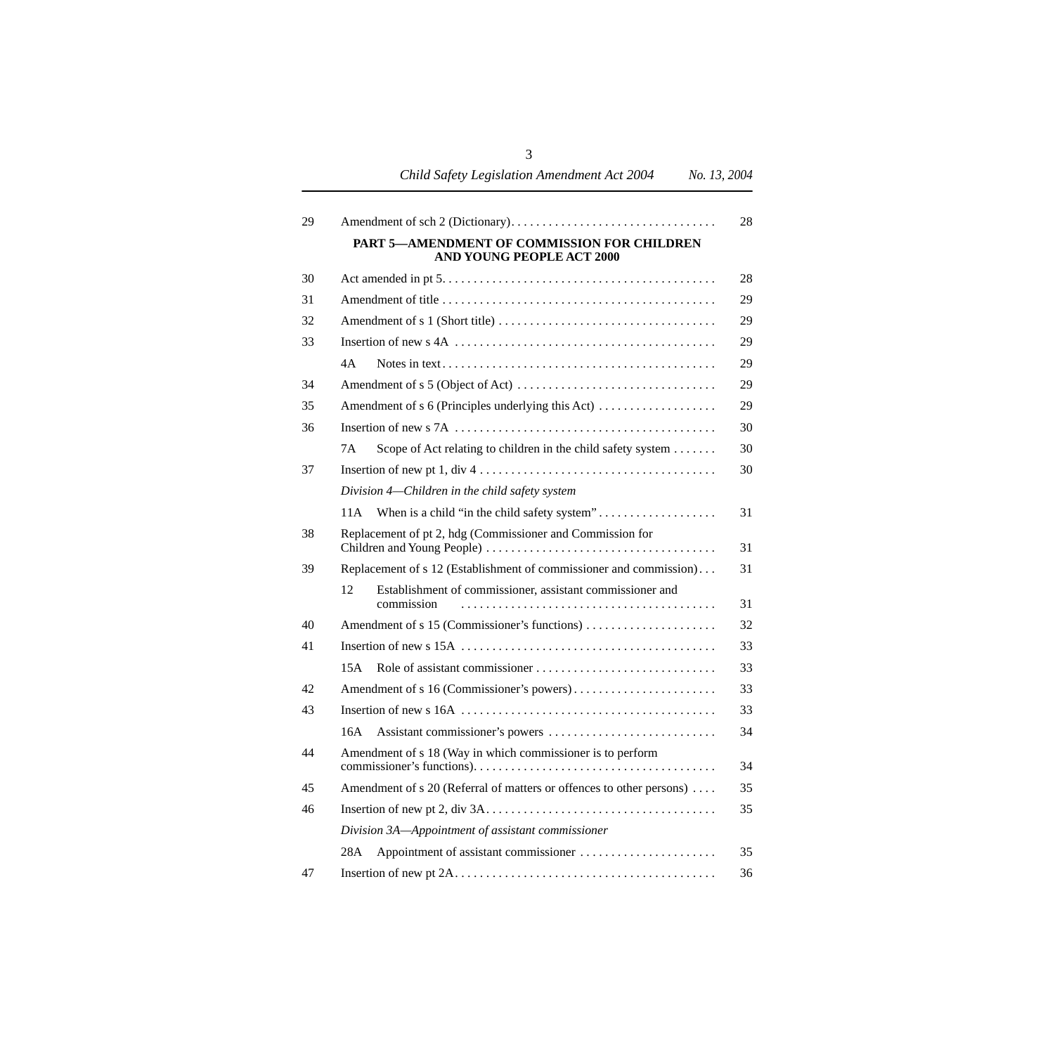| | | |
|---|---|---|
| 29 | Amendment of sch 2 (Dictionary) | 28 |

**PART 5—AMENDMENT OF COMMISSION FOR CHILDREN AND YOUNG PEOPLE ACT 2000**

| | | |
|---|---|---|
| 30 | Act amended in pt 5 | 28 |
| 31 | Amendment of title | 29 |
| 32 | Amendment of s 1 (Short title) | 29 |
| 33 | Insertion of new s 4A | 29 |
| | 4A Notes in text | 29 |
| 34 | Amendment of s 5 (Object of Act) | 29 |
| 35 | Amendment of s 6 (Principles underlying this Act) | 29 |
| 36 | Insertion of new s 7A | 30 |
| | 7A Scope of Act relating to children in the child safety system | 30 |
| 37 | Insertion of new pt 1, div 4 | 30 |
| | *Division 4—Children in the child safety system* | |
| | 11A When is a child "in the child safety system" | 31 |
| 38 | Replacement of pt 2, hdg (Commissioner and Commission for Children and Young People) | 31 |
| 39 | Replacement of s 12 (Establishment of commissioner and commission) | 31 |
| | 12 Establishment of commissioner, assistant commissioner and commission | 31 |
| 40 | Amendment of s 15 (Commissioner's functions) | 32 |
| 41 | Insertion of new s 15A | 33 |
| | 15A Role of assistant commissioner | 33 |
| 42 | Amendment of s 16 (Commissioner's powers) | 33 |
| 43 | Insertion of new s 16A | 33 |
| | 16A Assistant commissioner's powers | 34 |
| 44 | Amendment of s 18 (Way in which commissioner is to perform commissioner's functions) | 34 |
| 45 | Amendment of s 20 (Referral of matters or offences to other persons) | 35 |
| 46 | Insertion of new pt 2, div 3A | 35 |
| | *Division 3A—Appointment of assistant commissioner* | |
| | 28A Appointment of assistant commissioner | 35 |
| 47 | Insertion of new pt 2A | 36 |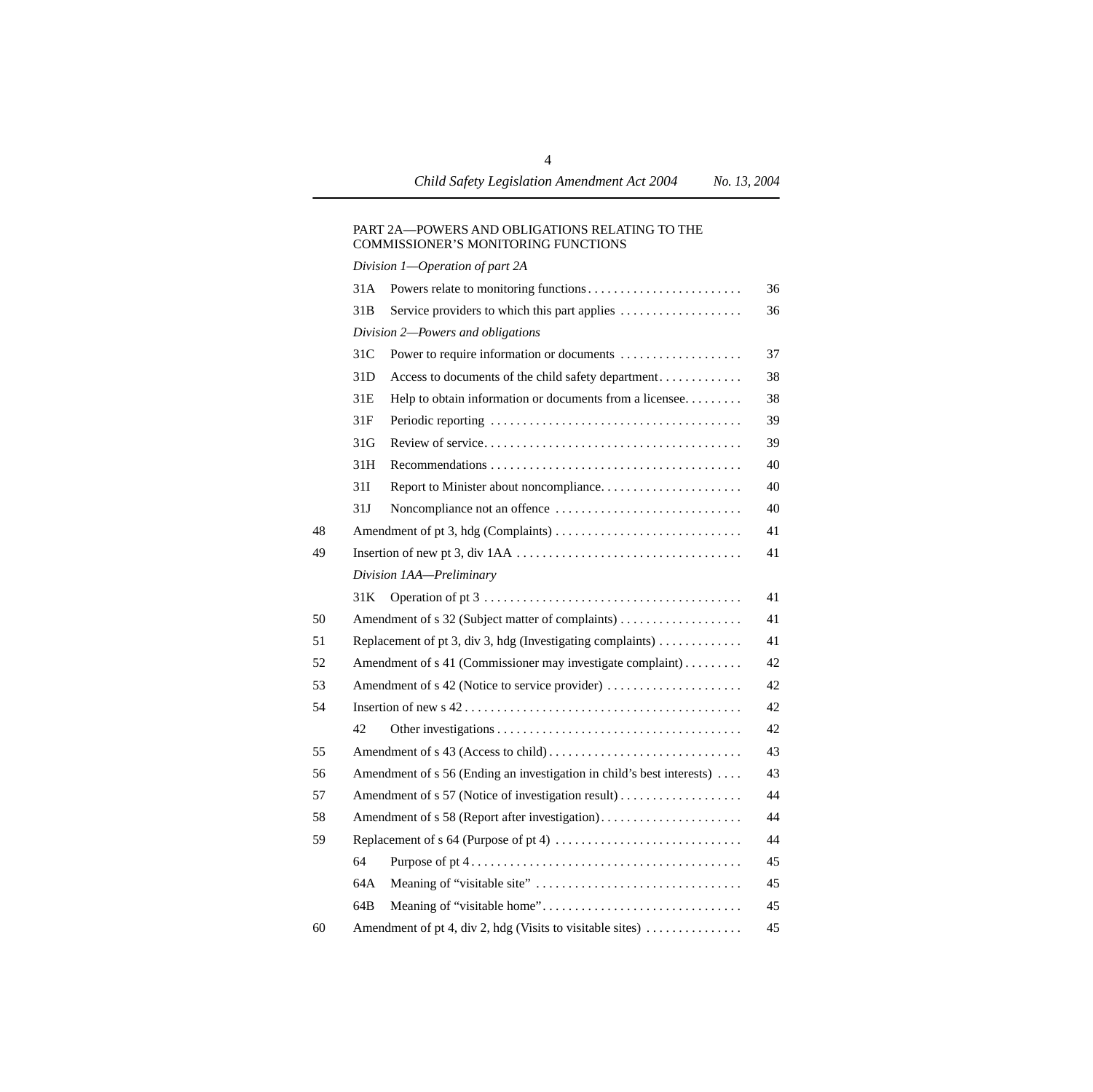PART 2A—POWERS AND OBLIGATIONS RELATING TO THE COMMISSIONER'S MONITORING FUNCTIONS

*Division 1—Operation of part 2A*

| | | | |
|---|---|---|---|
| | 31A | Powers relate to monitoring functions | 36 |
| | 31B | Service providers to which this part applies | 36 |
| | *Division 2—Powers and obligations* | | |
| | 31C | Power to require information or documents | 37 |
| | 31D | Access to documents of the child safety department | 38 |
| | 31E | Help to obtain information or documents from a licensee | 38 |
| | 31F | Periodic reporting | 39 |
| | 31G | Review of service | 39 |
| | 31H | Recommendations | 40 |
| | 31I | Report to Minister about noncompliance | 40 |
| | 31J | Noncompliance not an offence | 40 |
| 48 | Amendment of pt 3, hdg (Complaints) | | 41 |
| 49 | Insertion of new pt 3, div 1AA | | 41 |
| | *Division 1AA—Preliminary* | | |
| | 31K | Operation of pt 3 | 41 |
| 50 | Amendment of s 32 (Subject matter of complaints) | | 41 |
| 51 | Replacement of pt 3, div 3, hdg (Investigating complaints) | | 41 |
| 52 | Amendment of s 41 (Commissioner may investigate complaint) | | 42 |
| 53 | Amendment of s 42 (Notice to service provider) | | 42 |
| 54 | Insertion of new s 42 | | 42 |
| | 42 | Other investigations | 42 |
| 55 | Amendment of s 43 (Access to child) | | 43 |
| 56 | Amendment of s 56 (Ending an investigation in child's best interests) | | 43 |
| 57 | Amendment of s 57 (Notice of investigation result) | | 44 |
| 58 | Amendment of s 58 (Report after investigation) | | 44 |
| 59 | Replacement of s 64 (Purpose of pt 4) | | 44 |
| | 64 | Purpose of pt 4 | 45 |
| | 64A | Meaning of "visitable site" | 45 |
| | 64B | Meaning of "visitable home" | 45 |
| 60 | Amendment of pt 4, div 2, hdg (Visits to visitable sites) | | 45 |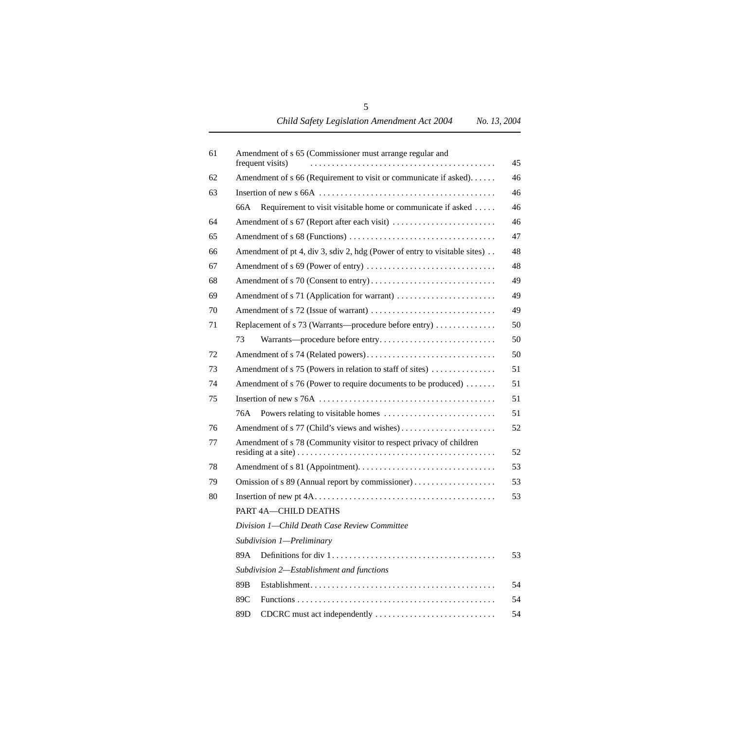| | | |
|---|---|---|
| 61 | Amendment of s 65 (Commissioner must arrange regular and frequent visits) | 45 |
| 62 | Amendment of s 66 (Requirement to visit or communicate if asked). | 46 |
| 63 | Insertion of new s 66A | 46 |
| | 66A Requirement to visit visitable home or communicate if asked | 46 |
| 64 | Amendment of s 67 (Report after each visit) | 46 |
| 65 | Amendment of s 68 (Functions) | 47 |
| 66 | Amendment of pt 4, div 3, sdiv 2, hdg (Power of entry to visitable sites) | 48 |
| 67 | Amendment of s 69 (Power of entry) | 48 |
| 68 | Amendment of s 70 (Consent to entry) | 49 |
| 69 | Amendment of s 71 (Application for warrant) | 49 |
| 70 | Amendment of s 72 (Issue of warrant) | 49 |
| 71 | Replacement of s 73 (Warrants—procedure before entry) | 50 |
| | 73 Warrants—procedure before entry | 50 |
| 72 | Amendment of s 74 (Related powers) | 50 |
| 73 | Amendment of s 75 (Powers in relation to staff of sites) | 51 |
| 74 | Amendment of s 76 (Power to require documents to be produced) | 51 |
| 75 | Insertion of new s 76A | 51 |
| | 76A Powers relating to visitable homes | 51 |
| 76 | Amendment of s 77 (Child's views and wishes) | 52 |
| 77 | Amendment of s 78 (Community visitor to respect privacy of children residing at a site) | 52 |
| 78 | Amendment of s 81 (Appointment). | 53 |
| 79 | Omission of s 89 (Annual report by commissioner) | 53 |
| 80 | Insertion of new pt 4A. | 53 |
| | PART 4A—CHILD DEATHS | |
| | *Division 1—Child Death Case Review Committee* | |
| | *Subdivision 1—Preliminary* | |
| | 89A Definitions for div 1 | 53 |
| | *Subdivision 2—Establishment and functions* | |
| | 89B Establishment. | 54 |
| | 89C Functions | 54 |
| | 89D CDCRC must act independently | 54 |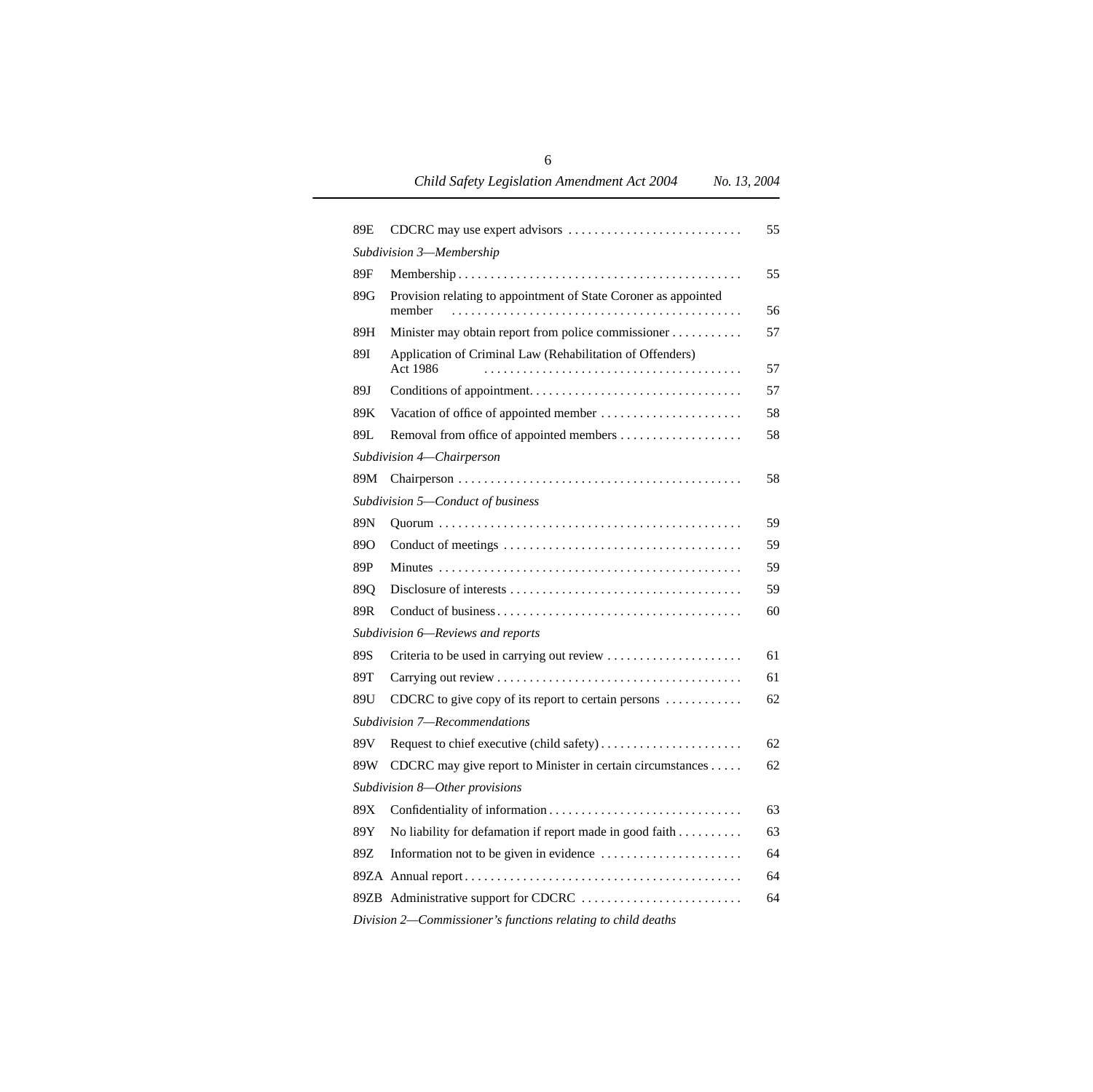| | | |
|---|---|---|
| 89E | CDCRC may use expert advisors | 55 |
| *Subdivision 3—Membership* | | |
| 89F | Membership | 55 |
| 89G | Provision relating to appointment of State Coroner as appointed member | 56 |
| 89H | Minister may obtain report from police commissioner | 57 |
| 89I | Application of Criminal Law (Rehabilitation of Offenders) Act 1986 | 57 |
| 89J | Conditions of appointment | 57 |
| 89K | Vacation of office of appointed member | 58 |
| 89L | Removal from office of appointed members | 58 |
| *Subdivision 4—Chairperson* | | |
| 89M | Chairperson | 58 |
| *Subdivision 5—Conduct of business* | | |
| 89N | Quorum | 59 |
| 89O | Conduct of meetings | 59 |
| 89P | Minutes | 59 |
| 89Q | Disclosure of interests | 59 |
| 89R | Conduct of business | 60 |
| *Subdivision 6—Reviews and reports* | | |
| 89S | Criteria to be used in carrying out review | 61 |
| 89T | Carrying out review | 61 |
| 89U | CDCRC to give copy of its report to certain persons | 62 |
| *Subdivision 7—Recommendations* | | |
| 89V | Request to chief executive (child safety) | 62 |
| 89W | CDCRC may give report to Minister in certain circumstances | 62 |
| *Subdivision 8—Other provisions* | | |
| 89X | Confidentiality of information | 63 |
| 89Y | No liability for defamation if report made in good faith | 63 |
| 89Z | Information not to be given in evidence | 64 |
| 89ZA | Annual report | 64 |
| 89ZB | Administrative support for CDCRC | 64 |
| *Division 2—Commissioner's functions relating to child deaths* | | |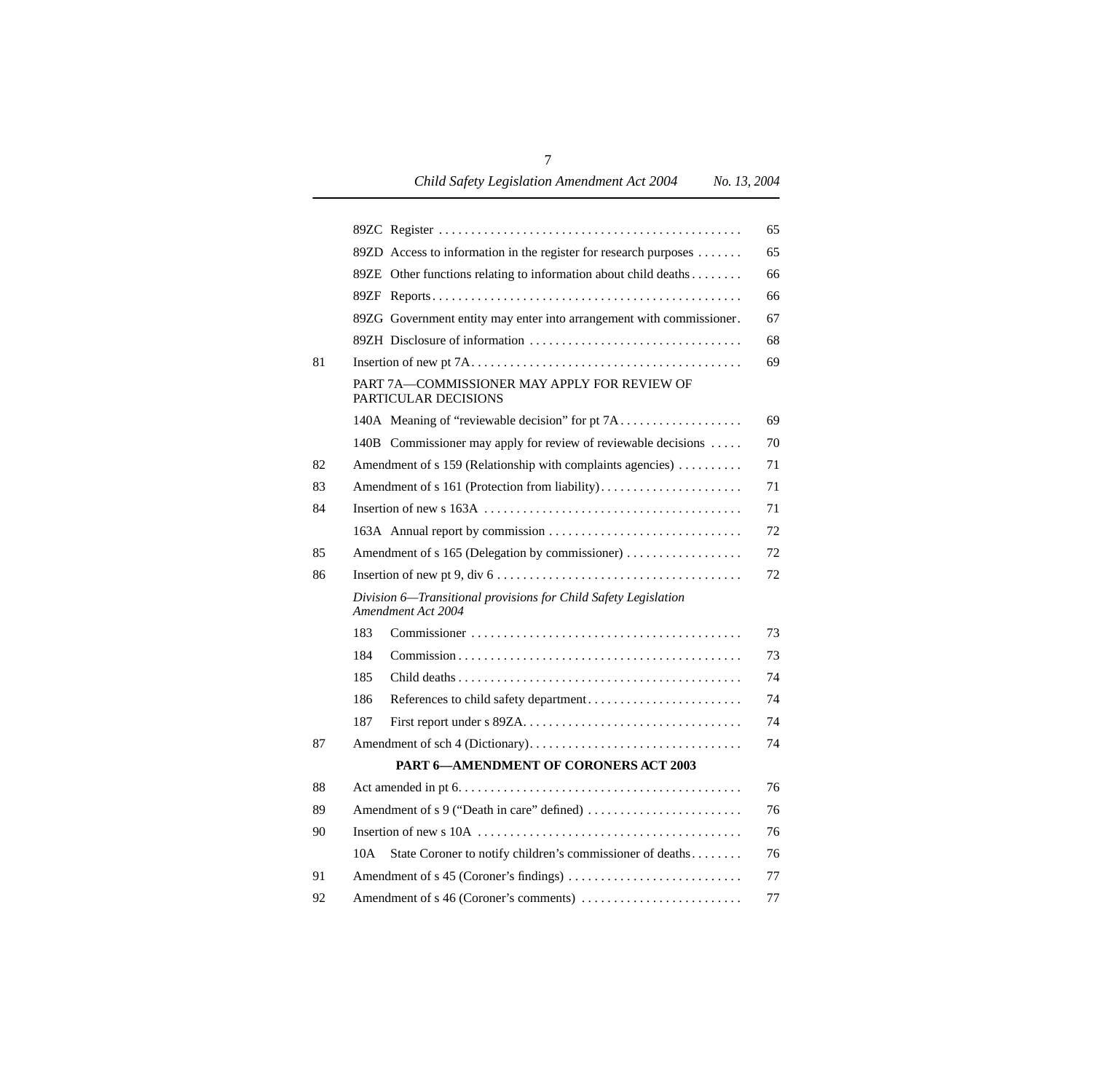| | | |
|---|---|---|
| | 89ZC Register | 65 |
| | 89ZD Access to information in the register for research purposes | 65 |
| | 89ZE Other functions relating to information about child deaths | 66 |
| | 89ZF Reports | 66 |
| | 89ZG Government entity may enter into arrangement with commissioner | 67 |
| | 89ZH Disclosure of information | 68 |
| 81 | Insertion of new pt 7A | 69 |
| | PART 7A—COMMISSIONER MAY APPLY FOR REVIEW OF PARTICULAR DECISIONS | |
| | 140A Meaning of "reviewable decision" for pt 7A | 69 |
| | 140B Commissioner may apply for review of reviewable decisions | 70 |
| 82 | Amendment of s 159 (Relationship with complaints agencies) | 71 |
| 83 | Amendment of s 161 (Protection from liability) | 71 |
| 84 | Insertion of new s 163A | 71 |
| | 163A Annual report by commission | 72 |
| 85 | Amendment of s 165 (Delegation by commissioner) | 72 |
| 86 | Insertion of new pt 9, div 6 | 72 |
| | *Division 6—Transitional provisions for Child Safety Legislation Amendment Act 2004* | |
| | 183 Commissioner | 73 |
| | 184 Commission | 73 |
| | 185 Child deaths | 74 |
| | 186 References to child safety department | 74 |
| | 187 First report under s 89ZA | 74 |
| 87 | Amendment of sch 4 (Dictionary) | 74 |
| | **PART 6—AMENDMENT OF CORONERS ACT 2003** | |
| 88 | Act amended in pt 6 | 76 |
| 89 | Amendment of s 9 ("Death in care" defined) | 76 |
| 90 | Insertion of new s 10A | 76 |
| | 10A State Coroner to notify children's commissioner of deaths | 76 |
| 91 | Amendment of s 45 (Coroner's findings) | 77 |
| 92 | Amendment of s 46 (Coroner's comments) | 77 |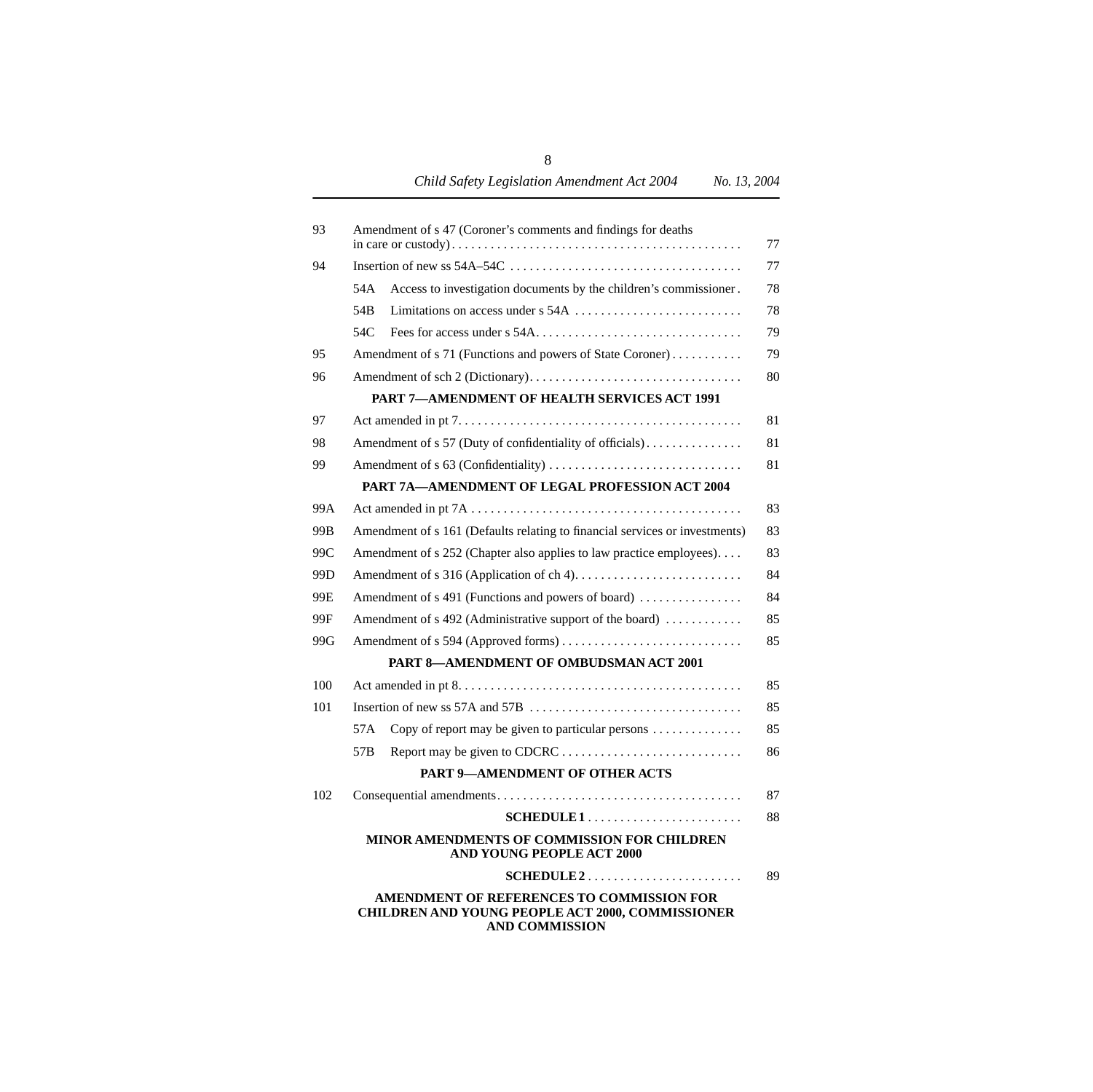| | | |
|---|---|---|
| 93 | Amendment of s 47 (Coroner's comments and findings for deaths in care or custody) | 77 |
| 94 | Insertion of new ss 54A–54C | 77 |
| | 54A Access to investigation documents by the children's commissioner | 78 |
| | 54B Limitations on access under s 54A | 78 |
| | 54C Fees for access under s 54A | 79 |
| 95 | Amendment of s 71 (Functions and powers of State Coroner) | 79 |
| 96 | Amendment of sch 2 (Dictionary) | 80 |

**PART 7—AMENDMENT OF HEALTH SERVICES ACT 1991**

| | | |
|---|---|---|
| 97 | Act amended in pt 7 | 81 |
| 98 | Amendment of s 57 (Duty of confidentiality of officials) | 81 |
| 99 | Amendment of s 63 (Confidentiality) | 81 |

**PART 7A—AMENDMENT OF LEGAL PROFESSION ACT 2004**

| | | |
|---|---|---|
| 99A | Act amended in pt 7A | 83 |
| 99B | Amendment of s 161 (Defaults relating to financial services or investments) | 83 |
| 99C | Amendment of s 252 (Chapter also applies to law practice employees) | 83 |
| 99D | Amendment of s 316 (Application of ch 4) | 84 |
| 99E | Amendment of s 491 (Functions and powers of board) | 84 |
| 99F | Amendment of s 492 (Administrative support of the board) | 85 |
| 99G | Amendment of s 594 (Approved forms) | 85 |

**PART 8—AMENDMENT OF OMBUDSMAN ACT 2001**

| | | |
|---|---|---|
| 100 | Act amended in pt 8 | 85 |
| 101 | Insertion of new ss 57A and 57B | 85 |
| | 57A Copy of report may be given to particular persons | 85 |
| | 57B Report may be given to CDCRC | 86 |

**PART 9—AMENDMENT OF OTHER ACTS**

| | | |
|---|---|---|
| 102 | Consequential amendments | 87 |
| | **SCHEDULE 1** | 88 |

**MINOR AMENDMENTS OF COMMISSION FOR CHILDREN AND YOUNG PEOPLE ACT 2000**

| | | |
|---|---|---|
| | **SCHEDULE 2** | 89 |

**AMENDMENT OF REFERENCES TO COMMISSION FOR CHILDREN AND YOUNG PEOPLE ACT 2000, COMMISSIONER AND COMMISSION**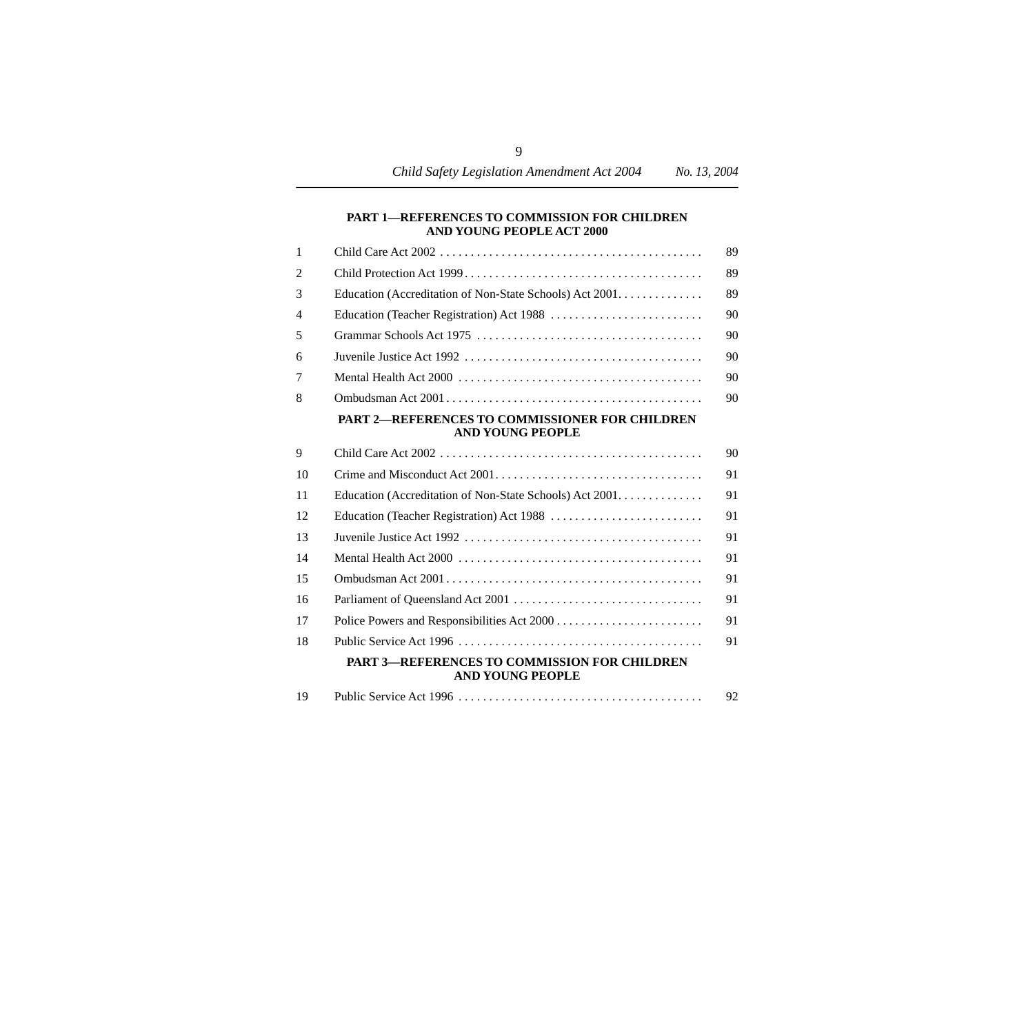**PART 1—REFERENCES TO COMMISSION FOR CHILDREN AND YOUNG PEOPLE ACT 2000**

| | | |
|---|---|---|
| 1 | Child Care Act 2002 | 89 |
| 2 | Child Protection Act 1999 | 89 |
| 3 | Education (Accreditation of Non-State Schools) Act 2001 | 89 |
| 4 | Education (Teacher Registration) Act 1988 | 90 |
| 5 | Grammar Schools Act 1975 | 90 |
| 6 | Juvenile Justice Act 1992 | 90 |
| 7 | Mental Health Act 2000 | 90 |
| 8 | Ombudsman Act 2001 | 90 |

**PART 2—REFERENCES TO COMMISSIONER FOR CHILDREN AND YOUNG PEOPLE**

| | | |
|---|---|---|
| 9 | Child Care Act 2002 | 90 |
| 10 | Crime and Misconduct Act 2001 | 91 |
| 11 | Education (Accreditation of Non-State Schools) Act 2001 | 91 |
| 12 | Education (Teacher Registration) Act 1988 | 91 |
| 13 | Juvenile Justice Act 1992 | 91 |
| 14 | Mental Health Act 2000 | 91 |
| 15 | Ombudsman Act 2001 | 91 |
| 16 | Parliament of Queensland Act 2001 | 91 |
| 17 | Police Powers and Responsibilities Act 2000 | 91 |
| 18 | Public Service Act 1996 | 91 |

**PART 3—REFERENCES TO COMMISSION FOR CHILDREN AND YOUNG PEOPLE**

| | | |
|---|---|---|
| 19 | Public Service Act 1996 | 92 |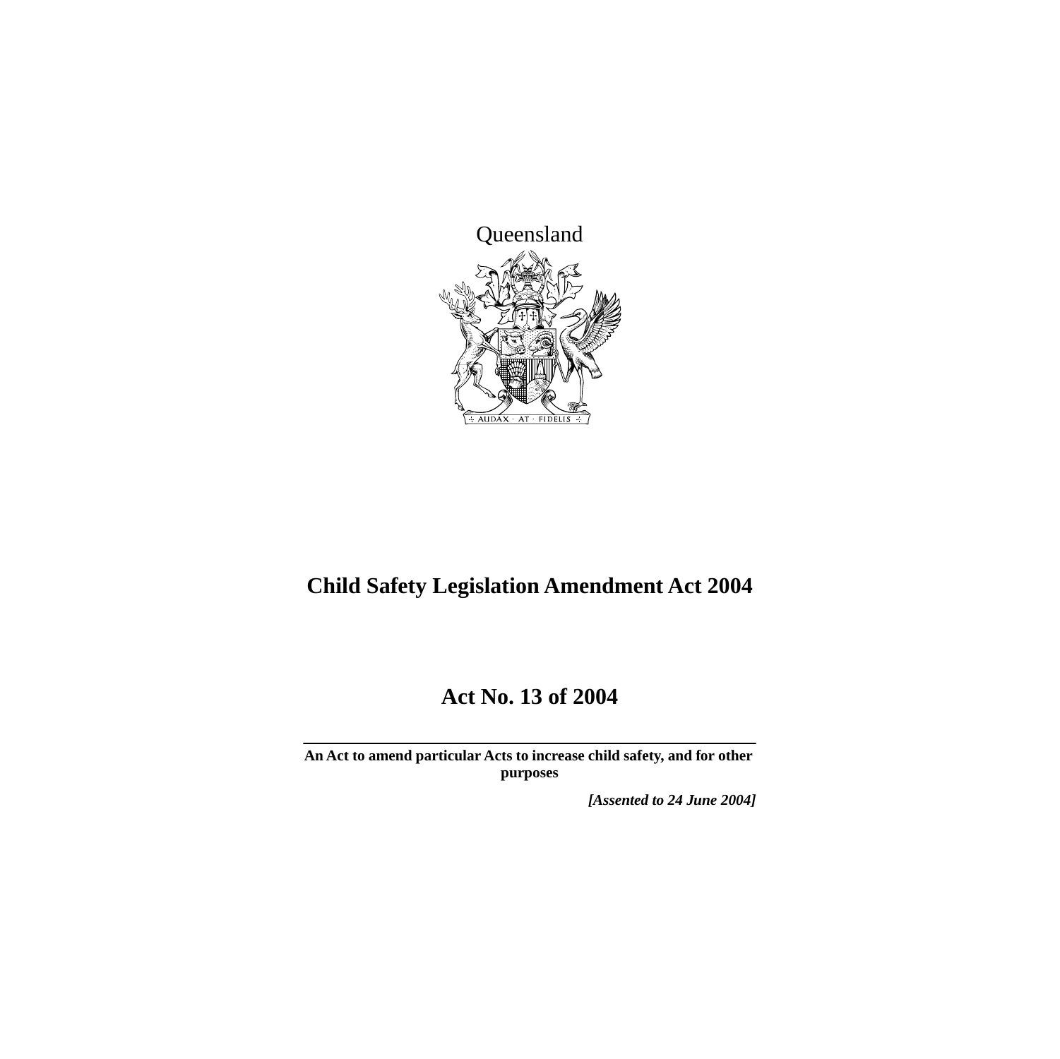Queensland

# Child Safety Legislation Amendment Act 2004

## Act No. 13 of 2004

**An Act to amend particular Acts to increase child safety, and for other purposes**

***[Assented to 24 June 2004]***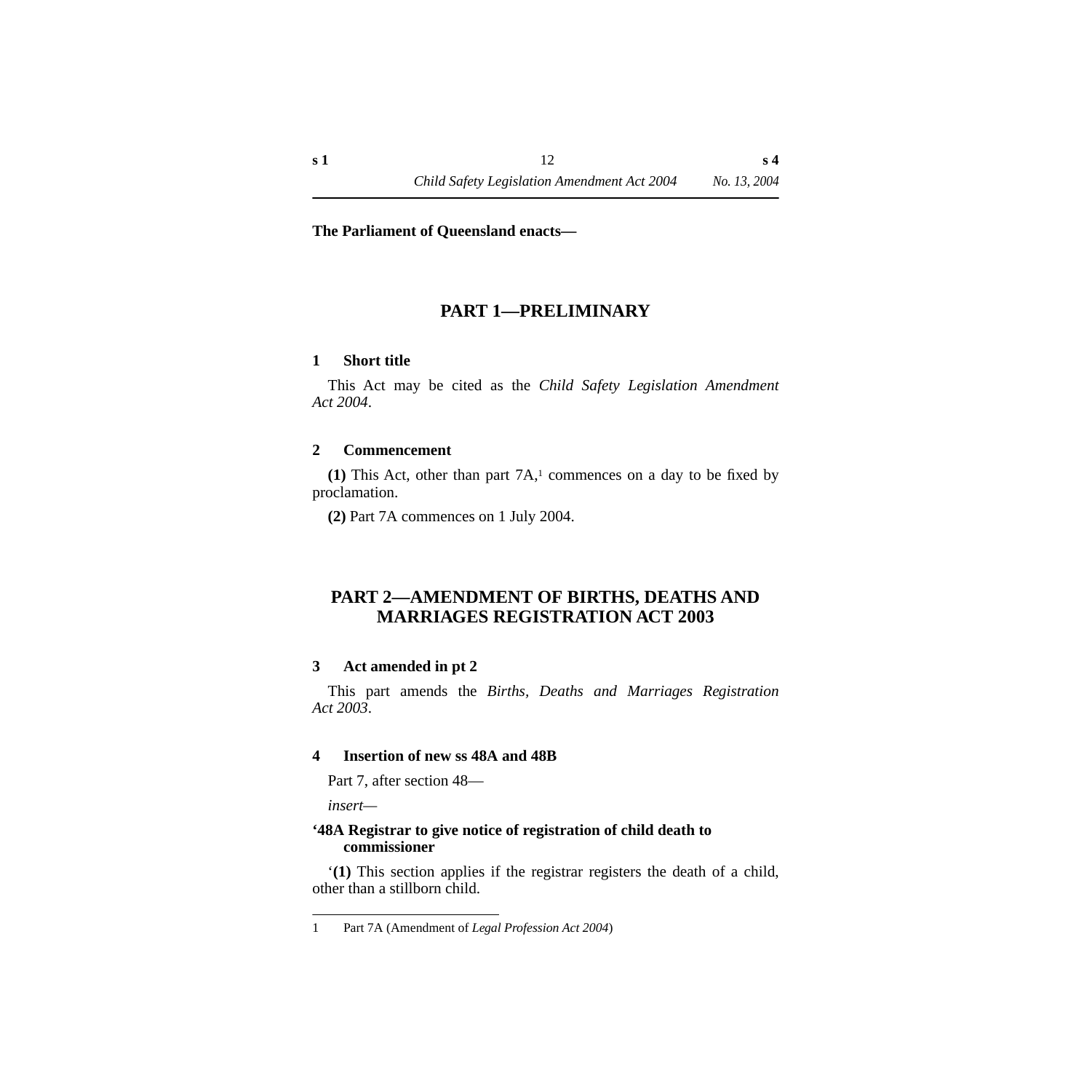**The Parliament of Queensland enacts—**

## PART 1—PRELIMINARY

### 1 Short title

This Act may be cited as the *Child Safety Legislation Amendment Act 2004*.

### 2 Commencement

**(1)** This Act, other than part 7A,[1] commences on a day to be fixed by proclamation.

**(2)** Part 7A commences on 1 July 2004.

## PART 2—AMENDMENT OF BIRTHS, DEATHS AND MARRIAGES REGISTRATION ACT 2003

### 3 Act amended in pt 2

This part amends the *Births, Deaths and Marriages Registration Act 2003*.

### 4 Insertion of new ss 48A and 48B

Part 7, after section 48—

*insert—*

**'48A Registrar to give notice of registration of child death to commissioner**

'**(1)** This section applies if the registrar registers the death of a child, other than a stillborn child.

---

1 Part 7A (Amendment of *Legal Profession Act 2004*)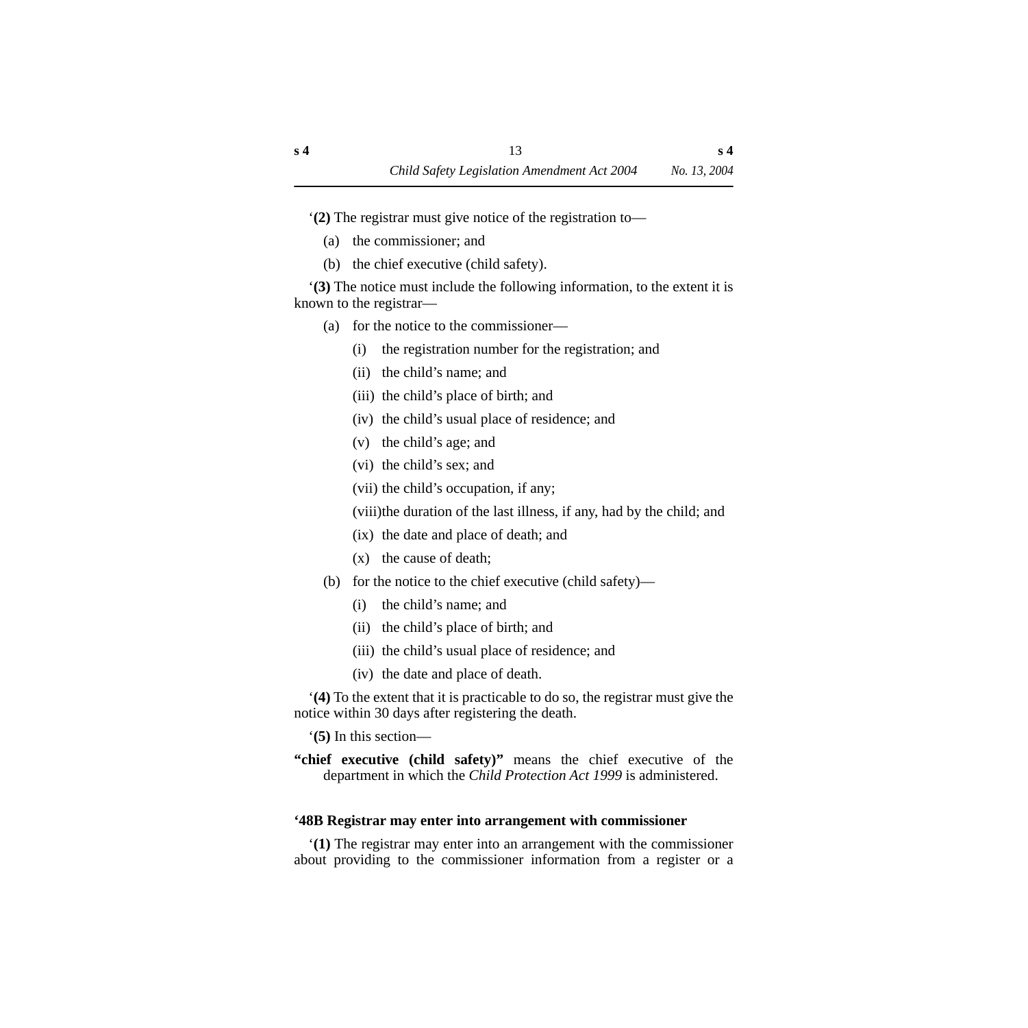‘**(2)** The registrar must give notice of the registration to—

(a) the commissioner; and

(b) the chief executive (child safety).

‘**(3)** The notice must include the following information, to the extent it is known to the registrar—

(a) for the notice to the commissioner—

(i) the registration number for the registration; and

(ii) the child’s name; and

(iii) the child’s place of birth; and

(iv) the child’s usual place of residence; and

(v) the child’s age; and

(vi) the child’s sex; and

(vii) the child’s occupation, if any;

(viii) the duration of the last illness, if any, had by the child; and

(ix) the date and place of death; and

(x) the cause of death;

(b) for the notice to the chief executive (child safety)—

(i) the child’s name; and

(ii) the child’s place of birth; and

(iii) the child’s usual place of residence; and

(iv) the date and place of death.

‘**(4)** To the extent that it is practicable to do so, the registrar must give the notice within 30 days after registering the death.

‘**(5)** In this section—

**“chief executive (child safety)”** means the chief executive of the department in which the *Child Protection Act 1999* is administered.

**‘48B Registrar may enter into arrangement with commissioner**

‘**(1)** The registrar may enter into an arrangement with the commissioner about providing to the commissioner information from a register or a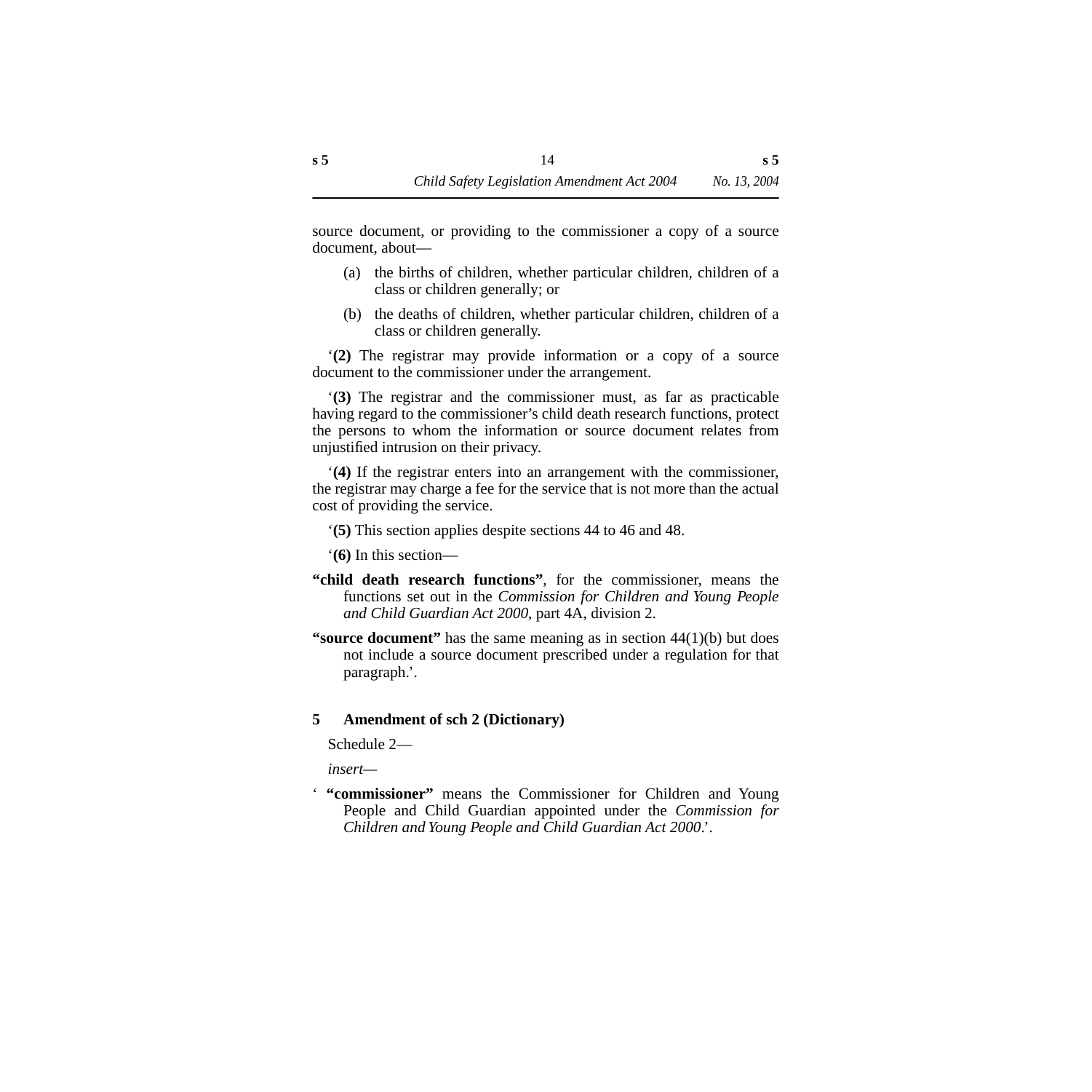source document, or providing to the commissioner a copy of a source document, about—

(a) the births of children, whether particular children, children of a class or children generally; or

(b) the deaths of children, whether particular children, children of a class or children generally.

'**(2)** The registrar may provide information or a copy of a source document to the commissioner under the arrangement.

'**(3)** The registrar and the commissioner must, as far as practicable having regard to the commissioner's child death research functions, protect the persons to whom the information or source document relates from unjustified intrusion on their privacy.

'**(4)** If the registrar enters into an arrangement with the commissioner, the registrar may charge a fee for the service that is not more than the actual cost of providing the service.

'**(5)** This section applies despite sections 44 to 46 and 48.

'**(6)** In this section—

**"child death research functions"**, for the commissioner, means the functions set out in the *Commission for Children and Young People and Child Guardian Act 2000*, part 4A, division 2.

**"source document"** has the same meaning as in section 44(1)(b) but does not include a source document prescribed under a regulation for that paragraph.'.

### 5 Amendment of sch 2 (Dictionary)

Schedule 2—

*insert*—

' **"commissioner"** means the Commissioner for Children and Young People and Child Guardian appointed under the *Commission for Children and Young People and Child Guardian Act 2000*.'.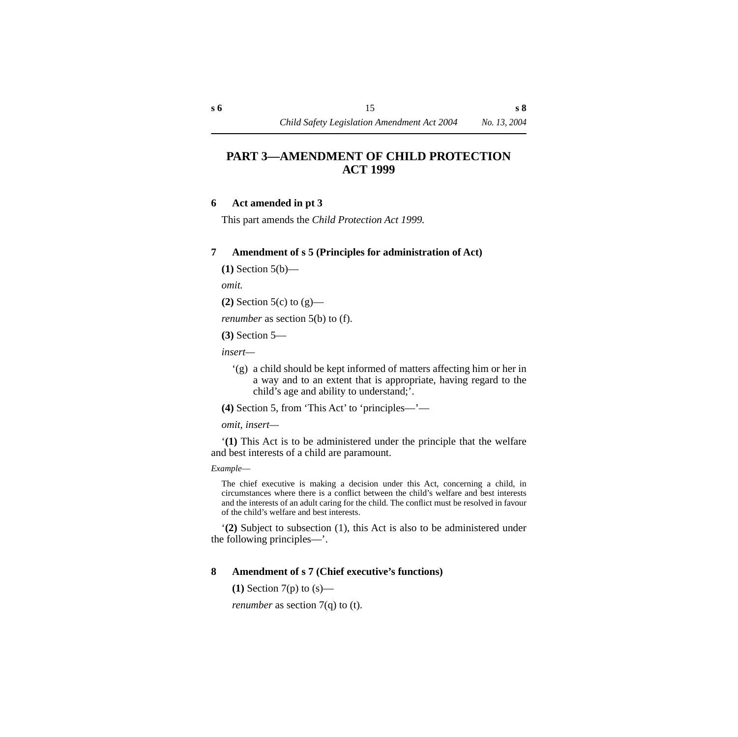# PART 3—AMENDMENT OF CHILD PROTECTION ACT 1999

### 6 Act amended in pt 3

This part amends the *Child Protection Act 1999.*

### 7 Amendment of s 5 (Principles for administration of Act)

**(1)** Section 5(b)—

*omit.*

**(2)** Section 5(c) to (g)—

*renumber* as section 5(b) to (f).

**(3)** Section 5—

*insert*—

‘(g) a child should be kept informed of matters affecting him or her in a way and to an extent that is appropriate, having regard to the child’s age and ability to understand;’.

**(4)** Section 5, from ‘This Act’ to ‘principles—’—

*omit, insert*—

‘**(1)** This Act is to be administered under the principle that the welfare and best interests of a child are paramount.

*Example*—

The chief executive is making a decision under this Act, concerning a child, in circumstances where there is a conflict between the child’s welfare and best interests and the interests of an adult caring for the child. The conflict must be resolved in favour of the child’s welfare and best interests.

‘**(2)** Subject to subsection (1), this Act is also to be administered under the following principles—’.

### 8 Amendment of s 7 (Chief executive’s functions)

**(1)** Section 7(p) to (s)—

*renumber* as section 7(q) to (t).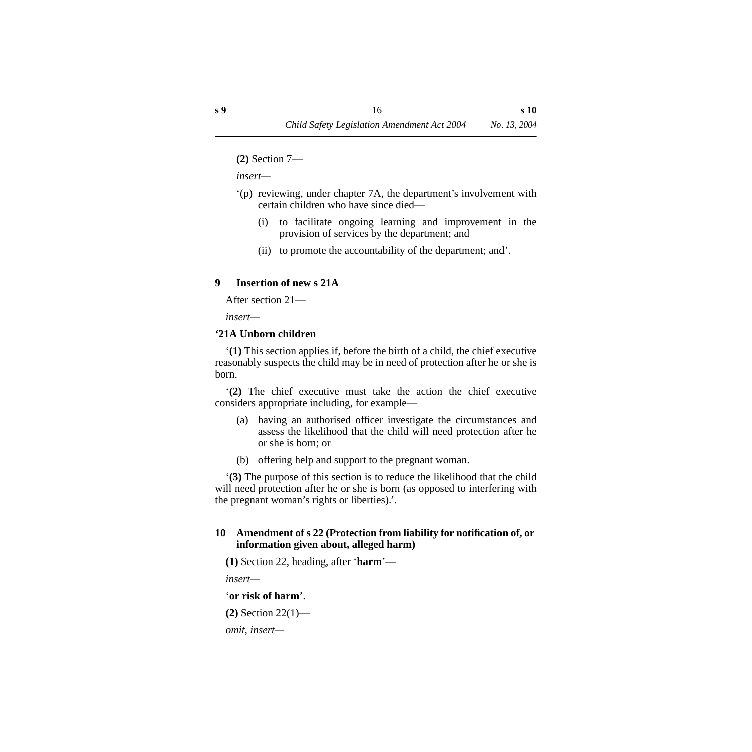**(2)** Section 7—

*insert*—

'(p) reviewing, under chapter 7A, the department's involvement with certain children who have since died—

  (i) to facilitate ongoing learning and improvement in the provision of services by the department; and

  (ii) to promote the accountability of the department; and'.

### 9 Insertion of new s 21A

After section 21—

*insert*—

**'21A Unborn children**

'**(1)** This section applies if, before the birth of a child, the chief executive reasonably suspects the child may be in need of protection after he or she is born.

'**(2)** The chief executive must take the action the chief executive considers appropriate including, for example—

(a) having an authorised officer investigate the circumstances and assess the likelihood that the child will need protection after he or she is born; or

(b) offering help and support to the pregnant woman.

'**(3)** The purpose of this section is to reduce the likelihood that the child will need protection after he or she is born (as opposed to interfering with the pregnant woman's rights or liberties).'.

### 10 Amendment of s 22 (Protection from liability for notification of, or information given about, alleged harm)

**(1)** Section 22, heading, after '**harm**'—

*insert*—

'**or risk of harm**'.

**(2)** Section 22(1)—

*omit, insert*—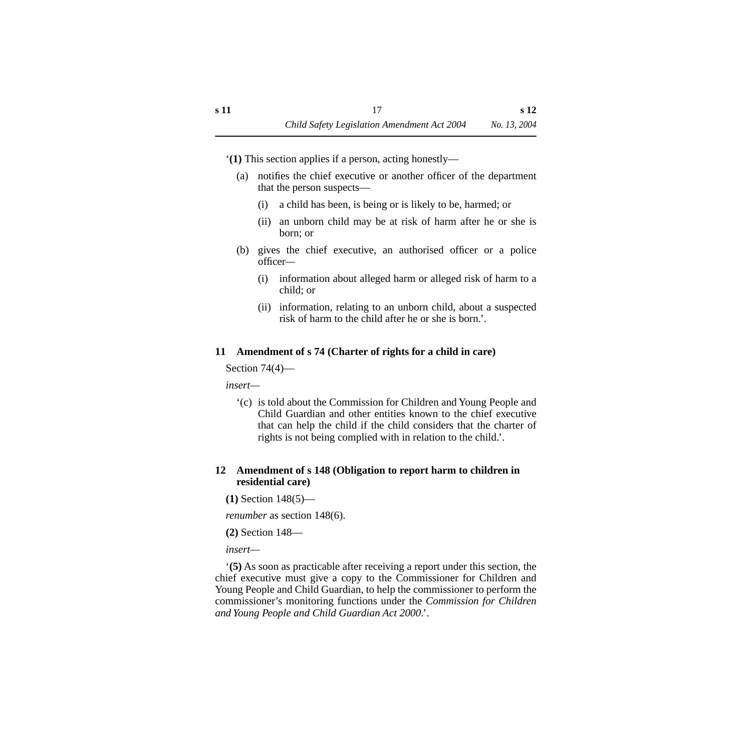‘**(1)** This section applies if a person, acting honestly—

(a) notifies the chief executive or another officer of the department that the person suspects—

(i) a child has been, is being or is likely to be, harmed; or

(ii) an unborn child may be at risk of harm after he or she is born; or

(b) gives the chief executive, an authorised officer or a police officer—

(i) information about alleged harm or alleged risk of harm to a child; or

(ii) information, relating to an unborn child, about a suspected risk of harm to the child after he or she is born.’.

### 11 Amendment of s 74 (Charter of rights for a child in care)

Section 74(4)—

*insert*—

‘(c) is told about the Commission for Children and Young People and Child Guardian and other entities known to the chief executive that can help the child if the child considers that the charter of rights is not being complied with in relation to the child.’.

### 12 Amendment of s 148 (Obligation to report harm to children in residential care)

**(1)** Section 148(5)—

*renumber* as section 148(6).

**(2)** Section 148—

*insert*—

‘**(5)** As soon as practicable after receiving a report under this section, the chief executive must give a copy to the Commissioner for Children and Young People and Child Guardian, to help the commissioner to perform the commissioner’s monitoring functions under the *Commission for Children and Young People and Child Guardian Act 2000*.’.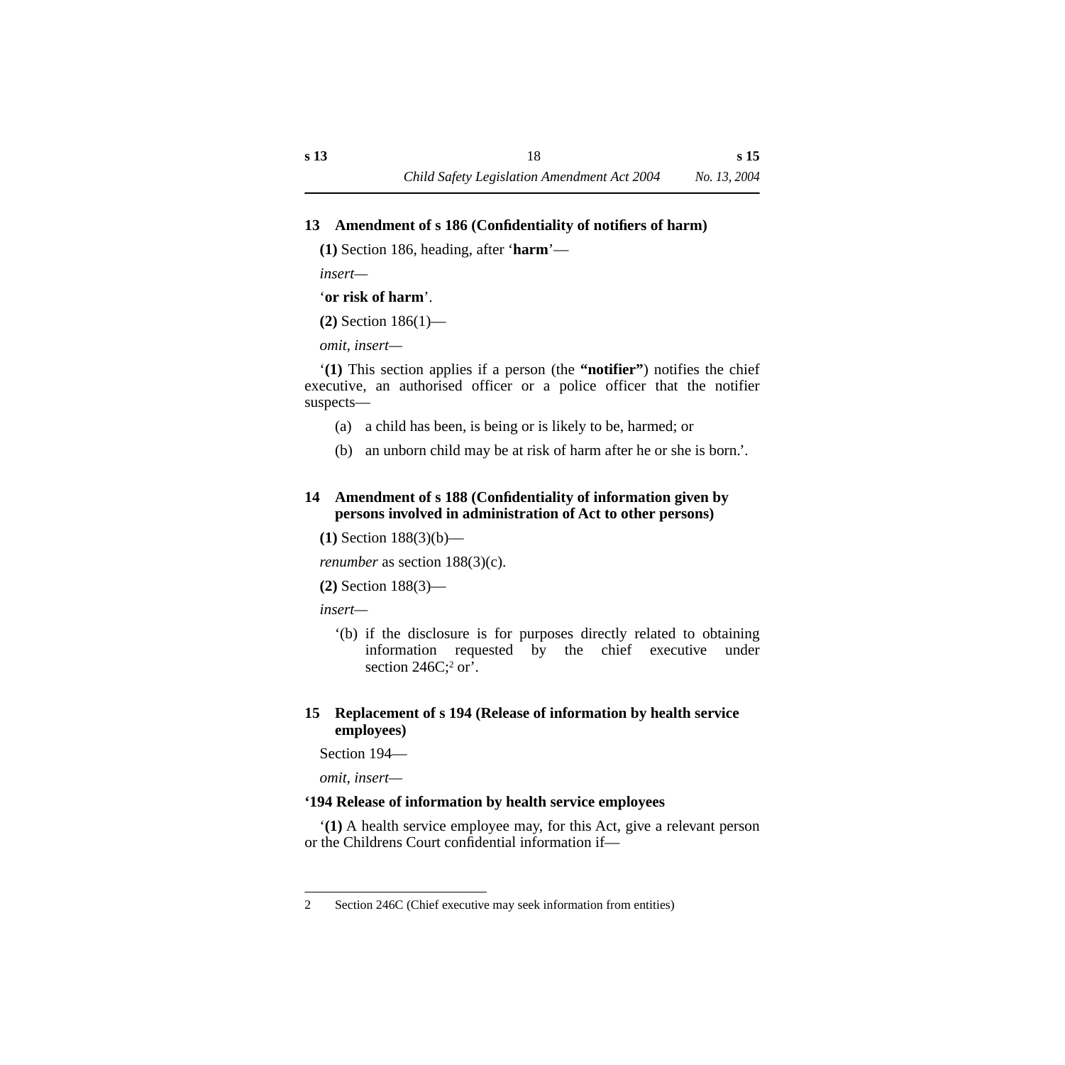## 13 Amendment of s 186 (Confidentiality of notifiers of harm)

**(1)** Section 186, heading, after '**harm**'—

*insert*—

'**or risk of harm**'.

**(2)** Section 186(1)—

*omit, insert*—

'**(1)** This section applies if a person (the **"notifier"**) notifies the chief executive, an authorised officer or a police officer that the notifier suspects—

(a) a child has been, is being or is likely to be, harmed; or

(b) an unborn child may be at risk of harm after he or she is born.'.

## 14 Amendment of s 188 (Confidentiality of information given by persons involved in administration of Act to other persons)

**(1)** Section 188(3)(b)—

*renumber* as section 188(3)(c).

**(2)** Section 188(3)—

*insert*—

'(b) if the disclosure is for purposes directly related to obtaining information requested by the chief executive under section 246C;[2] or'.

## 15 Replacement of s 194 (Release of information by health service employees)

Section 194—

*omit, insert*—

**'194 Release of information by health service employees**

'**(1)** A health service employee may, for this Act, give a relevant person or the Childrens Court confidential information if—

---

2 Section 246C (Chief executive may seek information from entities)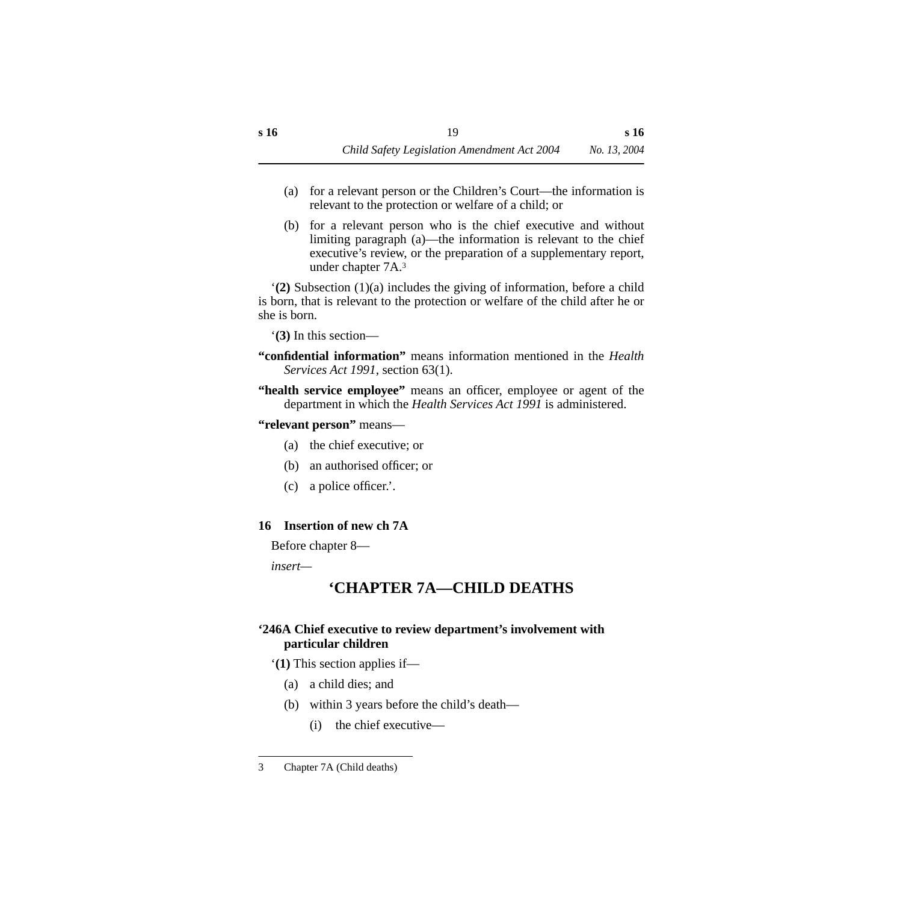(a) for a relevant person or the Children's Court—the information is relevant to the protection or welfare of a child; or

(b) for a relevant person who is the chief executive and without limiting paragraph (a)—the information is relevant to the chief executive's review, or the preparation of a supplementary report, under chapter 7A.[3]

'**(2)** Subsection (1)(a) includes the giving of information, before a child is born, that is relevant to the protection or welfare of the child after he or she is born.

'**(3)** In this section—

**"confidential information"** means information mentioned in the *Health Services Act 1991*, section 63(1).

**"health service employee"** means an officer, employee or agent of the department in which the *Health Services Act 1991* is administered.

**"relevant person"** means—

(a) the chief executive; or

(b) an authorised officer; or

(c) a police officer.'.

### 16 Insertion of new ch 7A

Before chapter 8—

*insert*—

## 'CHAPTER 7A—CHILD DEATHS

### '246A Chief executive to review department's involvement with particular children

'**(1)** This section applies if—

(a) a child dies; and

(b) within 3 years before the child's death—

(i) the chief executive—

---

3 Chapter 7A (Child deaths)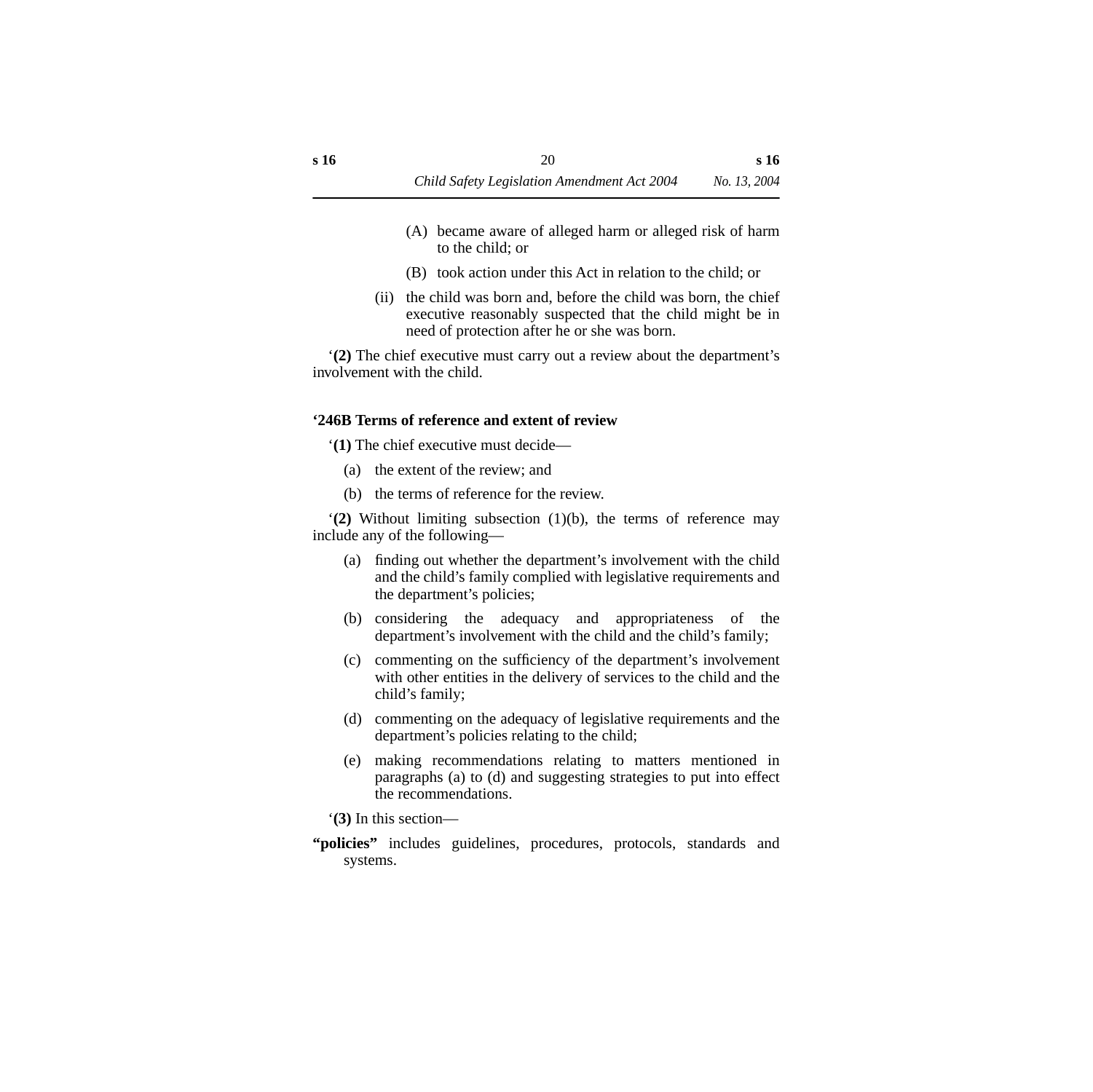(A) became aware of alleged harm or alleged risk of harm to the child; or

(B) took action under this Act in relation to the child; or

(ii) the child was born and, before the child was born, the chief executive reasonably suspected that the child might be in need of protection after he or she was born.

‘**(2)** The chief executive must carry out a review about the department’s involvement with the child.

**‘246B Terms of reference and extent of review**

‘**(1)** The chief executive must decide—

(a) the extent of the review; and

(b) the terms of reference for the review.

‘**(2)** Without limiting subsection (1)(b), the terms of reference may include any of the following—

(a) finding out whether the department’s involvement with the child and the child’s family complied with legislative requirements and the department’s policies;

(b) considering the adequacy and appropriateness of the department’s involvement with the child and the child’s family;

(c) commenting on the sufficiency of the department’s involvement with other entities in the delivery of services to the child and the child’s family;

(d) commenting on the adequacy of legislative requirements and the department’s policies relating to the child;

(e) making recommendations relating to matters mentioned in paragraphs (a) to (d) and suggesting strategies to put into effect the recommendations.

‘**(3)** In this section—

**“policies”** includes guidelines, procedures, protocols, standards and systems.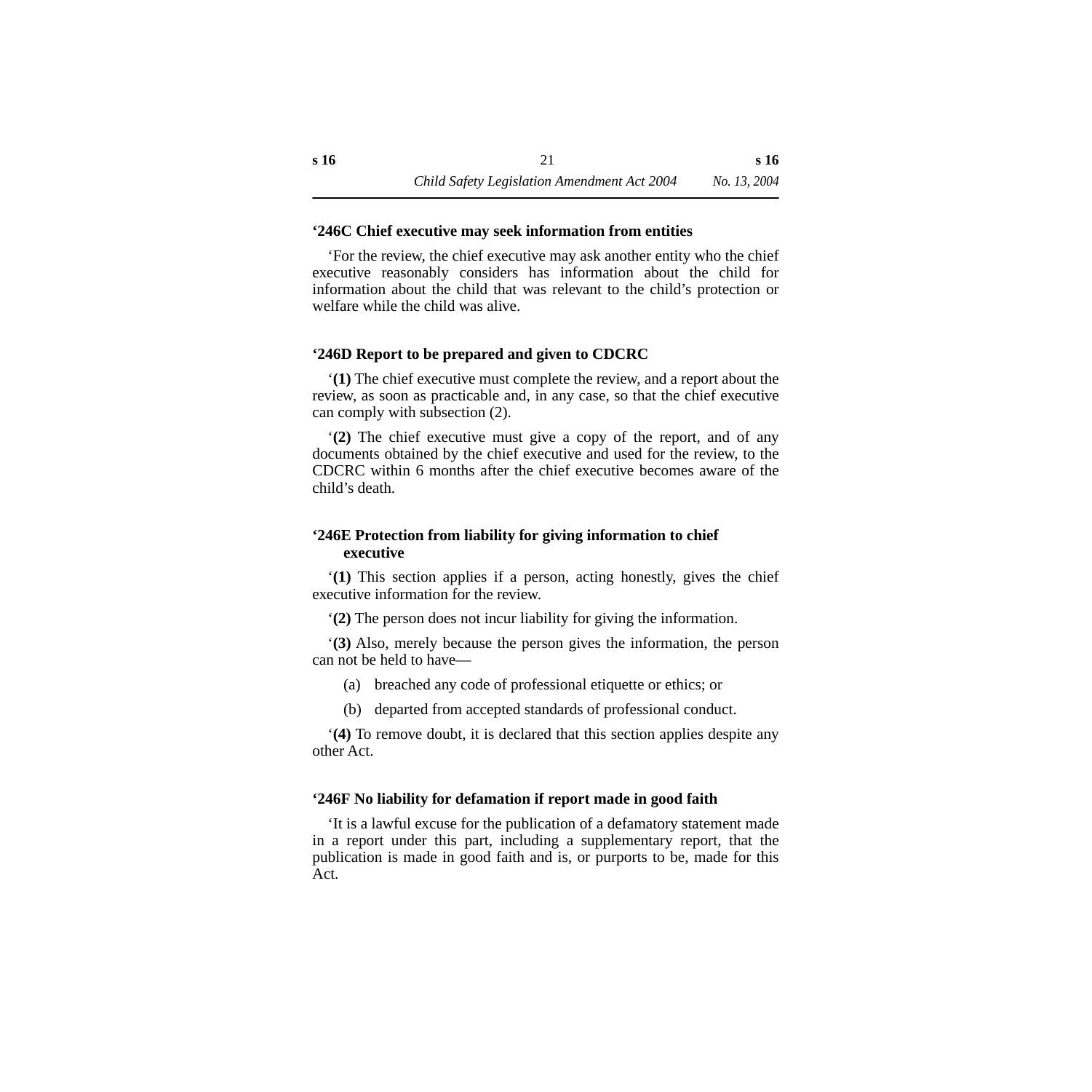**‘246C Chief executive may seek information from entities**

‘For the review, the chief executive may ask another entity who the chief executive reasonably considers has information about the child for information about the child that was relevant to the child’s protection or welfare while the child was alive.

**‘246D Report to be prepared and given to CDCRC**

‘**(1)** The chief executive must complete the review, and a report about the review, as soon as practicable and, in any case, so that the chief executive can comply with subsection (2).

‘**(2)** The chief executive must give a copy of the report, and of any documents obtained by the chief executive and used for the review, to the CDCRC within 6 months after the chief executive becomes aware of the child’s death.

**‘246E Protection from liability for giving information to chief executive**

‘**(1)** This section applies if a person, acting honestly, gives the chief executive information for the review.

‘**(2)** The person does not incur liability for giving the information.

‘**(3)** Also, merely because the person gives the information, the person can not be held to have—

(a) breached any code of professional etiquette or ethics; or

(b) departed from accepted standards of professional conduct.

‘**(4)** To remove doubt, it is declared that this section applies despite any other Act.

**‘246F No liability for defamation if report made in good faith**

‘It is a lawful excuse for the publication of a defamatory statement made in a report under this part, including a supplementary report, that the publication is made in good faith and is, or purports to be, made for this Act.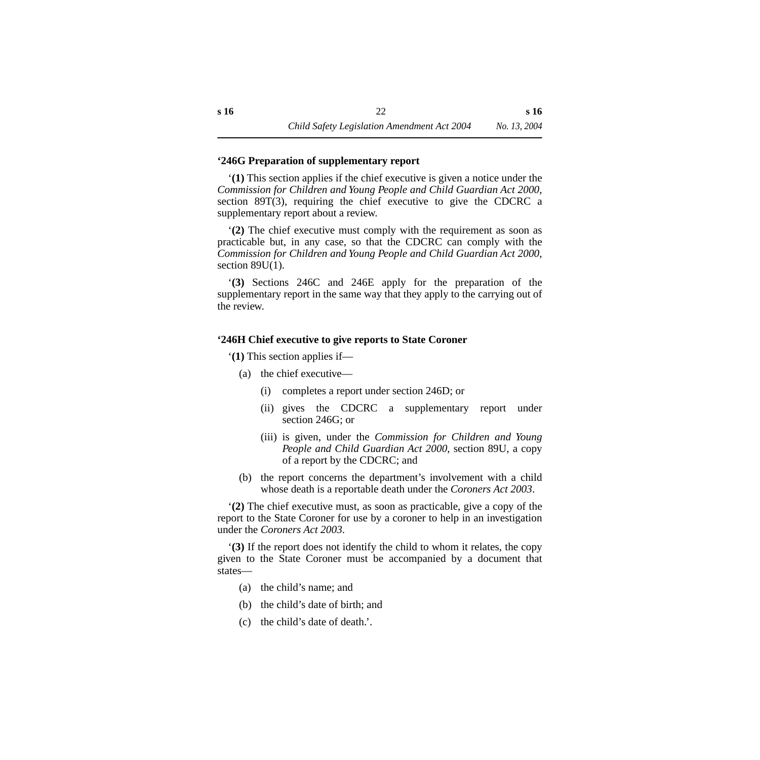**‘246G Preparation of supplementary report**

‘**(1)** This section applies if the chief executive is given a notice under the *Commission for Children and Young People and Child Guardian Act 2000*, section 89T(3), requiring the chief executive to give the CDCRC a supplementary report about a review.

‘**(2)** The chief executive must comply with the requirement as soon as practicable but, in any case, so that the CDCRC can comply with the *Commission for Children and Young People and Child Guardian Act 2000*, section 89U(1).

‘**(3)** Sections 246C and 246E apply for the preparation of the supplementary report in the same way that they apply to the carrying out of the review.

**‘246H Chief executive to give reports to State Coroner**

‘**(1)** This section applies if—

(a) the chief executive—

  (i) completes a report under section 246D; or

  (ii) gives the CDCRC a supplementary report under section 246G; or

  (iii) is given, under the *Commission for Children and Young People and Child Guardian Act 2000*, section 89U, a copy of a report by the CDCRC; and

(b) the report concerns the department’s involvement with a child whose death is a reportable death under the *Coroners Act 2003*.

‘**(2)** The chief executive must, as soon as practicable, give a copy of the report to the State Coroner for use by a coroner to help in an investigation under the *Coroners Act 2003*.

‘**(3)** If the report does not identify the child to whom it relates, the copy given to the State Coroner must be accompanied by a document that states—

(a) the child’s name; and

(b) the child’s date of birth; and

(c) the child’s date of death.’.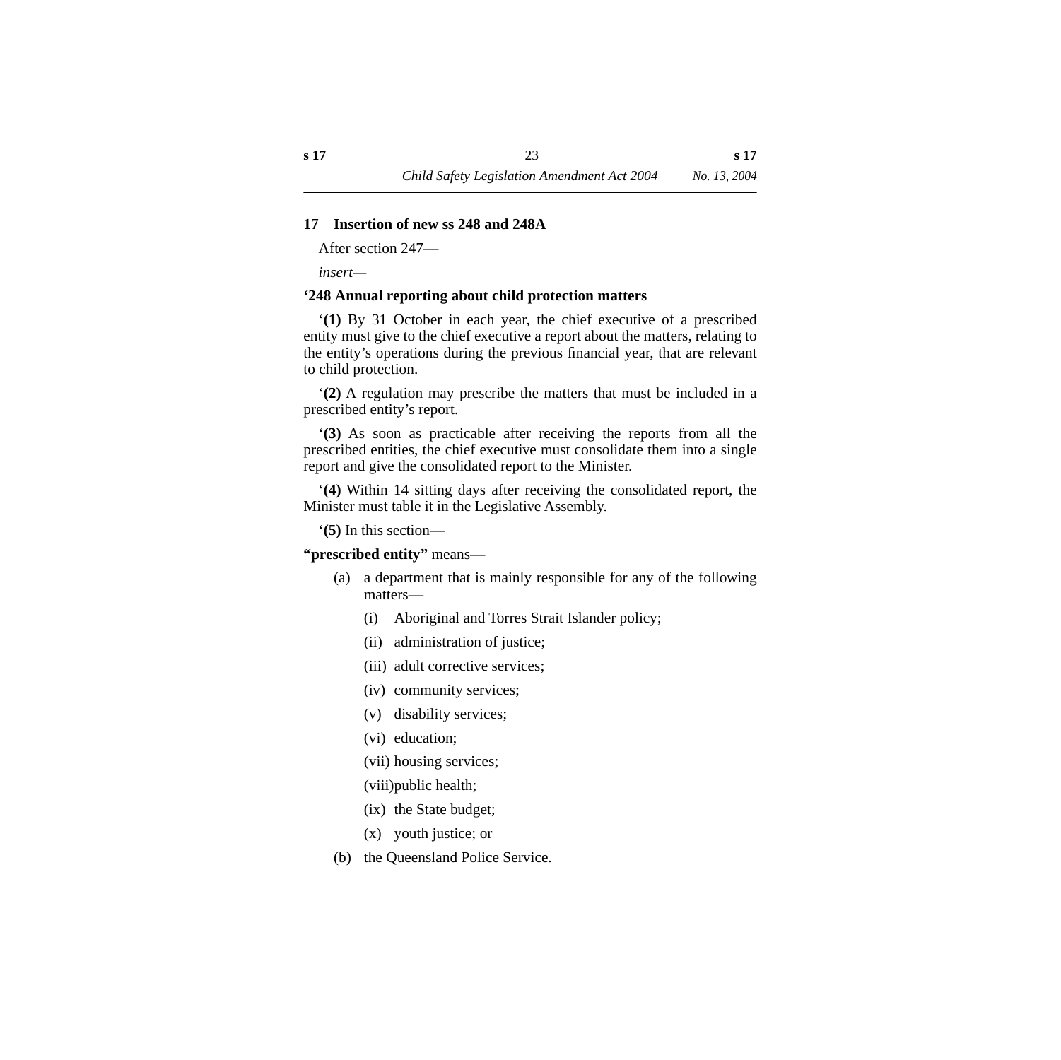## 17 Insertion of new ss 248 and 248A

After section 247—

*insert*—

**‘248 Annual reporting about child protection matters**

‘**(1)** By 31 October in each year, the chief executive of a prescribed entity must give to the chief executive a report about the matters, relating to the entity’s operations during the previous financial year, that are relevant to child protection.

‘**(2)** A regulation may prescribe the matters that must be included in a prescribed entity’s report.

‘**(3)** As soon as practicable after receiving the reports from all the prescribed entities, the chief executive must consolidate them into a single report and give the consolidated report to the Minister.

‘**(4)** Within 14 sitting days after receiving the consolidated report, the Minister must table it in the Legislative Assembly.

‘**(5)** In this section—

**“prescribed entity”** means—

- (a) a department that is mainly responsible for any of the following matters—
  - (i) Aboriginal and Torres Strait Islander policy;
  - (ii) administration of justice;
  - (iii) adult corrective services;
  - (iv) community services;
  - (v) disability services;
  - (vi) education;
  - (vii) housing services;
  - (viii) public health;
  - (ix) the State budget;
  - (x) youth justice; or
- (b) the Queensland Police Service.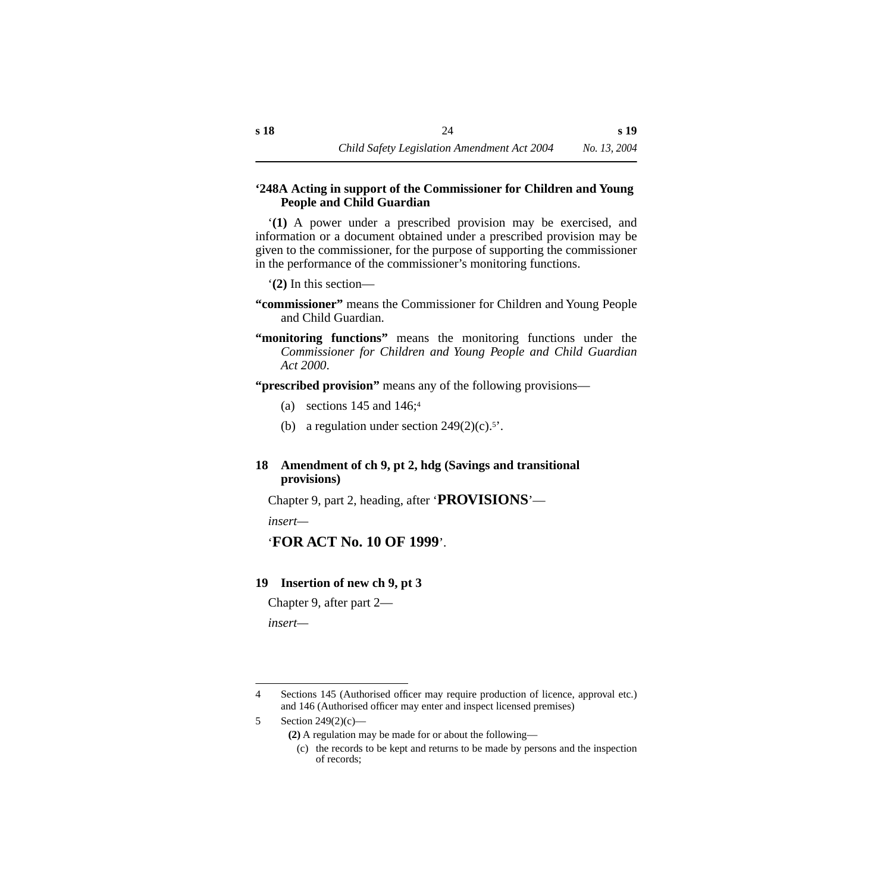**‘248A Acting in support of the Commissioner for Children and Young People and Child Guardian**

‘**(1)** A power under a prescribed provision may be exercised, and information or a document obtained under a prescribed provision may be given to the commissioner, for the purpose of supporting the commissioner in the performance of the commissioner’s monitoring functions.

‘**(2)** In this section—

**“commissioner”** means the Commissioner for Children and Young People and Child Guardian.

**“monitoring functions”** means the monitoring functions under the *Commissioner for Children and Young People and Child Guardian Act 2000*.

**“prescribed provision”** means any of the following provisions—

(a) sections 145 and 146;[4]

(b) a regulation under section 249(2)(c).[5]’.

## 18 Amendment of ch 9, pt 2, hdg (Savings and transitional provisions)

Chapter 9, part 2, heading, after ‘**PROVISIONS**’—

*insert—*

‘**FOR ACT No. 10 OF 1999**’.

## 19 Insertion of new ch 9, pt 3

Chapter 9, after part 2—

*insert—*

---

4 Sections 145 (Authorised officer may require production of licence, approval etc.) and 146 (Authorised officer may enter and inspect licensed premises)

5 Section 249(2)(c)—

**(2)** A regulation may be made for or about the following—

(c) the records to be kept and returns to be made by persons and the inspection of records;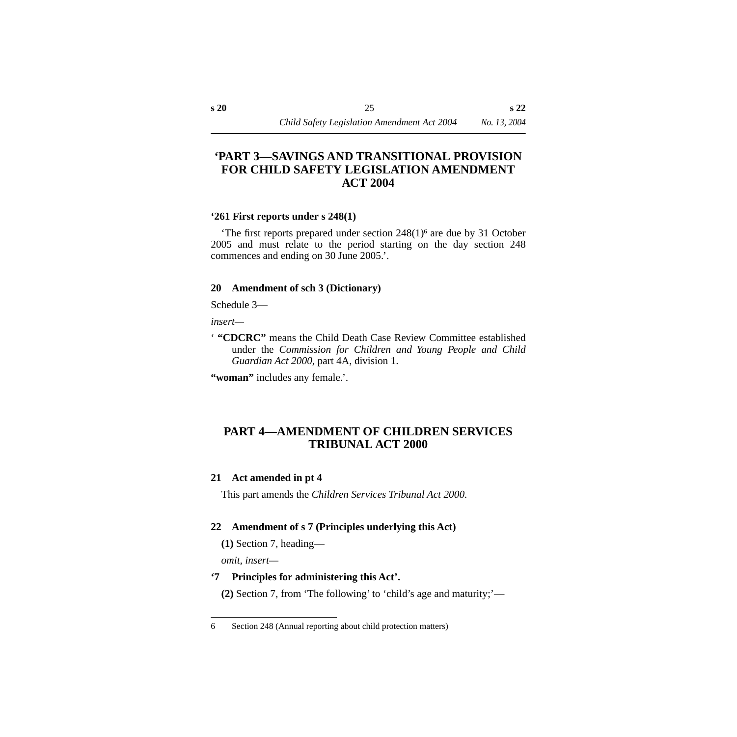## ‘PART 3—SAVINGS AND TRANSITIONAL PROVISION FOR CHILD SAFETY LEGISLATION AMENDMENT ACT 2004

**‘261 First reports under s 248(1)**

‘The first reports prepared under section 248(1)[6] are due by 31 October 2005 and must relate to the period starting on the day section 248 commences and ending on 30 June 2005.’.

### 20 Amendment of sch 3 (Dictionary)

Schedule 3—

*insert*—

‘ **“CDCRC”** means the Child Death Case Review Committee established under the *Commission for Children and Young People and Child Guardian Act 2000*, part 4A, division 1.

**“woman”** includes any female.’.

## PART 4—AMENDMENT OF CHILDREN SERVICES TRIBUNAL ACT 2000

### 21 Act amended in pt 4

This part amends the *Children Services Tribunal Act 2000*.

### 22 Amendment of s 7 (Principles underlying this Act)

**(1)** Section 7, heading—

*omit, insert*—

**‘7 Principles for administering this Act’.**

**(2)** Section 7, from ‘The following’ to ‘child’s age and maturity;’—

---

6 Section 248 (Annual reporting about child protection matters)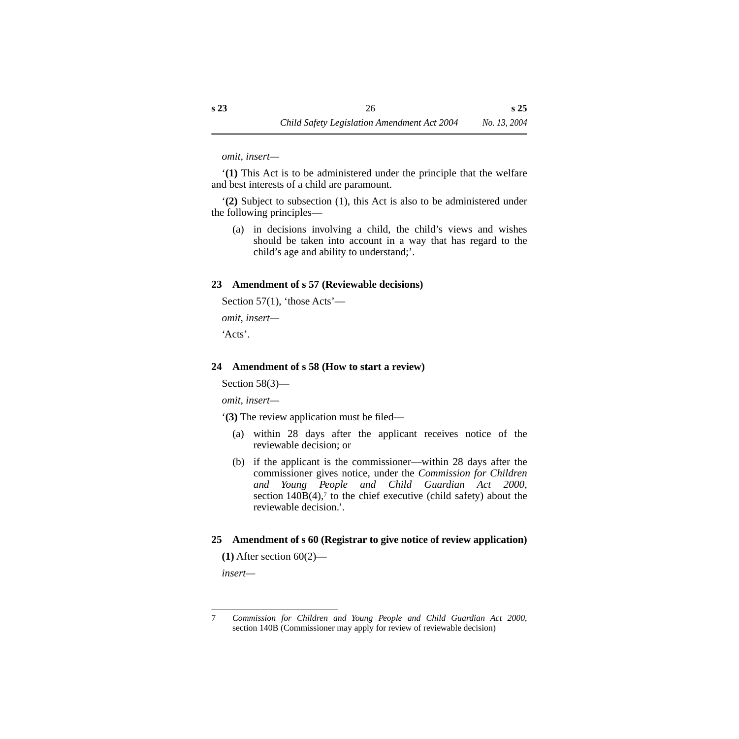*omit, insert—*

‘**(1)** This Act is to be administered under the principle that the welfare and best interests of a child are paramount.

‘**(2)** Subject to subsection (1), this Act is also to be administered under the following principles—

(a) in decisions involving a child, the child’s views and wishes should be taken into account in a way that has regard to the child’s age and ability to understand;’.

### 23 Amendment of s 57 (Reviewable decisions)

Section 57(1), ‘those Acts’—

*omit, insert—*

‘Acts’.

### 24 Amendment of s 58 (How to start a review)

Section 58(3)—

*omit, insert—*

‘**(3)** The review application must be filed—

(a) within 28 days after the applicant receives notice of the reviewable decision; or

(b) if the applicant is the commissioner—within 28 days after the commissioner gives notice, under the *Commission for Children and Young People and Child Guardian Act 2000*, section 140B(4),[7] to the chief executive (child safety) about the reviewable decision.’.

### 25 Amendment of s 60 (Registrar to give notice of review application)

**(1)** After section 60(2)—

*insert—*

---

7 *Commission for Children and Young People and Child Guardian Act 2000*, section 140B (Commissioner may apply for review of reviewable decision)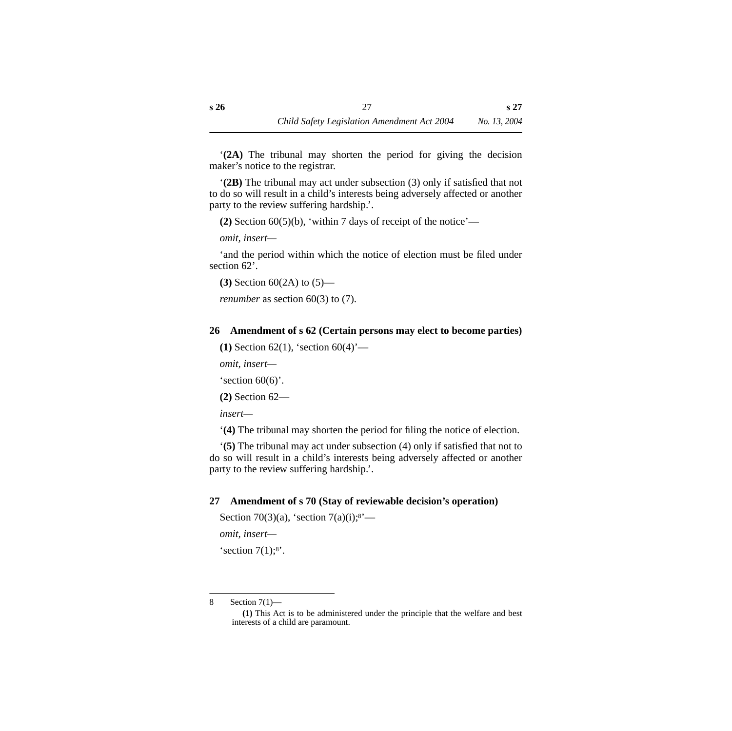'**(2A)** The tribunal may shorten the period for giving the decision maker's notice to the registrar.

'**(2B)** The tribunal may act under subsection (3) only if satisfied that not to do so will result in a child's interests being adversely affected or another party to the review suffering hardship.'.

**(2)** Section 60(5)(b), 'within 7 days of receipt of the notice'—

*omit, insert*—

'and the period within which the notice of election must be filed under section 62'.

**(3)** Section 60(2A) to (5)—

*renumber* as section 60(3) to (7).

### 26 Amendment of s 62 (Certain persons may elect to become parties)

**(1)** Section 62(1), 'section 60(4)'—

*omit, insert*—

'section 60(6)'.

**(2)** Section 62—

*insert*—

'**(4)** The tribunal may shorten the period for filing the notice of election.

'**(5)** The tribunal may act under subsection (4) only if satisfied that not to do so will result in a child's interests being adversely affected or another party to the review suffering hardship.'.

### 27 Amendment of s 70 (Stay of reviewable decision's operation)

Section 70(3)(a), 'section 7(a)(i);[8]'—

*omit, insert*—

'section 7(1);[8]'.

---

8 Section 7(1)—

**(1)** This Act is to be administered under the principle that the welfare and best interests of a child are paramount.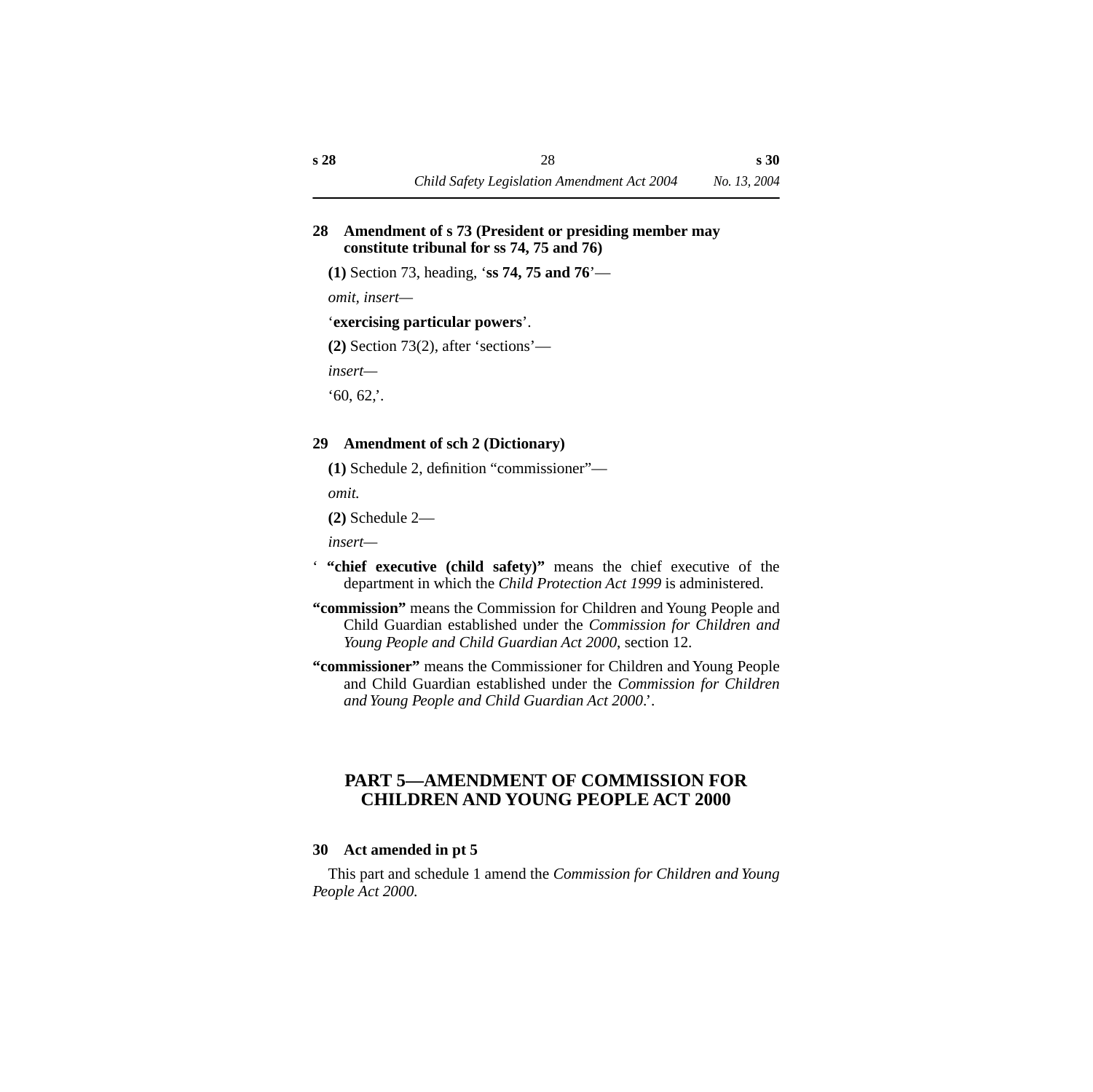### 28 Amendment of s 73 (President or presiding member may constitute tribunal for ss 74, 75 and 76)

**(1)** Section 73, heading, '**ss 74, 75 and 76**'—

*omit, insert*—

'**exercising particular powers**'.

**(2)** Section 73(2), after 'sections'—

*insert*—

'60, 62,'.

### 29 Amendment of sch 2 (Dictionary)

**(1)** Schedule 2, definition "commissioner"—

*omit.*

**(2)** Schedule 2—

*insert*—

' **"chief executive (child safety)"** means the chief executive of the department in which the *Child Protection Act 1999* is administered.

**"commission"** means the Commission for Children and Young People and Child Guardian established under the *Commission for Children and Young People and Child Guardian Act 2000*, section 12.

**"commissioner"** means the Commissioner for Children and Young People and Child Guardian established under the *Commission for Children and Young People and Child Guardian Act 2000*.'.

## PART 5—AMENDMENT OF COMMISSION FOR CHILDREN AND YOUNG PEOPLE ACT 2000

### 30 Act amended in pt 5

This part and schedule 1 amend the *Commission for Children and Young People Act 2000*.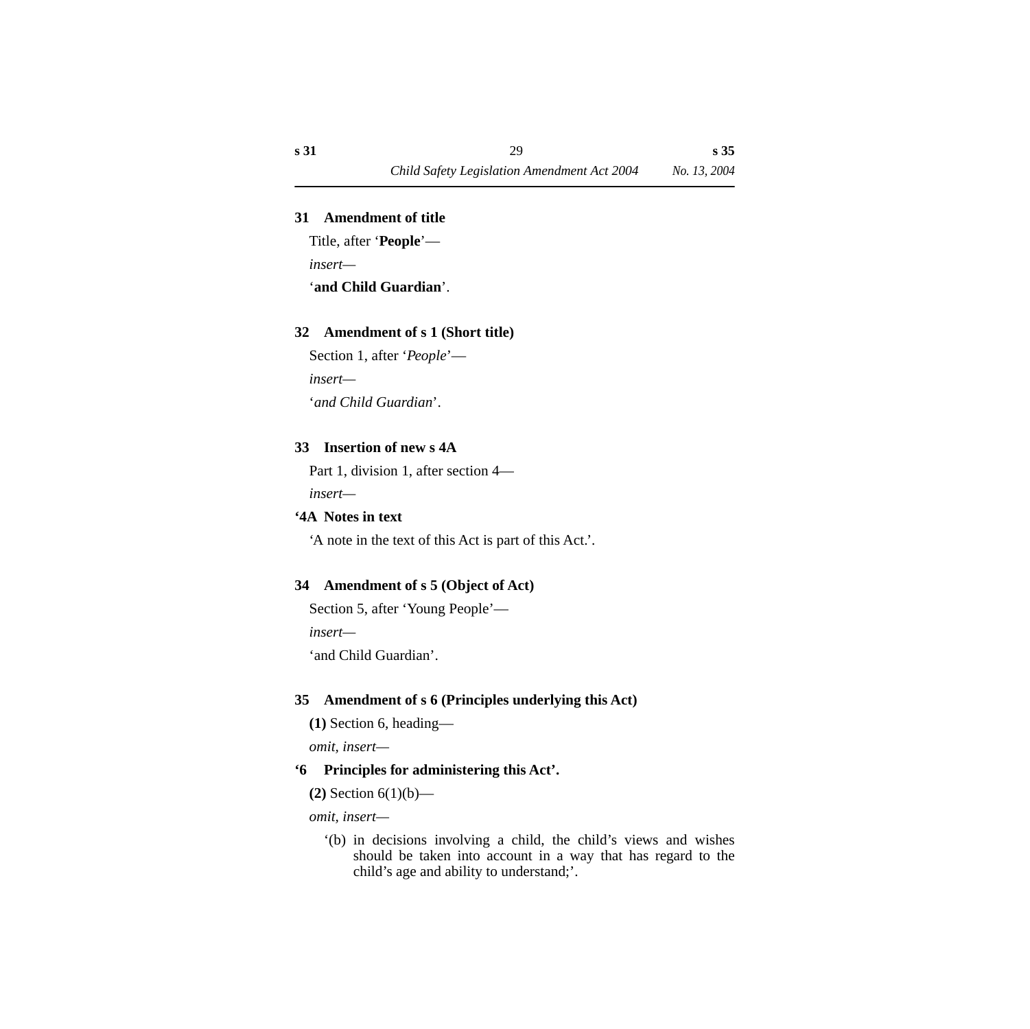### 31 Amendment of title

Title, after ‘**People**’—

*insert*—

‘**and Child Guardian**’.

### 32 Amendment of s 1 (Short title)

Section 1, after ‘*People*’—

*insert*—

‘*and Child Guardian*’.

### 33 Insertion of new s 4A

Part 1, division 1, after section 4—

*insert*—

**‘4A Notes in text**

‘A note in the text of this Act is part of this Act.’.

### 34 Amendment of s 5 (Object of Act)

Section 5, after ‘Young People’—

*insert*—

‘and Child Guardian’.

### 35 Amendment of s 6 (Principles underlying this Act)

**(1)** Section 6, heading—

*omit, insert*—

**‘6 Principles for administering this Act’.**

**(2)** Section 6(1)(b)—

*omit, insert*—

‘(b) in decisions involving a child, the child’s views and wishes should be taken into account in a way that has regard to the child’s age and ability to understand;’.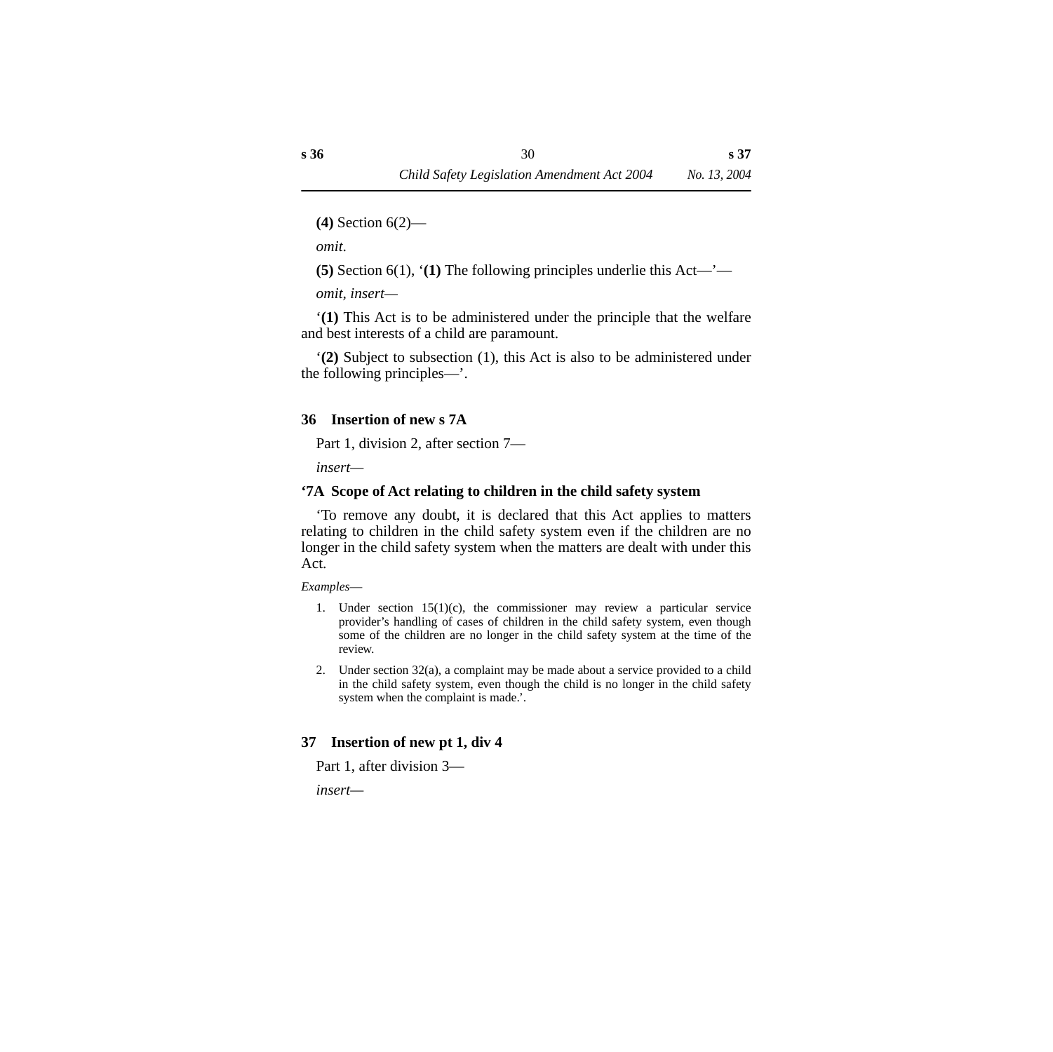**(4)** Section 6(2)—

*omit.*

**(5)** Section 6(1), '**(1)** The following principles underlie this Act—'—

*omit, insert—*

'**(1)** This Act is to be administered under the principle that the welfare and best interests of a child are paramount.

'**(2)** Subject to subsection (1), this Act is also to be administered under the following principles—'.

### 36 Insertion of new s 7A

Part 1, division 2, after section 7—

*insert—*

#### '7A Scope of Act relating to children in the child safety system

'To remove any doubt, it is declared that this Act applies to matters relating to children in the child safety system even if the children are no longer in the child safety system when the matters are dealt with under this Act.

*Examples—*

1. Under section 15(1)(c), the commissioner may review a particular service provider's handling of cases of children in the child safety system, even though some of the children are no longer in the child safety system at the time of the review.
2. Under section 32(a), a complaint may be made about a service provided to a child in the child safety system, even though the child is no longer in the child safety system when the complaint is made.'.

### 37 Insertion of new pt 1, div 4

Part 1, after division 3—

*insert—*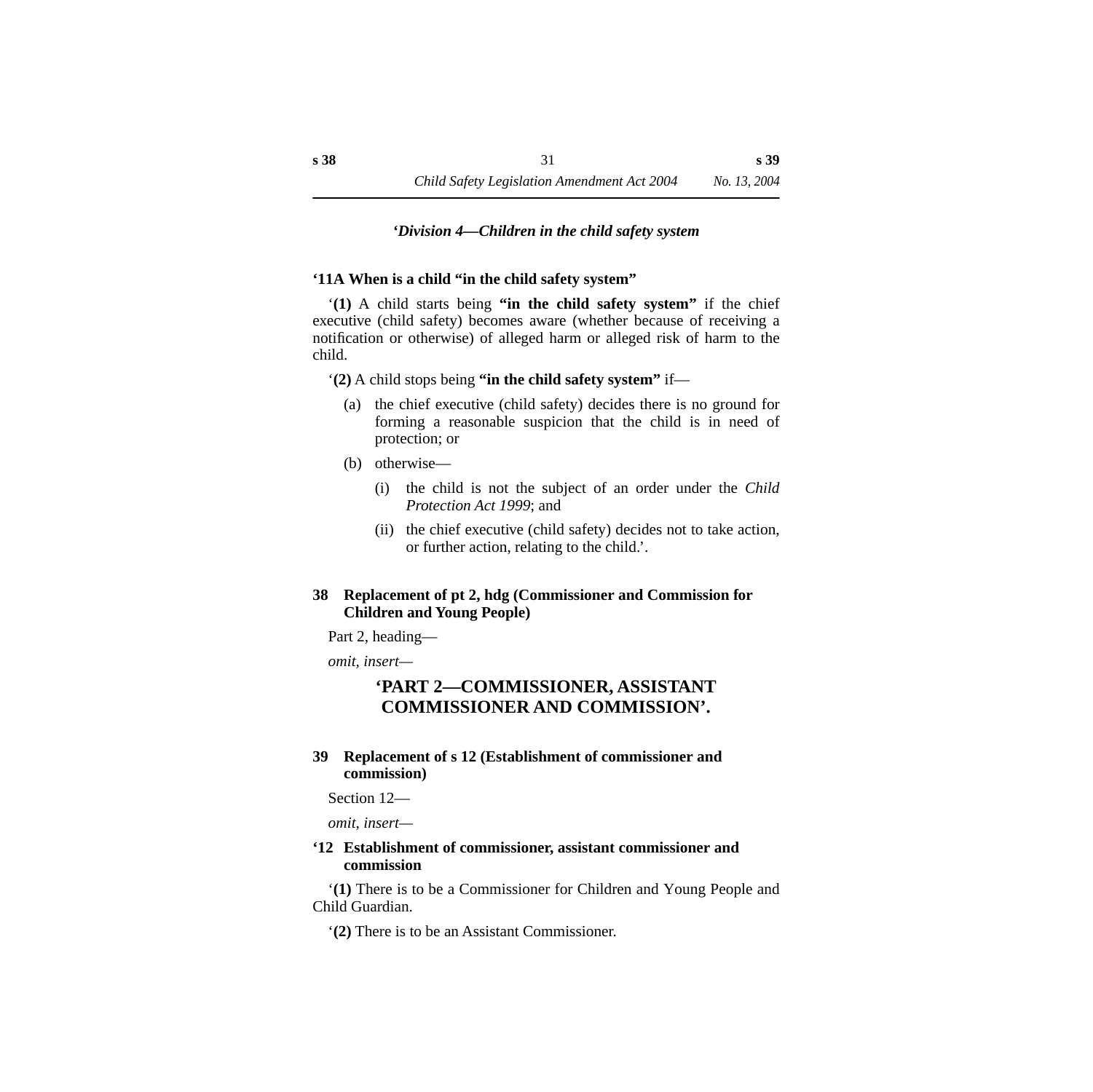*‘Division 4—Children in the child safety system*

**‘11A When is a child “in the child safety system”**

‘**(1)** A child starts being **“in the child safety system”** if the chief executive (child safety) becomes aware (whether because of receiving a notification or otherwise) of alleged harm or alleged risk of harm to the child.

‘**(2)** A child stops being **“in the child safety system”** if—

(a) the chief executive (child safety) decides there is no ground for forming a reasonable suspicion that the child is in need of protection; or

(b) otherwise—

(i) the child is not the subject of an order under the *Child Protection Act 1999*; and

(ii) the chief executive (child safety) decides not to take action, or further action, relating to the child.’.

**38 Replacement of pt 2, hdg (Commissioner and Commission for Children and Young People)**

Part 2, heading—

*omit, insert*—

**‘PART 2—COMMISSIONER, ASSISTANT COMMISSIONER AND COMMISSION’.**

**39 Replacement of s 12 (Establishment of commissioner and commission)**

Section 12—

*omit, insert*—

**‘12 Establishment of commissioner, assistant commissioner and commission**

‘**(1)** There is to be a Commissioner for Children and Young People and Child Guardian.

‘**(2)** There is to be an Assistant Commissioner.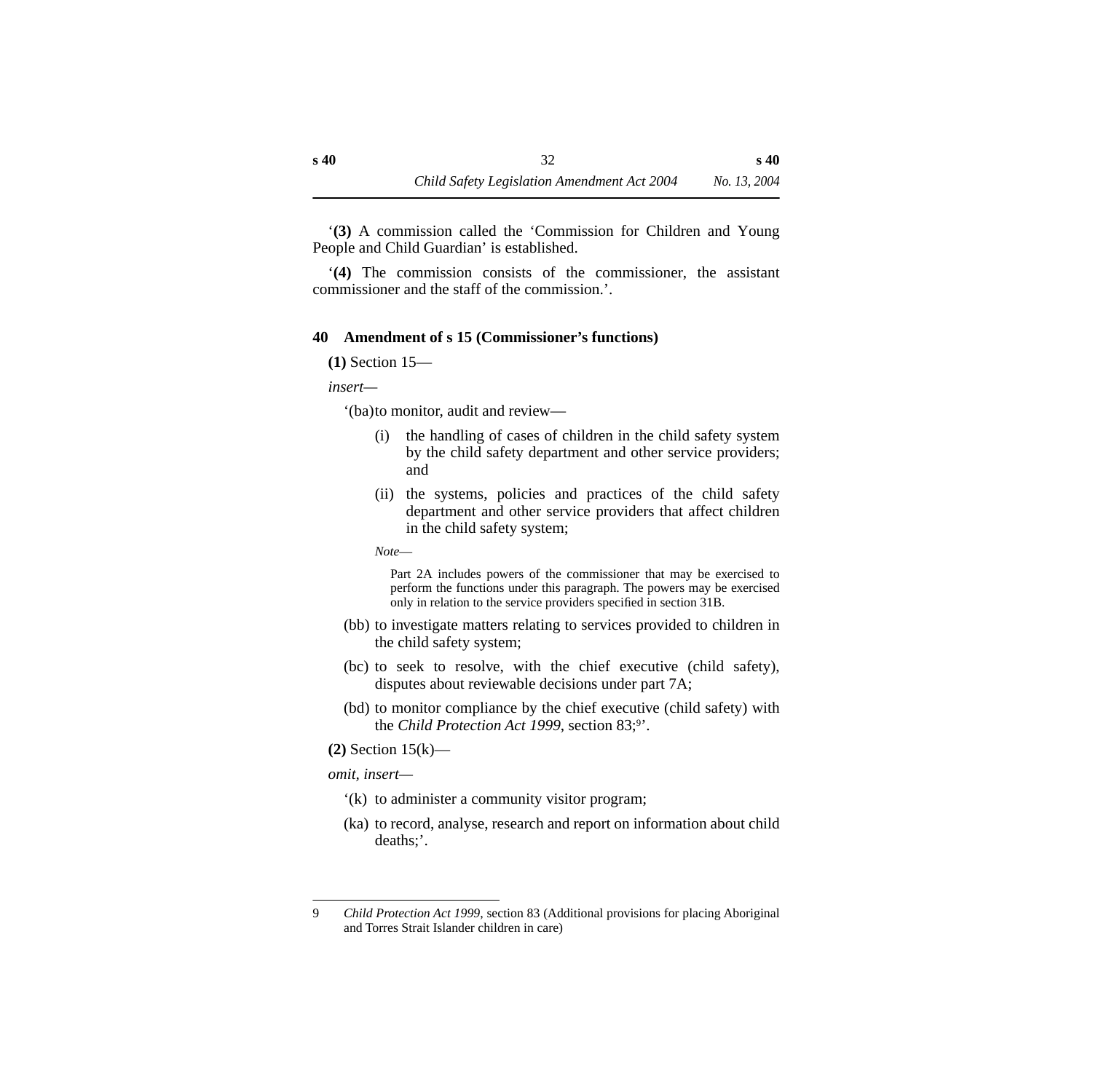‘**(3)** A commission called the ‘Commission for Children and Young People and Child Guardian’ is established.

‘**(4)** The commission consists of the commissioner, the assistant commissioner and the staff of the commission.’.

### 40 Amendment of s 15 (Commissioner’s functions)

**(1)** Section 15—

*insert*—

‘(ba) to monitor, audit and review—

(i) the handling of cases of children in the child safety system by the child safety department and other service providers; and

(ii) the systems, policies and practices of the child safety department and other service providers that affect children in the child safety system;

*Note*—

Part 2A includes powers of the commissioner that may be exercised to perform the functions under this paragraph. The powers may be exercised only in relation to the service providers specified in section 31B.

(bb) to investigate matters relating to services provided to children in the child safety system;

(bc) to seek to resolve, with the chief executive (child safety), disputes about reviewable decisions under part 7A;

(bd) to monitor compliance by the chief executive (child safety) with the *Child Protection Act 1999*, section 83;[9]’.

**(2)** Section 15(k)—

*omit, insert*—

‘(k) to administer a community visitor program;

(ka) to record, analyse, research and report on information about child deaths;’.

---

9 *Child Protection Act 1999*, section 83 (Additional provisions for placing Aboriginal and Torres Strait Islander children in care)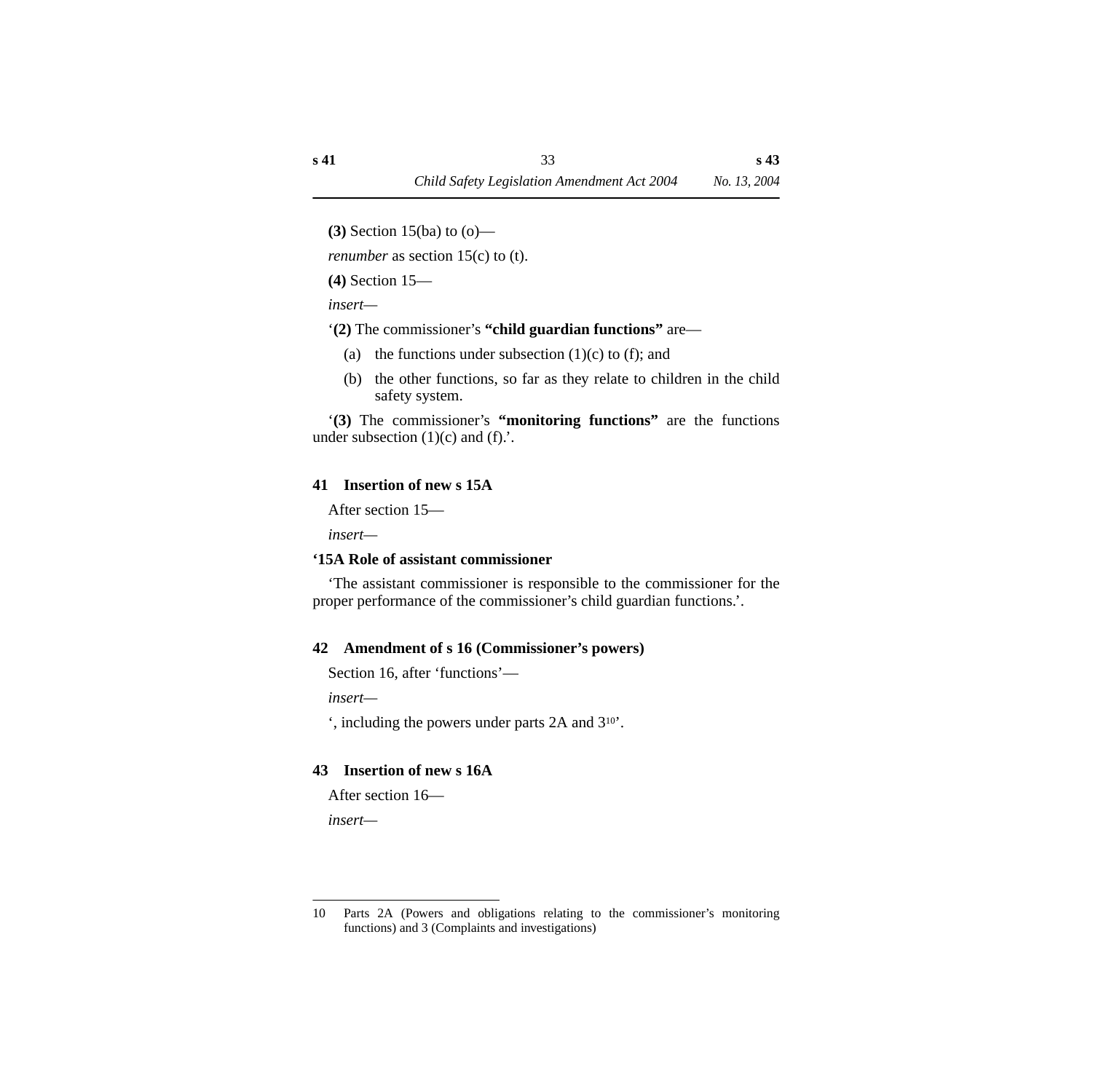**(3)** Section 15(ba) to (o)—

*renumber* as section 15(c) to (t).

**(4)** Section 15—

*insert*—

'**(2)** The commissioner's **"child guardian functions"** are—

(a) the functions under subsection (1)(c) to (f); and

(b) the other functions, so far as they relate to children in the child safety system.

'**(3)** The commissioner's **"monitoring functions"** are the functions under subsection (1)(c) and (f).'.

### 41 Insertion of new s 15A

After section 15—

*insert*—

**'15A Role of assistant commissioner**

'The assistant commissioner is responsible to the commissioner for the proper performance of the commissioner's child guardian functions.'.

### 42 Amendment of s 16 (Commissioner's powers)

Section 16, after 'functions'—

*insert*—

', including the powers under parts 2A and 3[10]'.

### 43 Insertion of new s 16A

After section 16—

*insert*—

---

10 Parts 2A (Powers and obligations relating to the commissioner's monitoring functions) and 3 (Complaints and investigations)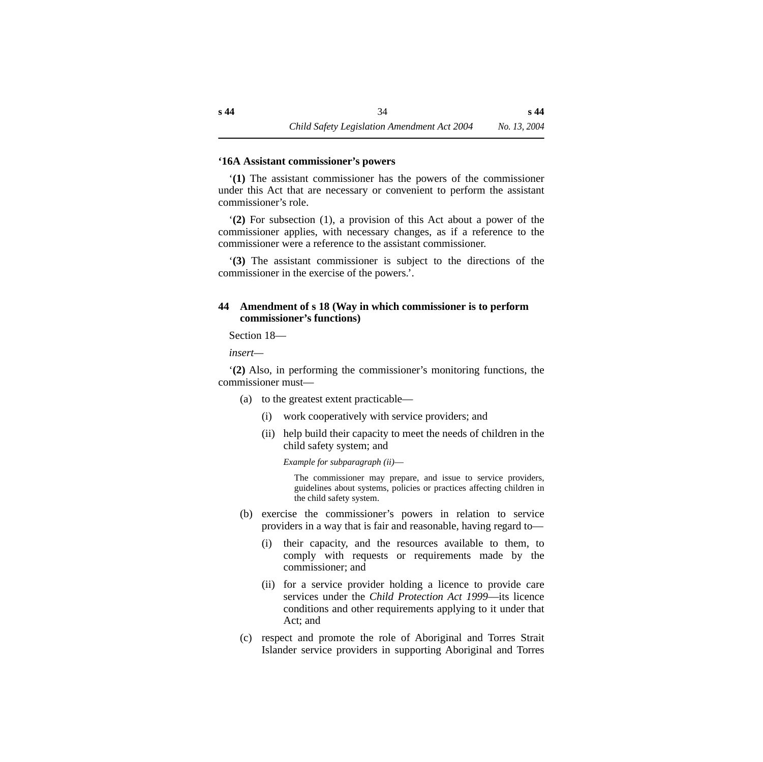**‘16A Assistant commissioner’s powers**

‘**(1)** The assistant commissioner has the powers of the commissioner under this Act that are necessary or convenient to perform the assistant commissioner’s role.

‘**(2)** For subsection (1), a provision of this Act about a power of the commissioner applies, with necessary changes, as if a reference to the commissioner were a reference to the assistant commissioner.

‘**(3)** The assistant commissioner is subject to the directions of the commissioner in the exercise of the powers.’.

### 44 Amendment of s 18 (Way in which commissioner is to perform commissioner’s functions)

Section 18—

*insert*—

‘**(2)** Also, in performing the commissioner’s monitoring functions, the commissioner must—

- (a) to the greatest extent practicable—
  - (i) work cooperatively with service providers; and
  - (ii) help build their capacity to meet the needs of children in the child safety system; and

    *Example for subparagraph (ii)*—

    The commissioner may prepare, and issue to service providers, guidelines about systems, policies or practices affecting children in the child safety system.
- (b) exercise the commissioner’s powers in relation to service providers in a way that is fair and reasonable, having regard to—
  - (i) their capacity, and the resources available to them, to comply with requests or requirements made by the commissioner; and
  - (ii) for a service provider holding a licence to provide care services under the *Child Protection Act 1999*—its licence conditions and other requirements applying to it under that Act; and
- (c) respect and promote the role of Aboriginal and Torres Strait Islander service providers in supporting Aboriginal and Torres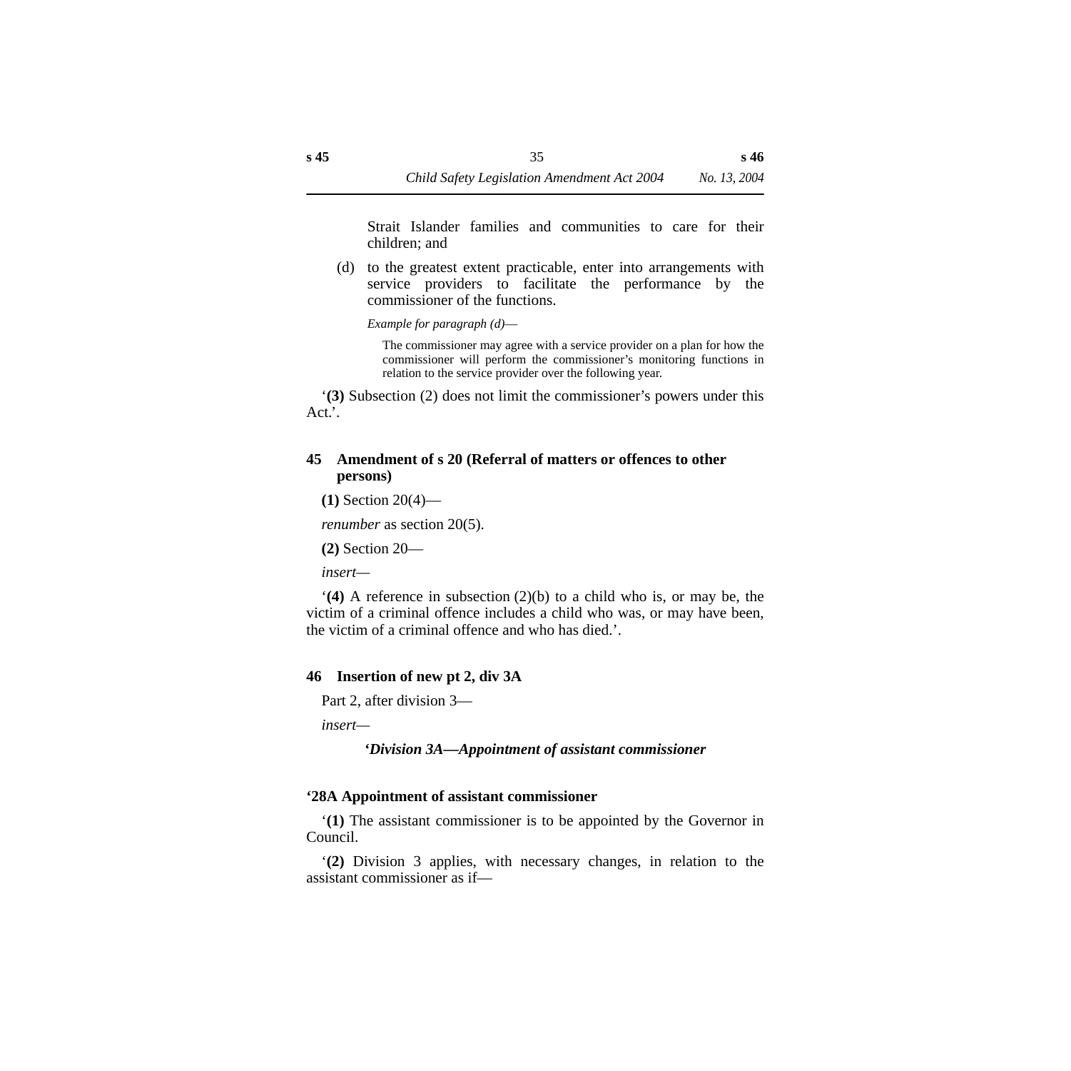Strait Islander families and communities to care for their children; and

(d) to the greatest extent practicable, enter into arrangements with service providers to facilitate the performance by the commissioner of the functions.

*Example for paragraph (d)*—

The commissioner may agree with a service provider on a plan for how the commissioner will perform the commissioner's monitoring functions in relation to the service provider over the following year.

'**(3)** Subsection (2) does not limit the commissioner's powers under this Act.'.

### 45 Amendment of s 20 (Referral of matters or offences to other persons)

**(1)** Section 20(4)—

*renumber* as section 20(5).

**(2)** Section 20—

*insert*—

'**(4)** A reference in subsection (2)(b) to a child who is, or may be, the victim of a criminal offence includes a child who was, or may have been, the victim of a criminal offence and who has died.'.

### 46 Insertion of new pt 2, div 3A

Part 2, after division 3—

*insert*—

***'Division 3A—Appointment of assistant commissioner***

**'28A Appointment of assistant commissioner**

'**(1)** The assistant commissioner is to be appointed by the Governor in Council.

'**(2)** Division 3 applies, with necessary changes, in relation to the assistant commissioner as if—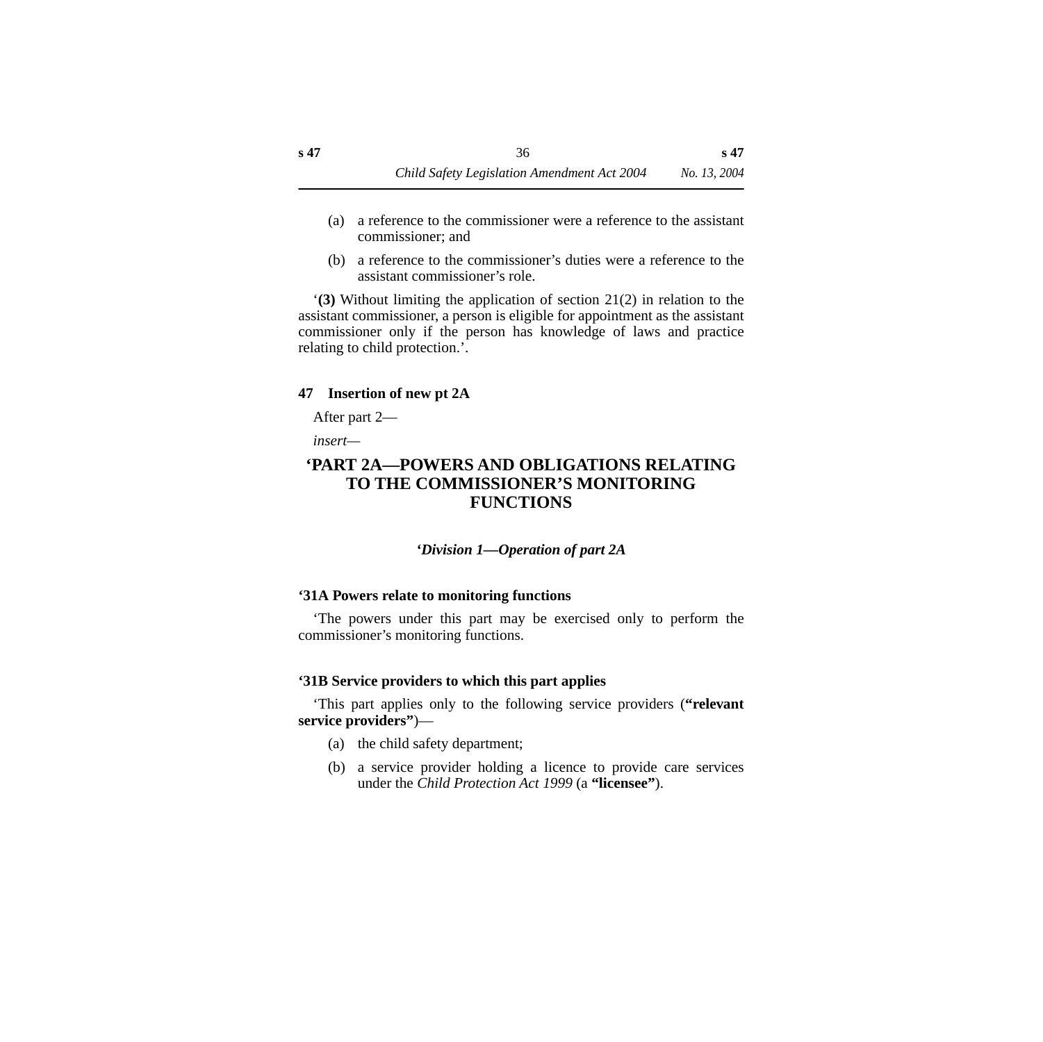(a) a reference to the commissioner were a reference to the assistant commissioner; and

(b) a reference to the commissioner's duties were a reference to the assistant commissioner's role.

'**(3)** Without limiting the application of section 21(2) in relation to the assistant commissioner, a person is eligible for appointment as the assistant commissioner only if the person has knowledge of laws and practice relating to child protection.'.

### 47 Insertion of new pt 2A

After part 2—

*insert*—

## 'PART 2A—POWERS AND OBLIGATIONS RELATING TO THE COMMISSIONER'S MONITORING FUNCTIONS

### *'Division 1—Operation of part 2A*

#### '31A Powers relate to monitoring functions

'The powers under this part may be exercised only to perform the commissioner's monitoring functions.

#### '31B Service providers to which this part applies

'This part applies only to the following service providers (**"relevant service providers"**)—

(a) the child safety department;

(b) a service provider holding a licence to provide care services under the *Child Protection Act 1999* (a **"licensee"**).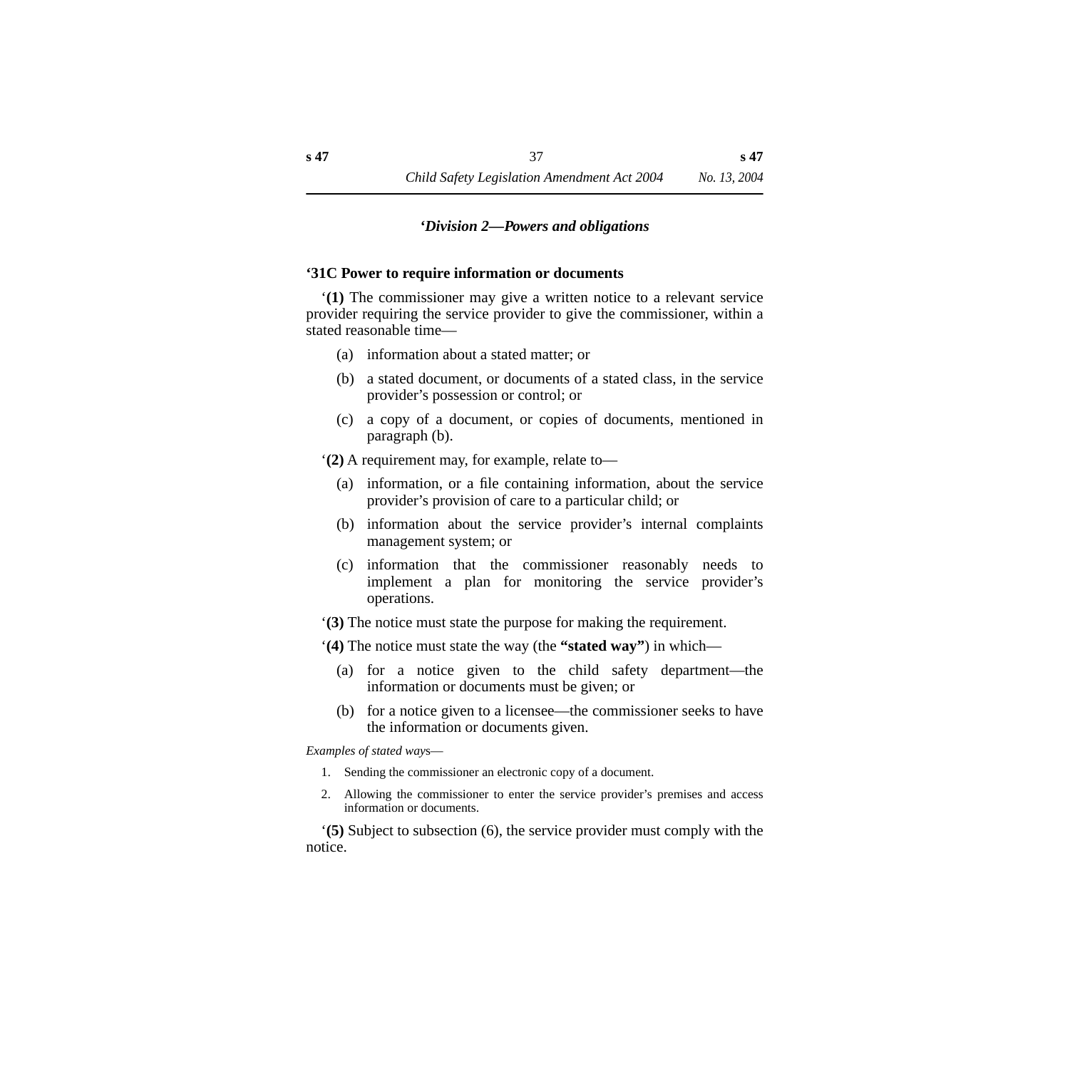### *‘Division 2—Powers and obligations*

#### ‘31C Power to require information or documents

‘**(1)** The commissioner may give a written notice to a relevant service provider requiring the service provider to give the commissioner, within a stated reasonable time—

- (a) information about a stated matter; or
- (b) a stated document, or documents of a stated class, in the service provider’s possession or control; or
- (c) a copy of a document, or copies of documents, mentioned in paragraph (b).

‘**(2)** A requirement may, for example, relate to—

- (a) information, or a file containing information, about the service provider’s provision of care to a particular child; or
- (b) information about the service provider’s internal complaints management system; or
- (c) information that the commissioner reasonably needs to implement a plan for monitoring the service provider’s operations.

‘**(3)** The notice must state the purpose for making the requirement.

‘**(4)** The notice must state the way (the **“stated way”**) in which—

- (a) for a notice given to the child safety department—the information or documents must be given; or
- (b) for a notice given to a licensee—the commissioner seeks to have the information or documents given.

*Examples of stated ways*—

1. Sending the commissioner an electronic copy of a document.
2. Allowing the commissioner to enter the service provider’s premises and access information or documents.

‘**(5)** Subject to subsection (6), the service provider must comply with the notice.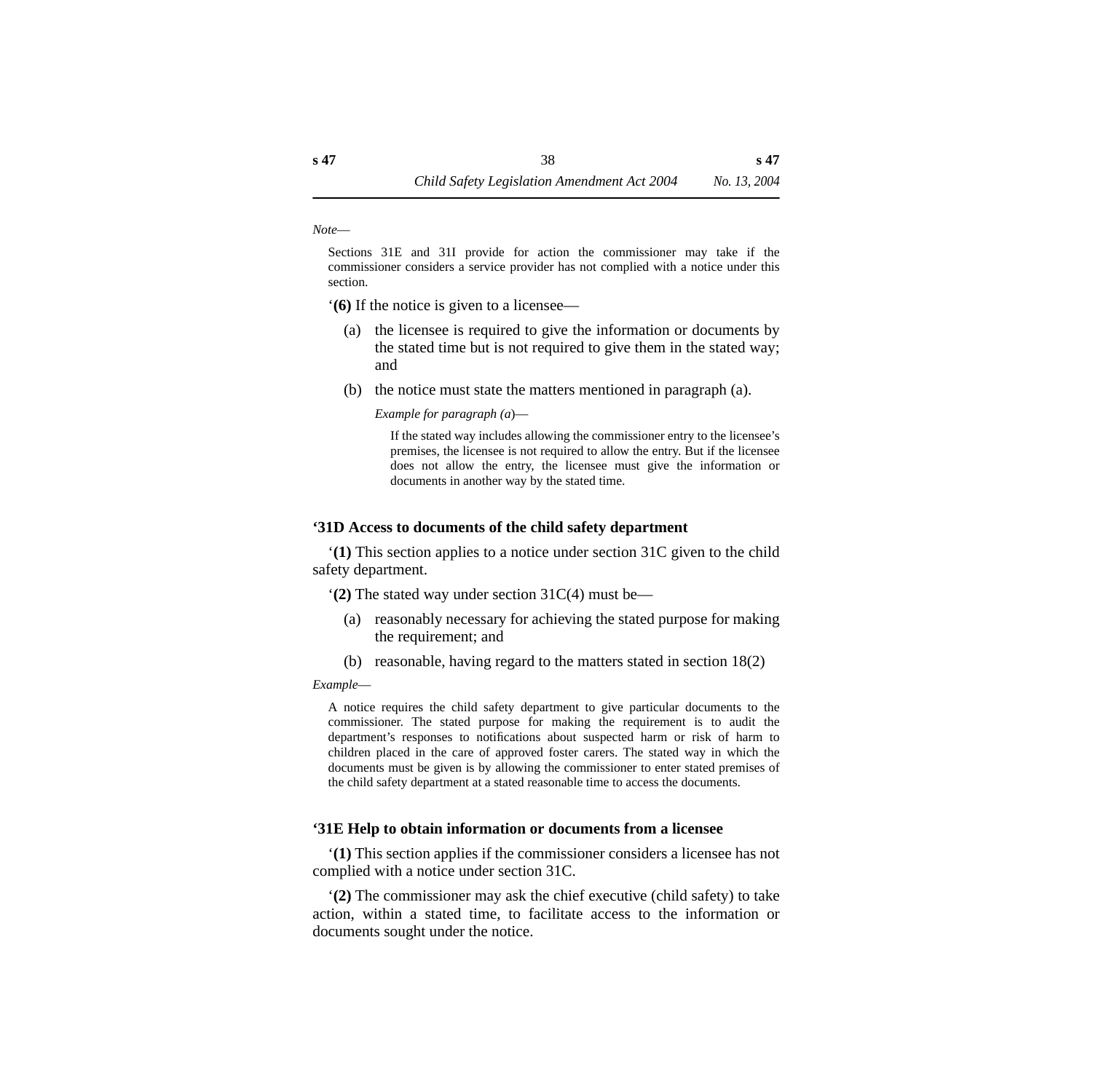*Note*—

Sections 31E and 31I provide for action the commissioner may take if the commissioner considers a service provider has not complied with a notice under this section.

‘**(6)** If the notice is given to a licensee—

(a) the licensee is required to give the information or documents by the stated time but is not required to give them in the stated way; and

(b) the notice must state the matters mentioned in paragraph (a).

*Example for paragraph (a)*—

If the stated way includes allowing the commissioner entry to the licensee’s premises, the licensee is not required to allow the entry. But if the licensee does not allow the entry, the licensee must give the information or documents in another way by the stated time.

### ‘31D Access to documents of the child safety department

‘**(1)** This section applies to a notice under section 31C given to the child safety department.

‘**(2)** The stated way under section 31C(4) must be—

(a) reasonably necessary for achieving the stated purpose for making the requirement; and

(b) reasonable, having regard to the matters stated in section 18(2)

*Example*—

A notice requires the child safety department to give particular documents to the commissioner. The stated purpose for making the requirement is to audit the department’s responses to notifications about suspected harm or risk of harm to children placed in the care of approved foster carers. The stated way in which the documents must be given is by allowing the commissioner to enter stated premises of the child safety department at a stated reasonable time to access the documents.

### ‘31E Help to obtain information or documents from a licensee

‘**(1)** This section applies if the commissioner considers a licensee has not complied with a notice under section 31C.

‘**(2)** The commissioner may ask the chief executive (child safety) to take action, within a stated time, to facilitate access to the information or documents sought under the notice.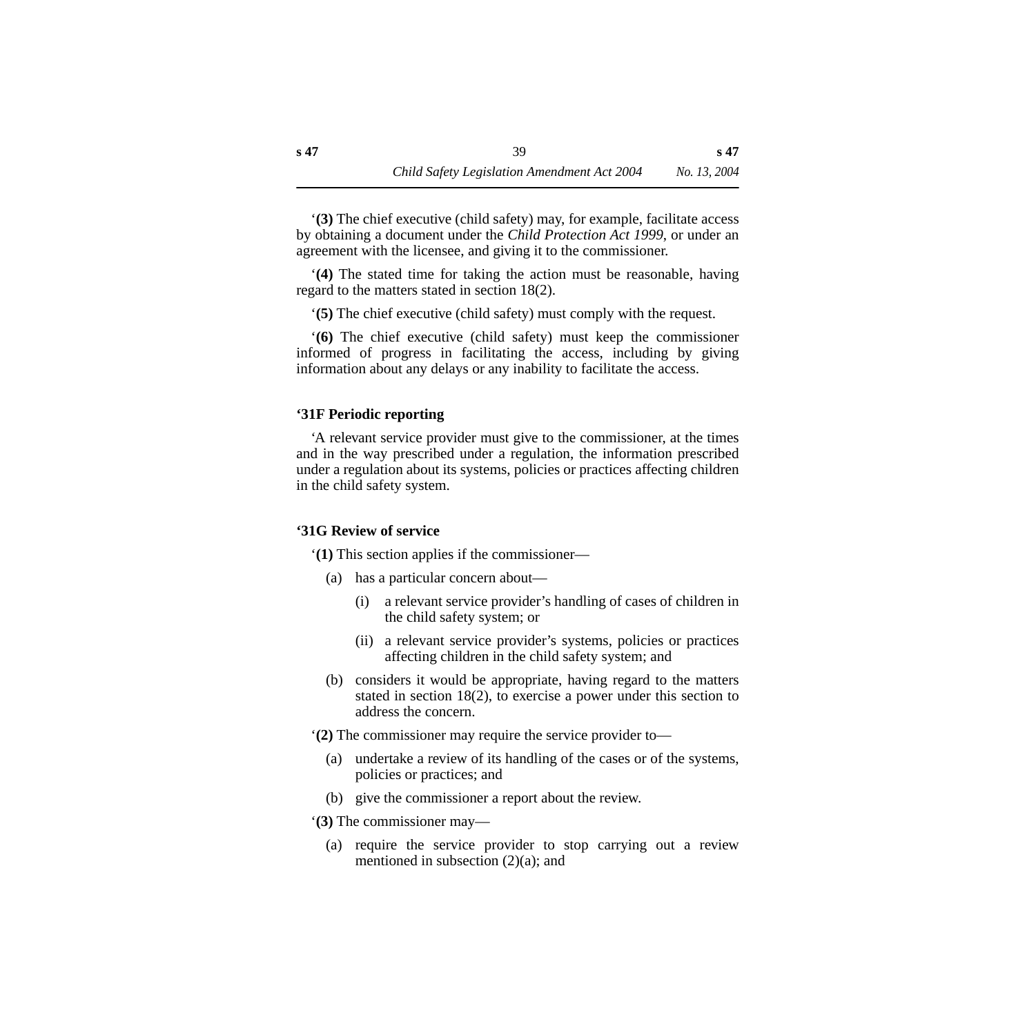‘**(3)** The chief executive (child safety) may, for example, facilitate access by obtaining a document under the *Child Protection Act 1999*, or under an agreement with the licensee, and giving it to the commissioner.

‘**(4)** The stated time for taking the action must be reasonable, having regard to the matters stated in section 18(2).

‘**(5)** The chief executive (child safety) must comply with the request.

‘**(6)** The chief executive (child safety) must keep the commissioner informed of progress in facilitating the access, including by giving information about any delays or any inability to facilitate the access.

### ‘31F Periodic reporting

‘A relevant service provider must give to the commissioner, at the times and in the way prescribed under a regulation, the information prescribed under a regulation about its systems, policies or practices affecting children in the child safety system.

### ‘31G Review of service

‘**(1)** This section applies if the commissioner—

- (a) has a particular concern about—
  - (i) a relevant service provider’s handling of cases of children in the child safety system; or
  - (ii) a relevant service provider’s systems, policies or practices affecting children in the child safety system; and
- (b) considers it would be appropriate, having regard to the matters stated in section 18(2), to exercise a power under this section to address the concern.

‘**(2)** The commissioner may require the service provider to—

- (a) undertake a review of its handling of the cases or of the systems, policies or practices; and
- (b) give the commissioner a report about the review.

‘**(3)** The commissioner may—

- (a) require the service provider to stop carrying out a review mentioned in subsection (2)(a); and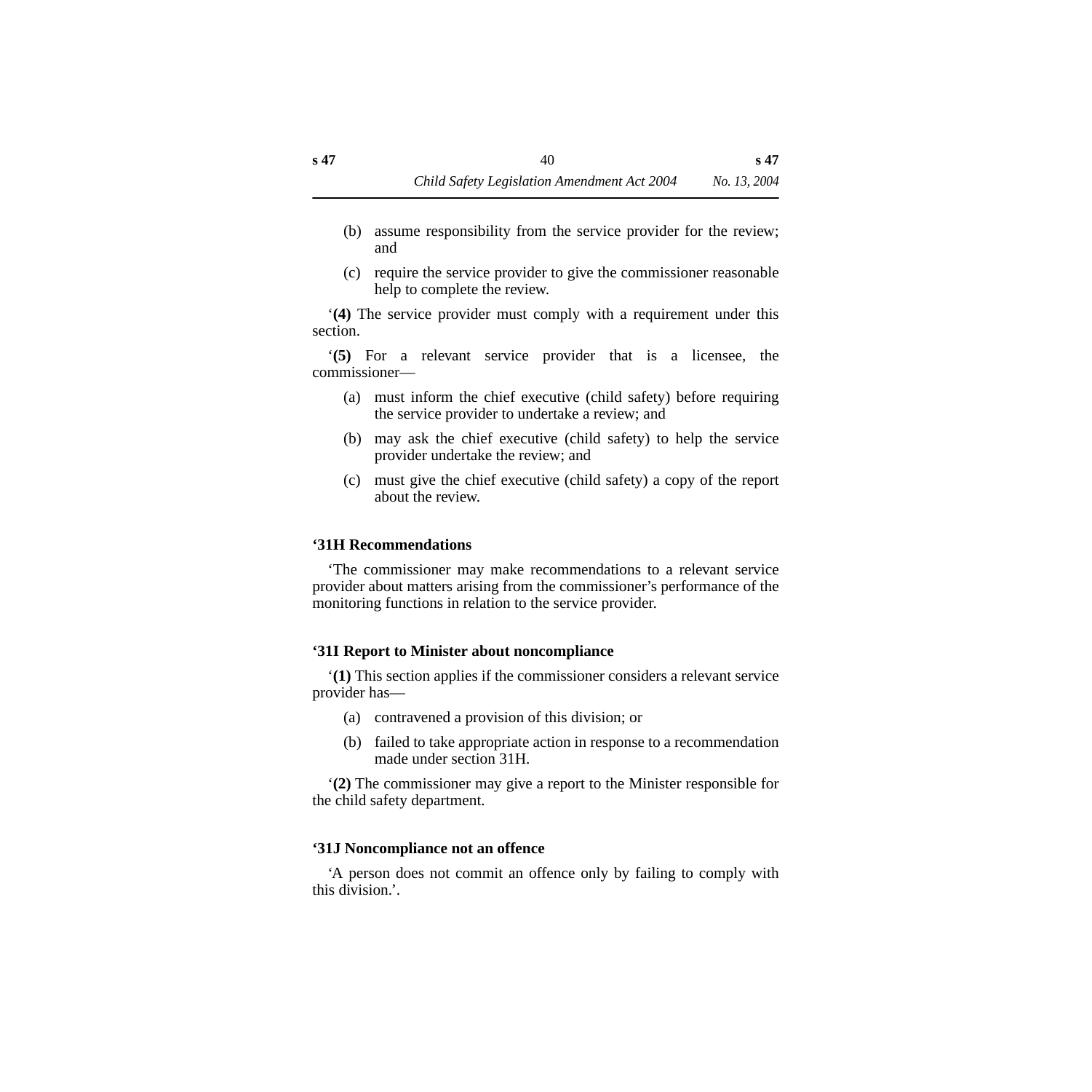(b) assume responsibility from the service provider for the review; and

(c) require the service provider to give the commissioner reasonable help to complete the review.

‘**(4)** The service provider must comply with a requirement under this section.

‘**(5)** For a relevant service provider that is a licensee, the commissioner—

(a) must inform the chief executive (child safety) before requiring the service provider to undertake a review; and

(b) may ask the chief executive (child safety) to help the service provider undertake the review; and

(c) must give the chief executive (child safety) a copy of the report about the review.

### ‘31H Recommendations

‘The commissioner may make recommendations to a relevant service provider about matters arising from the commissioner’s performance of the monitoring functions in relation to the service provider.

### ‘31I Report to Minister about noncompliance

‘**(1)** This section applies if the commissioner considers a relevant service provider has—

(a) contravened a provision of this division; or

(b) failed to take appropriate action in response to a recommendation made under section 31H.

‘**(2)** The commissioner may give a report to the Minister responsible for the child safety department.

### ‘31J Noncompliance not an offence

‘A person does not commit an offence only by failing to comply with this division.’.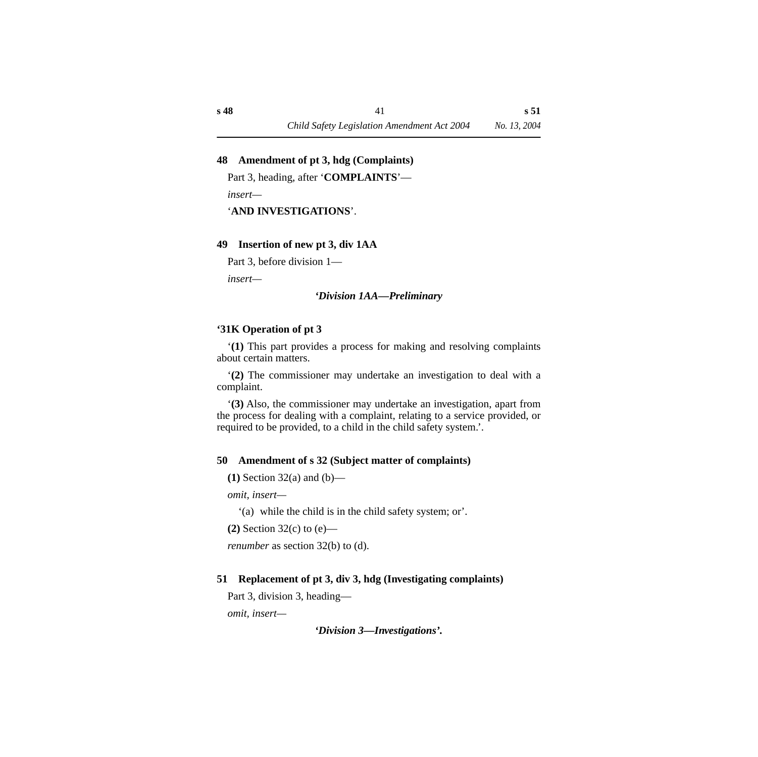## 48 Amendment of pt 3, hdg (Complaints)

Part 3, heading, after '**COMPLAINTS**'—

*insert*—

'**AND INVESTIGATIONS**'.

## 49 Insertion of new pt 3, div 1AA

Part 3, before division 1—

*insert*—

***'Division 1AA—Preliminary***

**'31K Operation of pt 3**

'**(1)** This part provides a process for making and resolving complaints about certain matters.

'**(2)** The commissioner may undertake an investigation to deal with a complaint.

'**(3)** Also, the commissioner may undertake an investigation, apart from the process for dealing with a complaint, relating to a service provided, or required to be provided, to a child in the child safety system.'.

## 50 Amendment of s 32 (Subject matter of complaints)

**(1)** Section 32(a) and (b)—

*omit, insert*—

'(a) while the child is in the child safety system; or'.

**(2)** Section 32(c) to (e)—

*renumber* as section 32(b) to (d).

## 51 Replacement of pt 3, div 3, hdg (Investigating complaints)

Part 3, division 3, heading—

*omit, insert*—

***'Division 3—Investigations'.***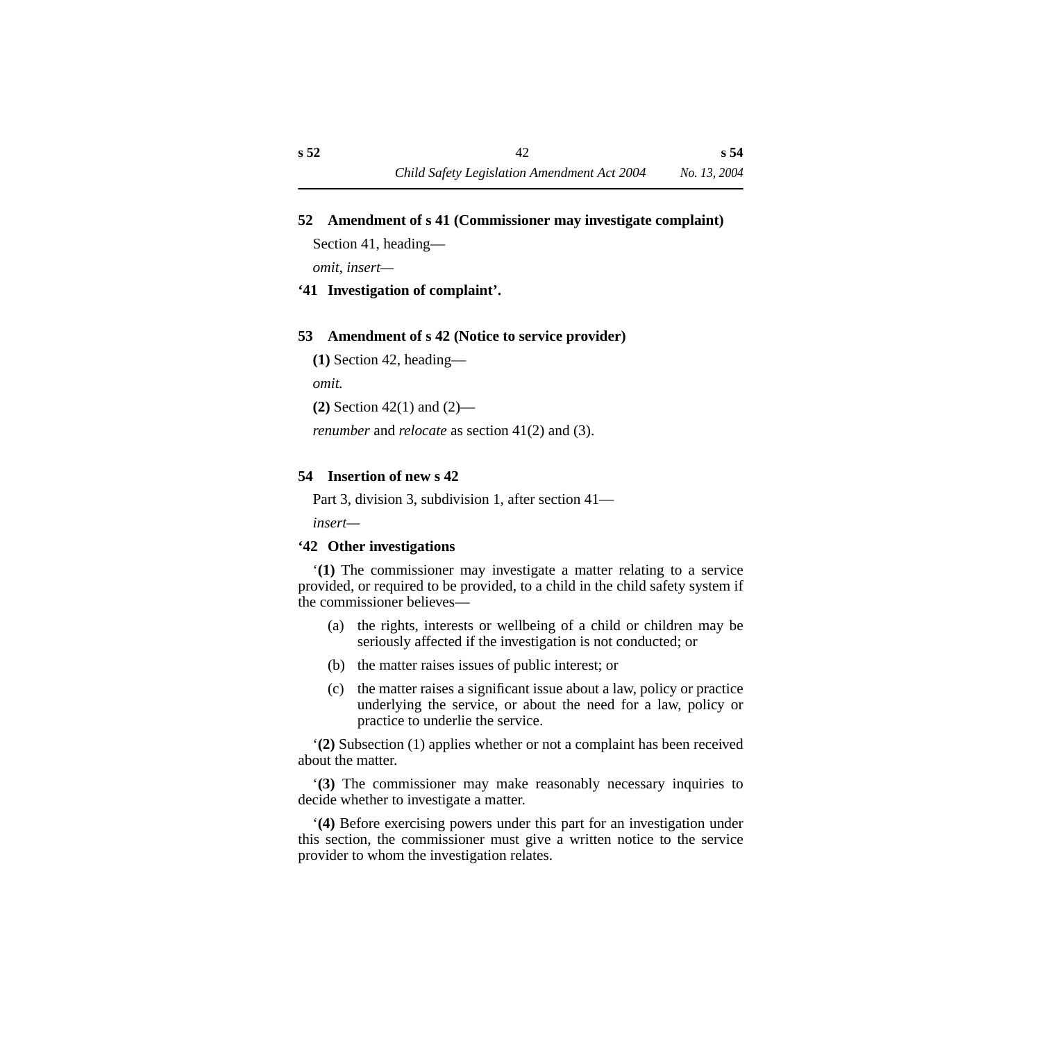### 52 Amendment of s 41 (Commissioner may investigate complaint)

Section 41, heading—

*omit, insert—*

**‘41 Investigation of complaint’.**

### 53 Amendment of s 42 (Notice to service provider)

**(1)** Section 42, heading—

*omit.*

**(2)** Section 42(1) and (2)—

*renumber* and *relocate* as section 41(2) and (3).

### 54 Insertion of new s 42

Part 3, division 3, subdivision 1, after section 41—

*insert—*

**‘42 Other investigations**

‘**(1)** The commissioner may investigate a matter relating to a service provided, or required to be provided, to a child in the child safety system if the commissioner believes—

(a) the rights, interests or wellbeing of a child or children may be seriously affected if the investigation is not conducted; or

(b) the matter raises issues of public interest; or

(c) the matter raises a significant issue about a law, policy or practice underlying the service, or about the need for a law, policy or practice to underlie the service.

‘**(2)** Subsection (1) applies whether or not a complaint has been received about the matter.

‘**(3)** The commissioner may make reasonably necessary inquiries to decide whether to investigate a matter.

‘**(4)** Before exercising powers under this part for an investigation under this section, the commissioner must give a written notice to the service provider to whom the investigation relates.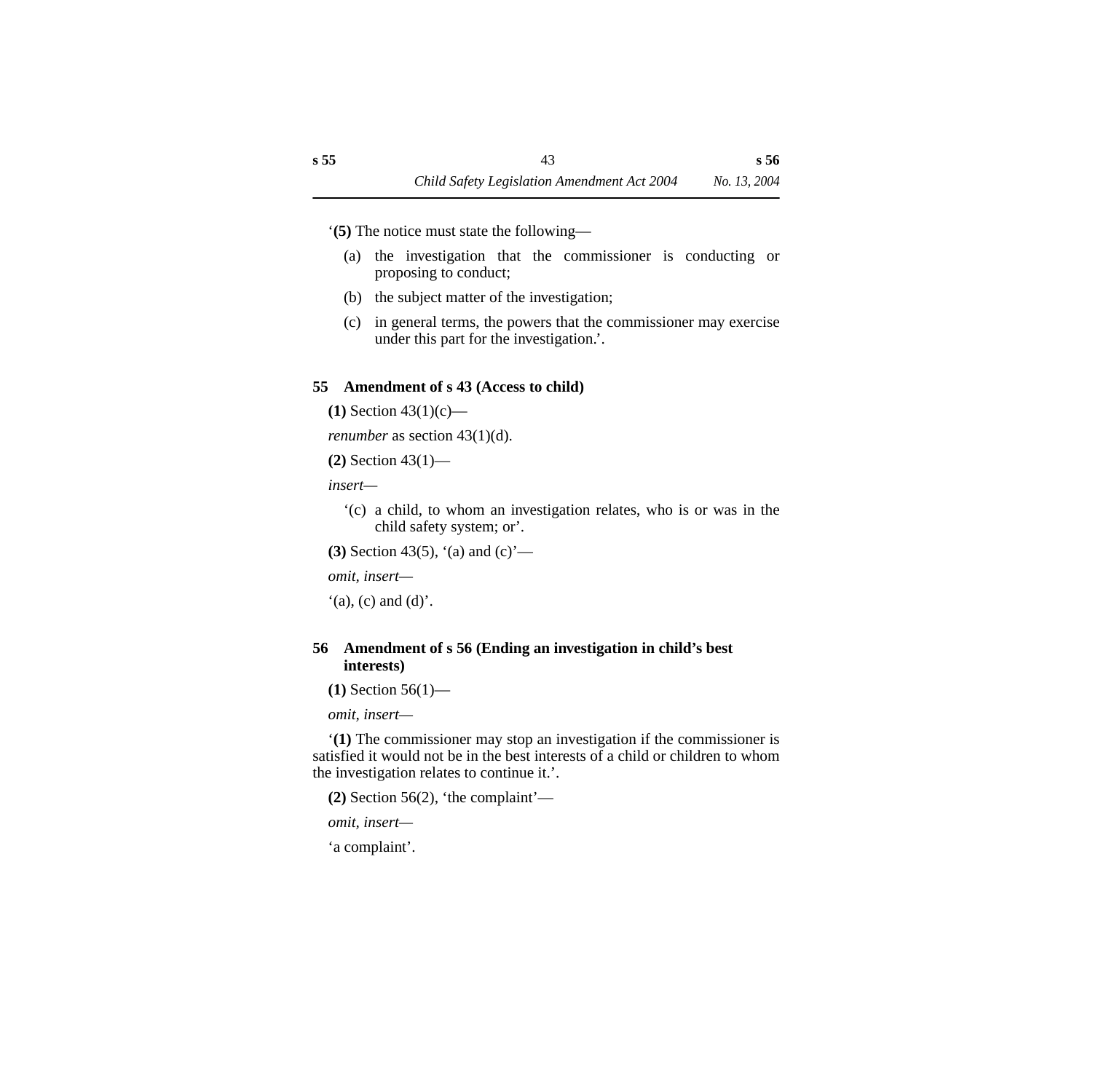‘**(5)** The notice must state the following—

(a) the investigation that the commissioner is conducting or proposing to conduct;

(b) the subject matter of the investigation;

(c) in general terms, the powers that the commissioner may exercise under this part for the investigation.’.

### 55 Amendment of s 43 (Access to child)

**(1)** Section 43(1)(c)—

*renumber* as section 43(1)(d).

**(2)** Section 43(1)—

*insert*—

‘(c) a child, to whom an investigation relates, who is or was in the child safety system; or’.

**(3)** Section 43(5), ‘(a) and (c)’—

*omit, insert*—

‘(a), (c) and (d)’.

### 56 Amendment of s 56 (Ending an investigation in child’s best interests)

**(1)** Section 56(1)—

*omit, insert*—

‘**(1)** The commissioner may stop an investigation if the commissioner is satisfied it would not be in the best interests of a child or children to whom the investigation relates to continue it.’.

**(2)** Section 56(2), ‘the complaint’—

*omit, insert*—

‘a complaint’.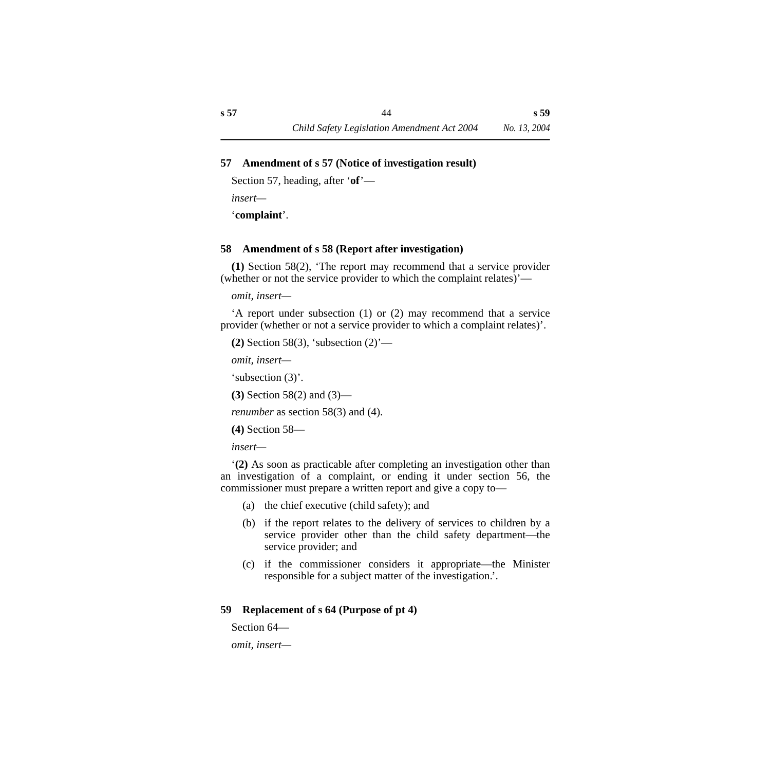## 57 Amendment of s 57 (Notice of investigation result)

Section 57, heading, after ‘**of**’—

*insert*—

‘**complaint**’.

## 58 Amendment of s 58 (Report after investigation)

**(1)** Section 58(2), ‘The report may recommend that a service provider (whether or not the service provider to which the complaint relates)’—

*omit, insert*—

‘A report under subsection (1) or (2) may recommend that a service provider (whether or not a service provider to which a complaint relates)’.

**(2)** Section 58(3), ‘subsection (2)’—

*omit, insert*—

‘subsection (3)’.

**(3)** Section 58(2) and (3)—

*renumber* as section 58(3) and (4).

**(4)** Section 58—

*insert*—

‘**(2)** As soon as practicable after completing an investigation other than an investigation of a complaint, or ending it under section 56, the commissioner must prepare a written report and give a copy to—

(a) the chief executive (child safety); and

(b) if the report relates to the delivery of services to children by a service provider other than the child safety department—the service provider; and

(c) if the commissioner considers it appropriate—the Minister responsible for a subject matter of the investigation.’.

## 59 Replacement of s 64 (Purpose of pt 4)

Section 64—

*omit, insert*—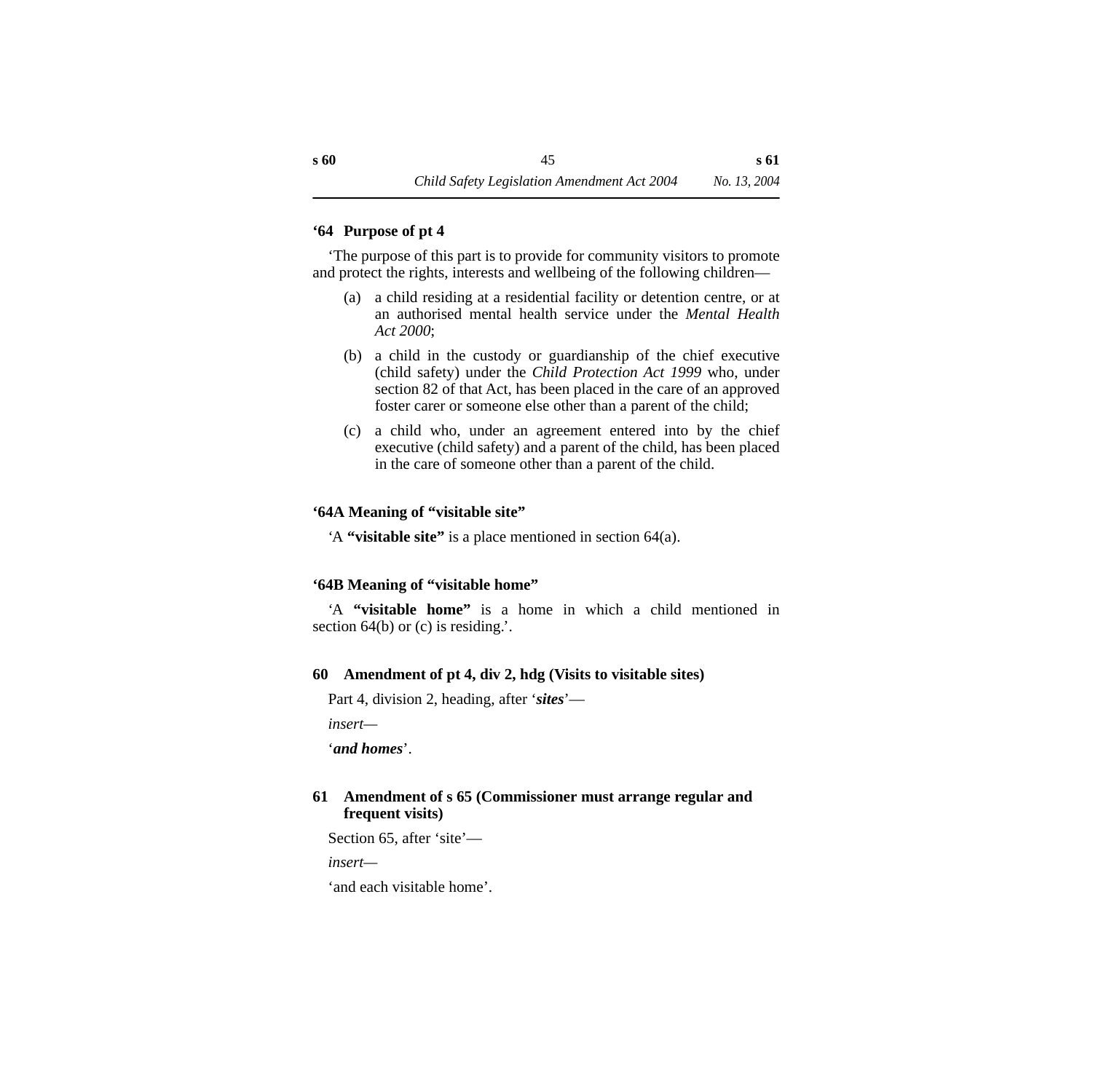**‘64 Purpose of pt 4**

‘The purpose of this part is to provide for community visitors to promote and protect the rights, interests and wellbeing of the following children—

(a) a child residing at a residential facility or detention centre, or at an authorised mental health service under the *Mental Health Act 2000*;

(b) a child in the custody or guardianship of the chief executive (child safety) under the *Child Protection Act 1999* who, under section 82 of that Act, has been placed in the care of an approved foster carer or someone else other than a parent of the child;

(c) a child who, under an agreement entered into by the chief executive (child safety) and a parent of the child, has been placed in the care of someone other than a parent of the child.

**‘64A Meaning of “visitable site”**

‘A **“visitable site”** is a place mentioned in section 64(a).

**‘64B Meaning of “visitable home”**

‘A **“visitable home”** is a home in which a child mentioned in section 64(b) or (c) is residing.’.

**60 Amendment of pt 4, div 2, hdg (Visits to visitable sites)**

Part 4, division 2, heading, after ‘***sites***’—

*insert*—

‘***and homes***’.

**61 Amendment of s 65 (Commissioner must arrange regular and frequent visits)**

Section 65, after ‘site’—

*insert*—

‘and each visitable home’.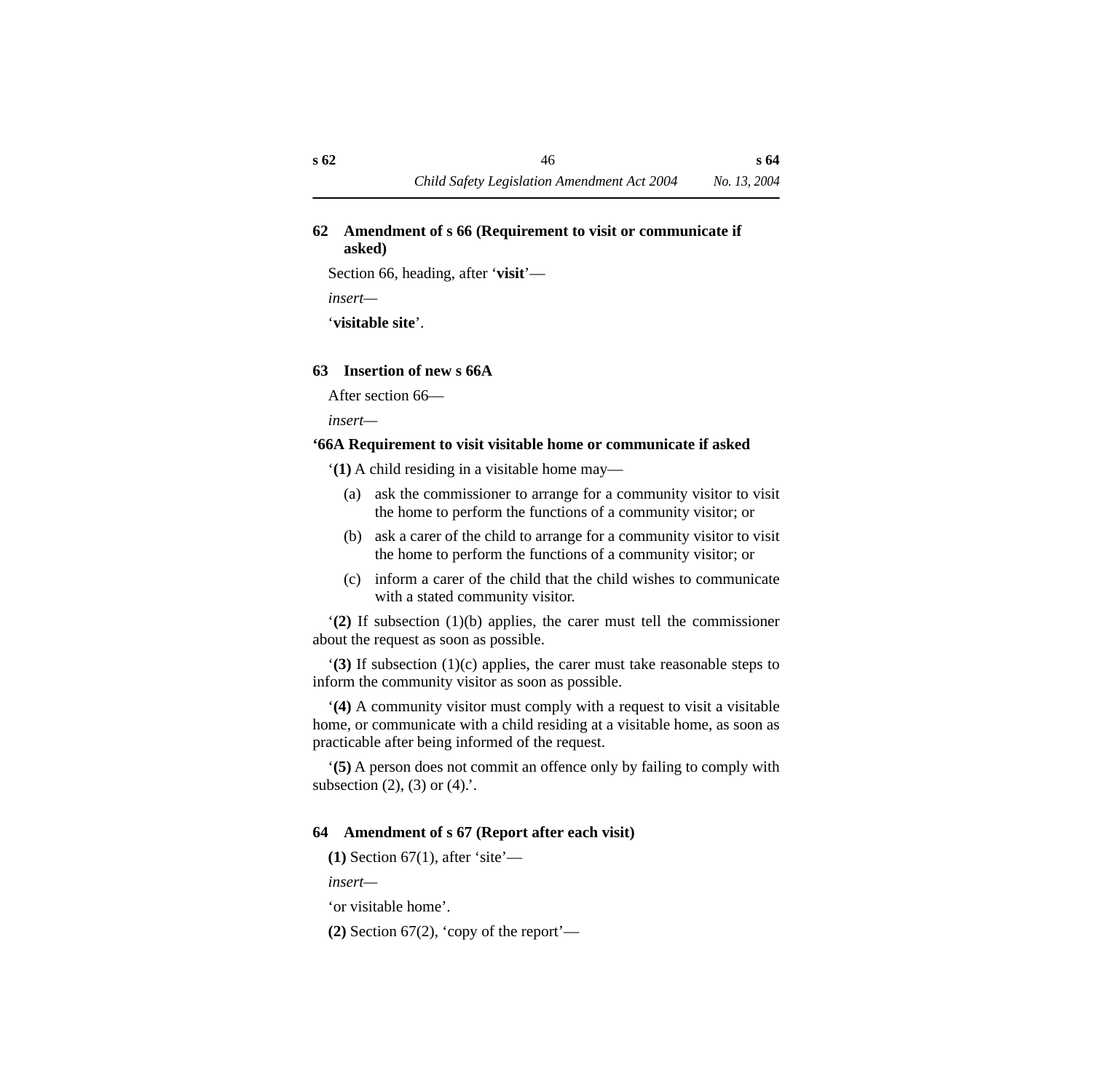### 62 Amendment of s 66 (Requirement to visit or communicate if asked)

Section 66, heading, after '**visit**'—

*insert*—

'**visitable site**'.

### 63 Insertion of new s 66A

After section 66—

*insert*—

**'66A Requirement to visit visitable home or communicate if asked**

'**(1)** A child residing in a visitable home may—

(a) ask the commissioner to arrange for a community visitor to visit the home to perform the functions of a community visitor; or

(b) ask a carer of the child to arrange for a community visitor to visit the home to perform the functions of a community visitor; or

(c) inform a carer of the child that the child wishes to communicate with a stated community visitor.

'**(2)** If subsection (1)(b) applies, the carer must tell the commissioner about the request as soon as possible.

'**(3)** If subsection (1)(c) applies, the carer must take reasonable steps to inform the community visitor as soon as possible.

'**(4)** A community visitor must comply with a request to visit a visitable home, or communicate with a child residing at a visitable home, as soon as practicable after being informed of the request.

'**(5)** A person does not commit an offence only by failing to comply with subsection (2), (3) or (4).'.

### 64 Amendment of s 67 (Report after each visit)

**(1)** Section 67(1), after 'site'—

*insert*—

'or visitable home'.

**(2)** Section 67(2), 'copy of the report'—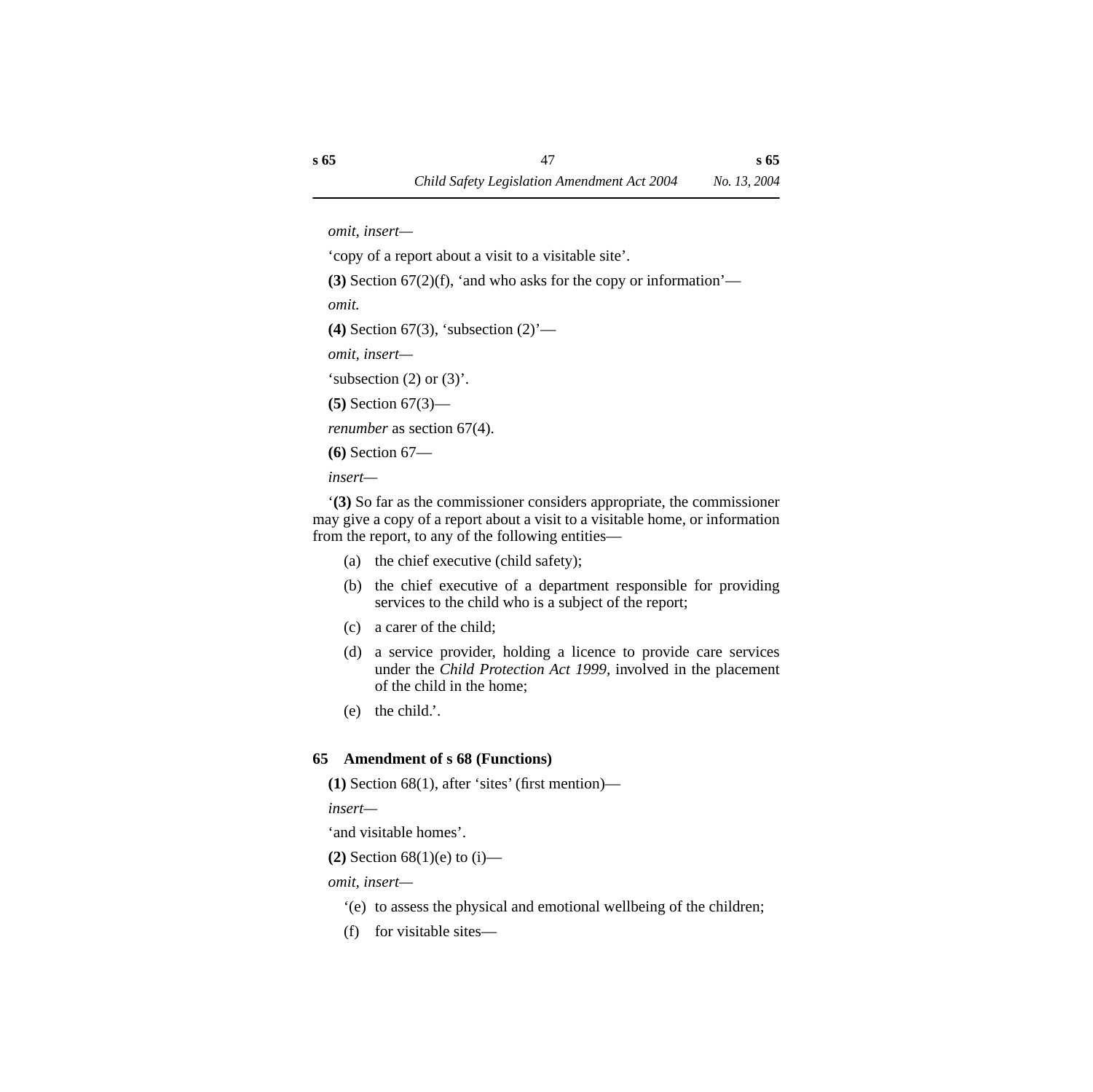*omit, insert*—

'copy of a report about a visit to a visitable site'.

**(3)** Section 67(2)(f), 'and who asks for the copy or information'—

*omit.*

**(4)** Section 67(3), 'subsection (2)'—

*omit, insert*—

'subsection (2) or (3)'.

**(5)** Section 67(3)—

*renumber* as section 67(4).

**(6)** Section 67—

*insert*—

'**(3)** So far as the commissioner considers appropriate, the commissioner may give a copy of a report about a visit to a visitable home, or information from the report, to any of the following entities—

(a) the chief executive (child safety);

(b) the chief executive of a department responsible for providing services to the child who is a subject of the report;

(c) a carer of the child;

(d) a service provider, holding a licence to provide care services under the *Child Protection Act 1999*, involved in the placement of the child in the home;

(e) the child.'.

### 65 Amendment of s 68 (Functions)

**(1)** Section 68(1), after 'sites' (first mention)—

*insert*—

'and visitable homes'.

**(2)** Section 68(1)(e) to (i)—

*omit, insert*—

'(e) to assess the physical and emotional wellbeing of the children;

(f) for visitable sites—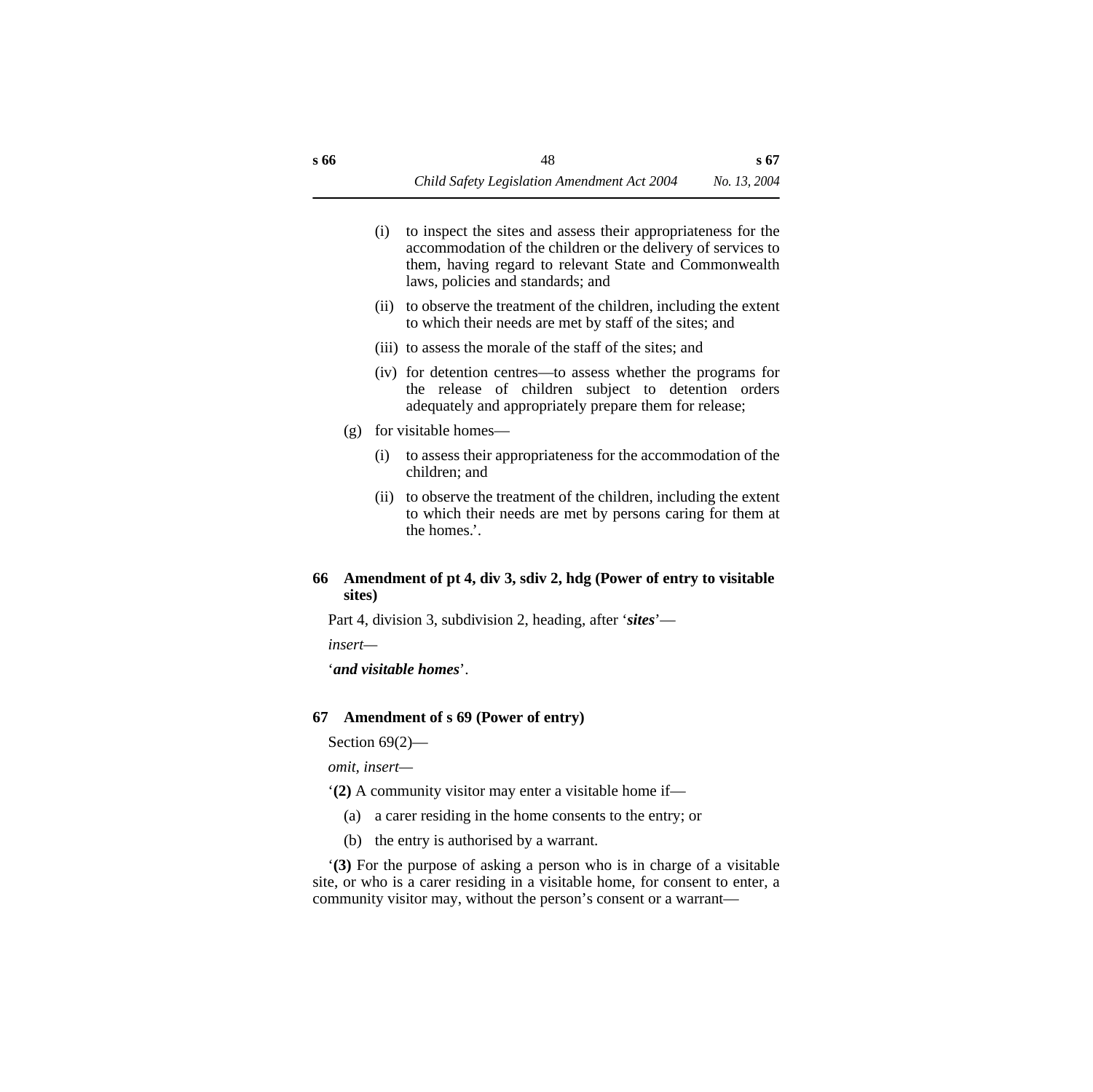(i) to inspect the sites and assess their appropriateness for the accommodation of the children or the delivery of services to them, having regard to relevant State and Commonwealth laws, policies and standards; and

(ii) to observe the treatment of the children, including the extent to which their needs are met by staff of the sites; and

(iii) to assess the morale of the staff of the sites; and

(iv) for detention centres—to assess whether the programs for the release of children subject to detention orders adequately and appropriately prepare them for release;

(g) for visitable homes—

(i) to assess their appropriateness for the accommodation of the children; and

(ii) to observe the treatment of the children, including the extent to which their needs are met by persons caring for them at the homes.'.

**66 Amendment of pt 4, div 3, sdiv 2, hdg (Power of entry to visitable sites)**

Part 4, division 3, subdivision 2, heading, after '***sites***'—

*insert—*

'***and visitable homes***'.

**67 Amendment of s 69 (Power of entry)**

Section 69(2)—

*omit, insert—*

'**(2)** A community visitor may enter a visitable home if—

(a) a carer residing in the home consents to the entry; or

(b) the entry is authorised by a warrant.

'**(3)** For the purpose of asking a person who is in charge of a visitable site, or who is a carer residing in a visitable home, for consent to enter, a community visitor may, without the person's consent or a warrant—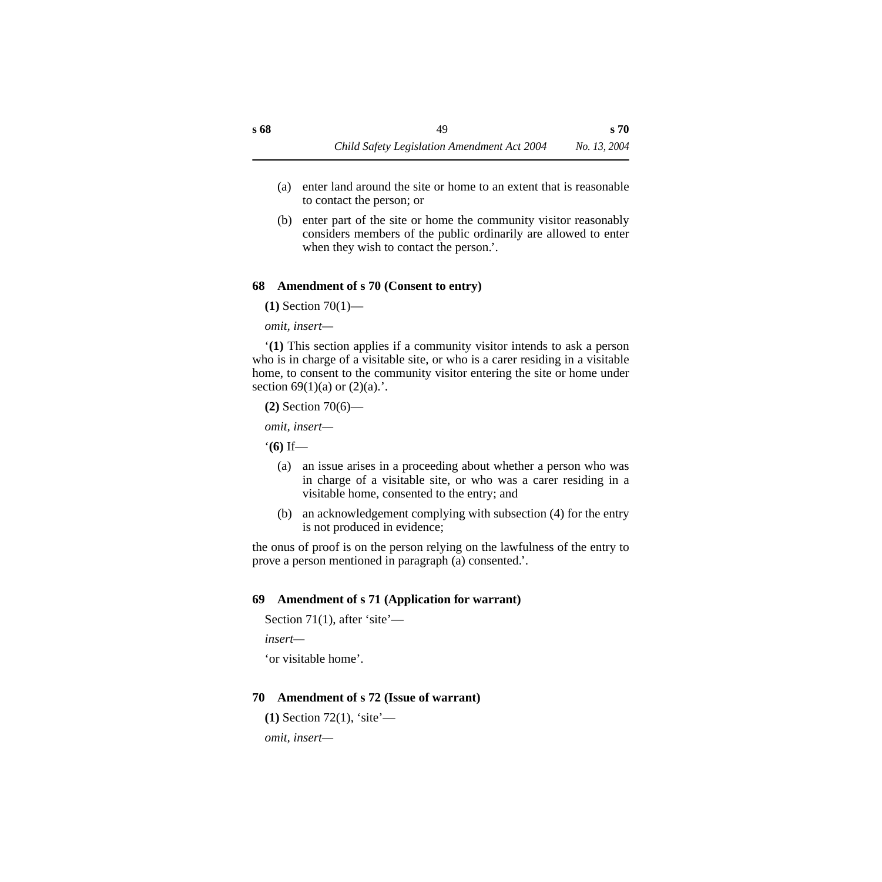(a) enter land around the site or home to an extent that is reasonable to contact the person; or

(b) enter part of the site or home the community visitor reasonably considers members of the public ordinarily are allowed to enter when they wish to contact the person.’.

### 68 Amendment of s 70 (Consent to entry)

**(1)** Section 70(1)—

*omit, insert*—

‘**(1)** This section applies if a community visitor intends to ask a person who is in charge of a visitable site, or who is a carer residing in a visitable home, to consent to the community visitor entering the site or home under section 69(1)(a) or (2)(a).’.

**(2)** Section 70(6)—

*omit, insert*—

‘**(6)** If—

(a) an issue arises in a proceeding about whether a person who was in charge of a visitable site, or who was a carer residing in a visitable home, consented to the entry; and

(b) an acknowledgement complying with subsection (4) for the entry is not produced in evidence;

the onus of proof is on the person relying on the lawfulness of the entry to prove a person mentioned in paragraph (a) consented.’.

### 69 Amendment of s 71 (Application for warrant)

Section 71(1), after ‘site’—

*insert*—

‘or visitable home’.

### 70 Amendment of s 72 (Issue of warrant)

**(1)** Section 72(1), ‘site’—

*omit, insert*—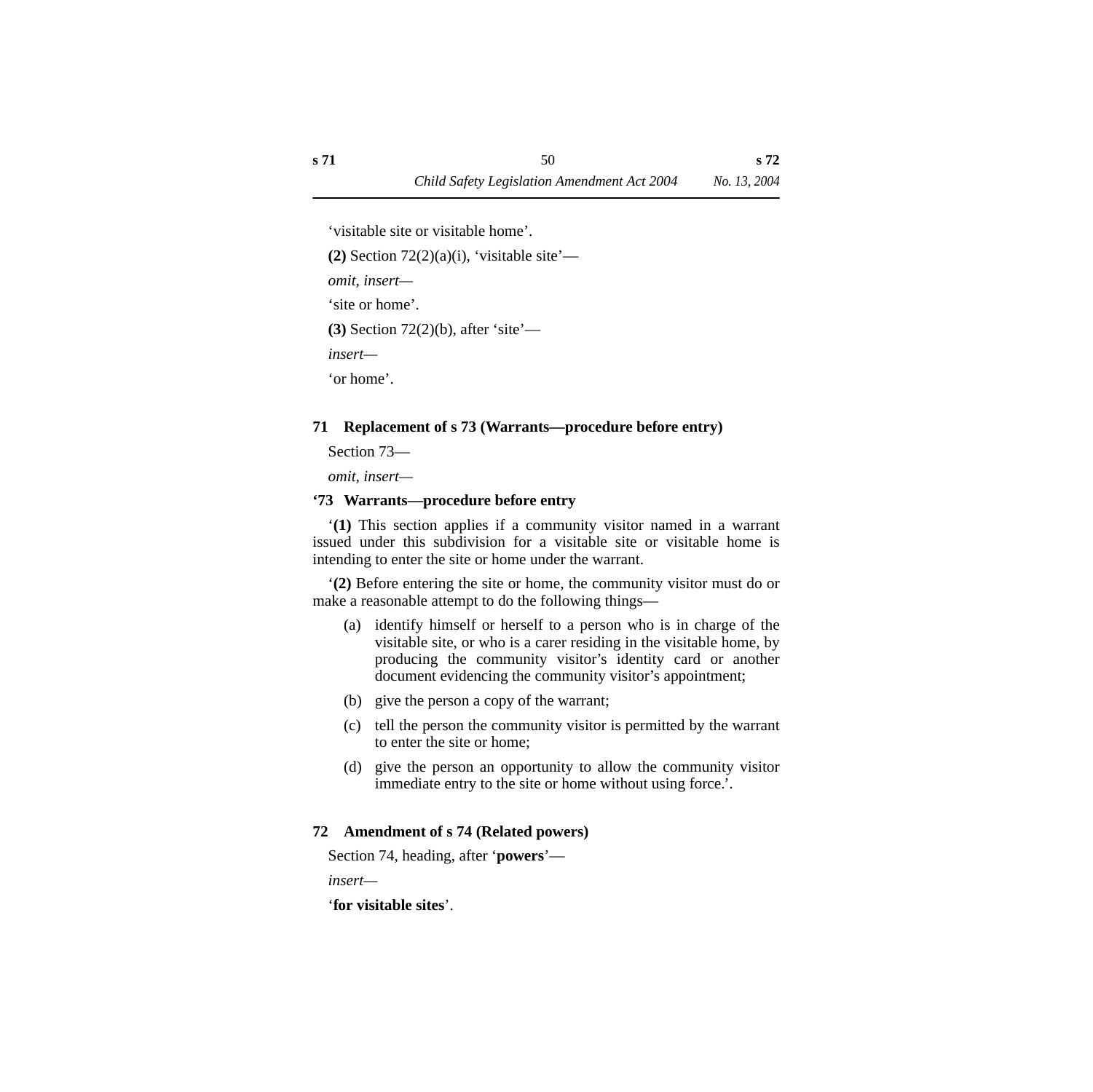'visitable site or visitable home'.

**(2)** Section 72(2)(a)(i), 'visitable site'—

*omit, insert*—

'site or home'.

**(3)** Section 72(2)(b), after 'site'—

*insert*—

'or home'.

### 71 Replacement of s 73 (Warrants—procedure before entry)

Section 73—

*omit, insert*—

**'73 Warrants—procedure before entry**

'**(1)** This section applies if a community visitor named in a warrant issued under this subdivision for a visitable site or visitable home is intending to enter the site or home under the warrant.

'**(2)** Before entering the site or home, the community visitor must do or make a reasonable attempt to do the following things—

- (a) identify himself or herself to a person who is in charge of the visitable site, or who is a carer residing in the visitable home, by producing the community visitor's identity card or another document evidencing the community visitor's appointment;
- (b) give the person a copy of the warrant;
- (c) tell the person the community visitor is permitted by the warrant to enter the site or home;
- (d) give the person an opportunity to allow the community visitor immediate entry to the site or home without using force.'.

### 72 Amendment of s 74 (Related powers)

Section 74, heading, after '**powers**'—

*insert*—

'**for visitable sites**'.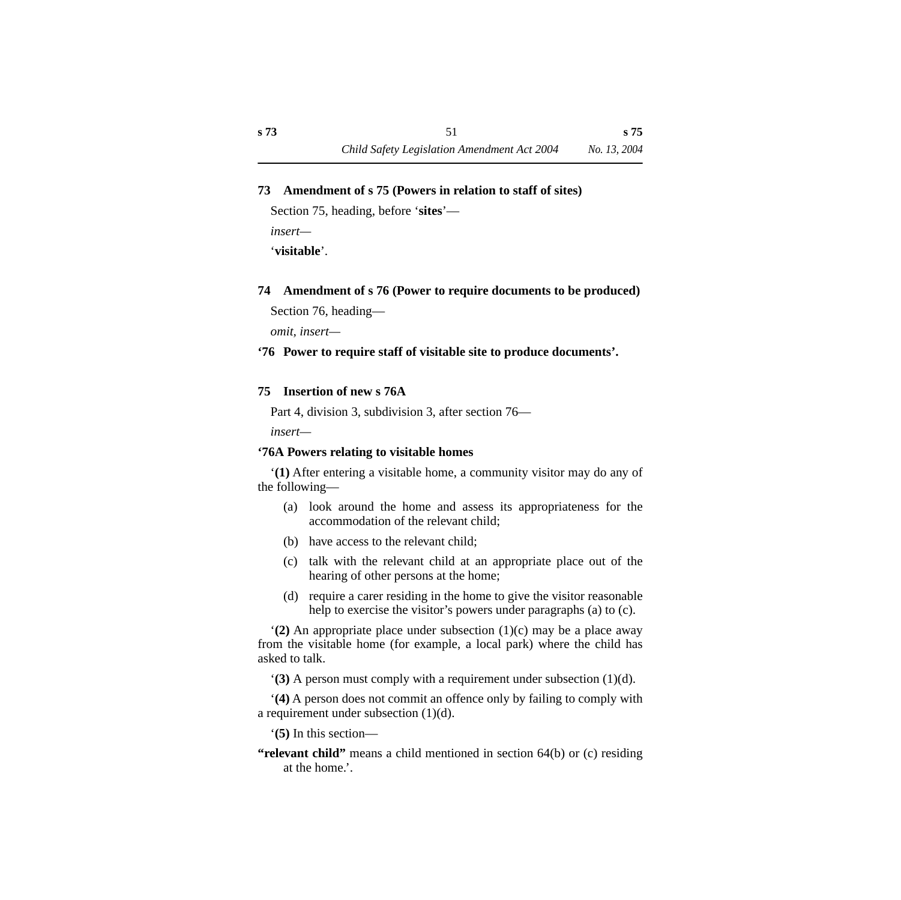### 73 Amendment of s 75 (Powers in relation to staff of sites)

Section 75, heading, before '**sites**'—

*insert*—

'**visitable**'.

### 74 Amendment of s 76 (Power to require documents to be produced)

Section 76, heading—

*omit, insert*—

**'76 Power to require staff of visitable site to produce documents'.**

### 75 Insertion of new s 76A

Part 4, division 3, subdivision 3, after section 76—

*insert*—

**'76A Powers relating to visitable homes**

'**(1)** After entering a visitable home, a community visitor may do any of the following—

(a) look around the home and assess its appropriateness for the accommodation of the relevant child;

(b) have access to the relevant child;

(c) talk with the relevant child at an appropriate place out of the hearing of other persons at the home;

(d) require a carer residing in the home to give the visitor reasonable help to exercise the visitor's powers under paragraphs (a) to (c).

'**(2)** An appropriate place under subsection (1)(c) may be a place away from the visitable home (for example, a local park) where the child has asked to talk.

'**(3)** A person must comply with a requirement under subsection (1)(d).

'**(4)** A person does not commit an offence only by failing to comply with a requirement under subsection (1)(d).

'**(5)** In this section—

**"relevant child"** means a child mentioned in section 64(b) or (c) residing at the home.'.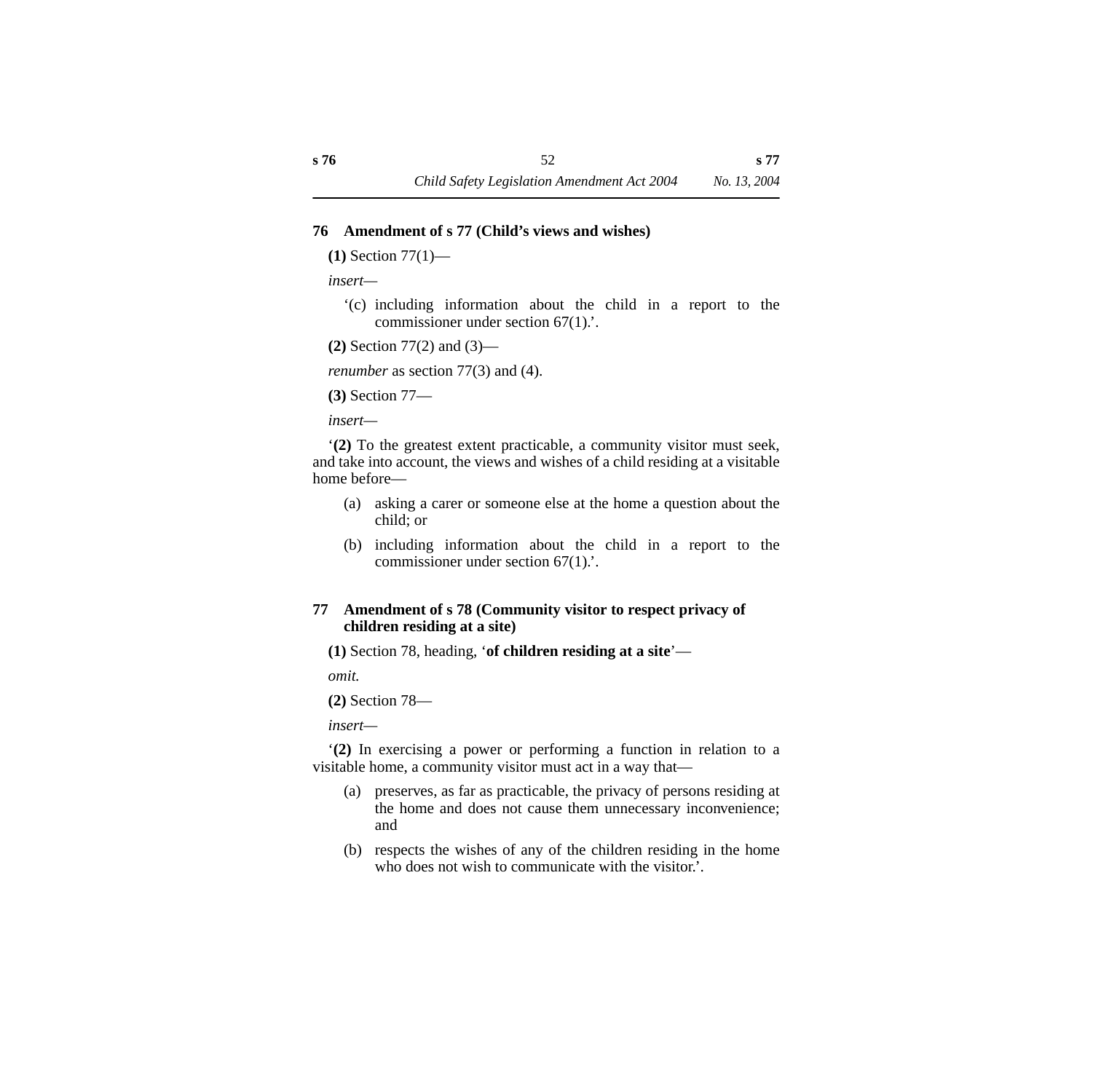### 76 Amendment of s 77 (Child's views and wishes)

**(1)** Section 77(1)—

*insert*—

'(c) including information about the child in a report to the commissioner under section 67(1).'.

**(2)** Section 77(2) and (3)—

*renumber* as section 77(3) and (4).

**(3)** Section 77—

*insert*—

'**(2)** To the greatest extent practicable, a community visitor must seek, and take into account, the views and wishes of a child residing at a visitable home before—

(a) asking a carer or someone else at the home a question about the child; or

(b) including information about the child in a report to the commissioner under section 67(1).'.

### 77 Amendment of s 78 (Community visitor to respect privacy of children residing at a site)

**(1)** Section 78, heading, '**of children residing at a site**'—

*omit.*

**(2)** Section 78—

*insert*—

'**(2)** In exercising a power or performing a function in relation to a visitable home, a community visitor must act in a way that—

(a) preserves, as far as practicable, the privacy of persons residing at the home and does not cause them unnecessary inconvenience; and

(b) respects the wishes of any of the children residing in the home who does not wish to communicate with the visitor.'.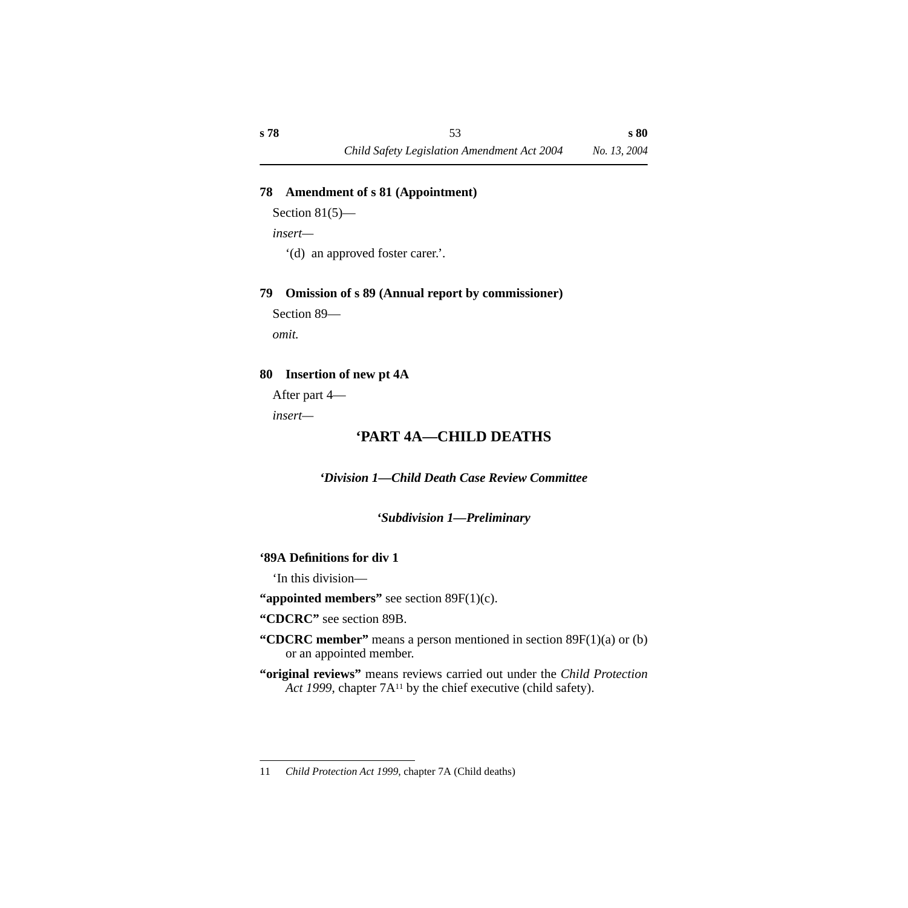### 78 Amendment of s 81 (Appointment)

Section 81(5)—

*insert*—

‘(d) an approved foster carer.’.

### 79 Omission of s 89 (Annual report by commissioner)

Section 89—

*omit.*

### 80 Insertion of new pt 4A

After part 4—

*insert*—

## ‘PART 4A—CHILD DEATHS

### *‘Division 1—Child Death Case Review Committee*

#### *‘Subdivision 1—Preliminary*

**‘89A Definitions for div 1**

‘In this division—

**“appointed members”** see section 89F(1)(c).

**“CDCRC”** see section 89B.

**“CDCRC member”** means a person mentioned in section 89F(1)(a) or (b) or an appointed member.

**“original reviews”** means reviews carried out under the *Child Protection Act 1999*, chapter 7A[11] by the chief executive (child safety).

---

11 *Child Protection Act 1999*, chapter 7A (Child deaths)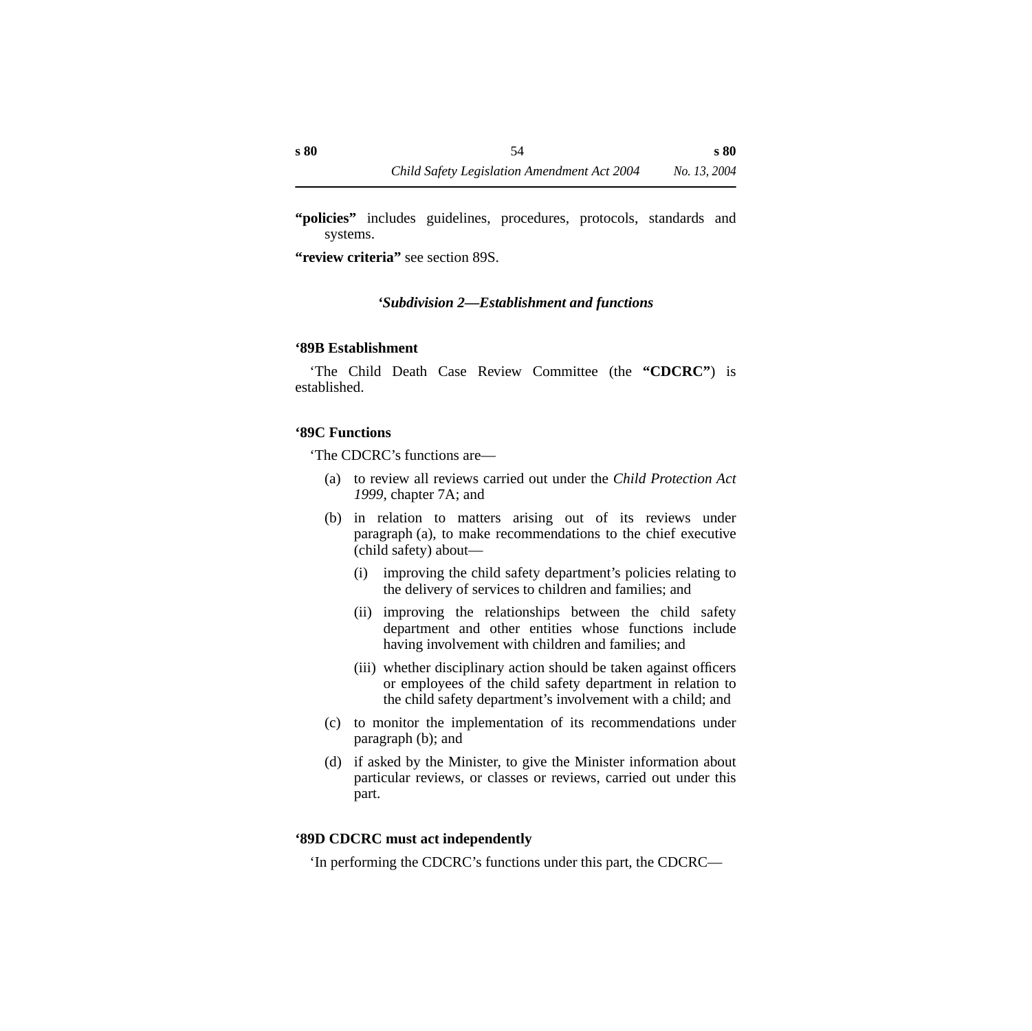**"policies"** includes guidelines, procedures, protocols, standards and systems.

**"review criteria"** see section 89S.

### *'Subdivision 2—Establishment and functions*

#### '89B Establishment

'The Child Death Case Review Committee (the **"CDCRC"**) is established.

#### '89C Functions

'The CDCRC's functions are—

(a) to review all reviews carried out under the *Child Protection Act 1999*, chapter 7A; and

(b) in relation to matters arising out of its reviews under paragraph (a), to make recommendations to the chief executive (child safety) about—

  (i) improving the child safety department's policies relating to the delivery of services to children and families; and

  (ii) improving the relationships between the child safety department and other entities whose functions include having involvement with children and families; and

  (iii) whether disciplinary action should be taken against officers or employees of the child safety department in relation to the child safety department's involvement with a child; and

(c) to monitor the implementation of its recommendations under paragraph (b); and

(d) if asked by the Minister, to give the Minister information about particular reviews, or classes or reviews, carried out under this part.

#### '89D CDCRC must act independently

'In performing the CDCRC's functions under this part, the CDCRC—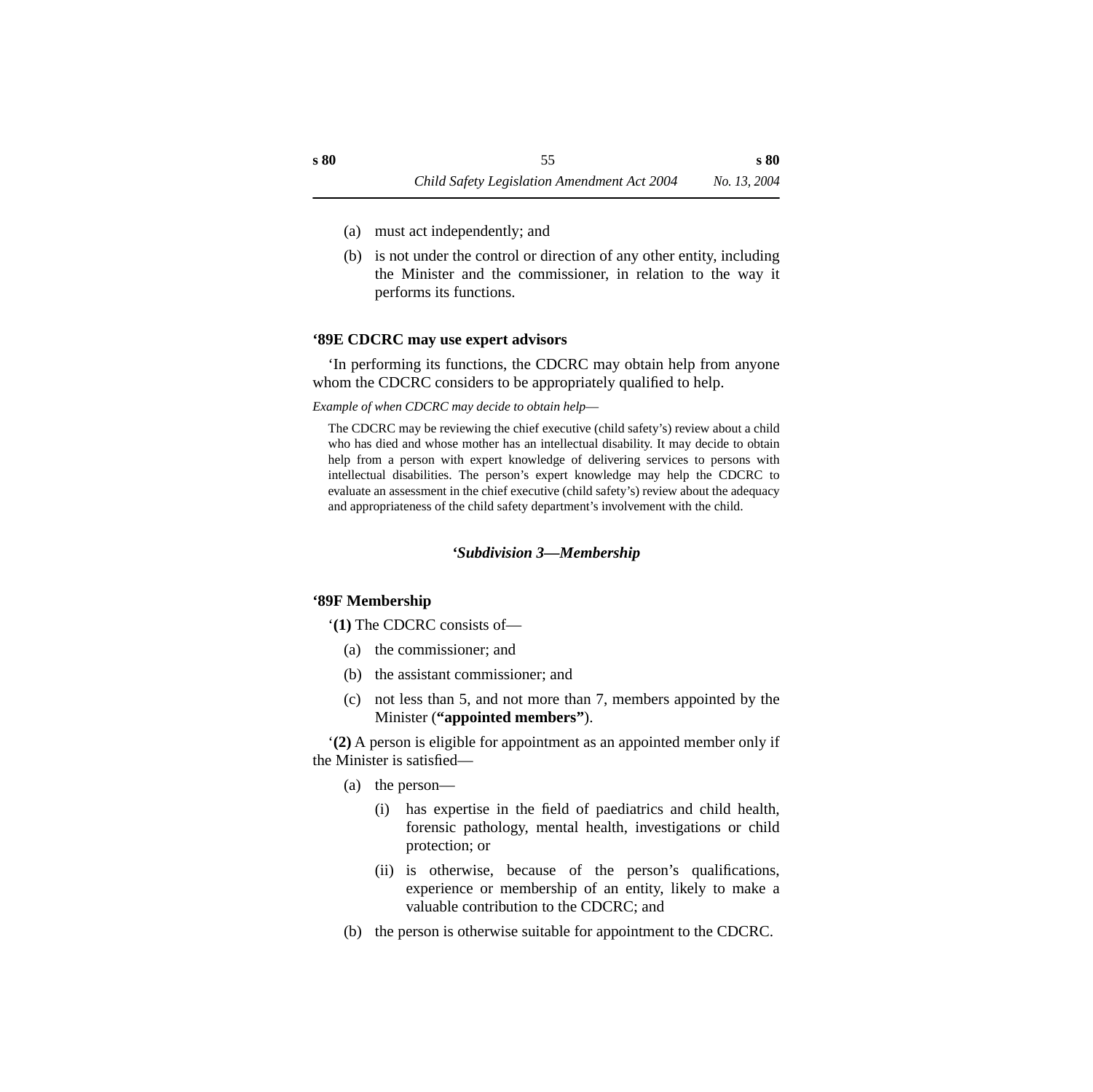(a) must act independently; and

(b) is not under the control or direction of any other entity, including the Minister and the commissioner, in relation to the way it performs its functions.

**‘89E CDCRC may use expert advisors**

‘In performing its functions, the CDCRC may obtain help from anyone whom the CDCRC considers to be appropriately qualified to help.

*Example of when CDCRC may decide to obtain help*—

The CDCRC may be reviewing the chief executive (child safety’s) review about a child who has died and whose mother has an intellectual disability. It may decide to obtain help from a person with expert knowledge of delivering services to persons with intellectual disabilities. The person’s expert knowledge may help the CDCRC to evaluate an assessment in the chief executive (child safety’s) review about the adequacy and appropriateness of the child safety department’s involvement with the child.

***‘Subdivision 3—Membership***

**‘89F Membership**

‘**(1)** The CDCRC consists of—

(a) the commissioner; and

(b) the assistant commissioner; and

(c) not less than 5, and not more than 7, members appointed by the Minister (**“appointed members”**).

‘**(2)** A person is eligible for appointment as an appointed member only if the Minister is satisfied—

(a) the person—

(i) has expertise in the field of paediatrics and child health, forensic pathology, mental health, investigations or child protection; or

(ii) is otherwise, because of the person’s qualifications, experience or membership of an entity, likely to make a valuable contribution to the CDCRC; and

(b) the person is otherwise suitable for appointment to the CDCRC.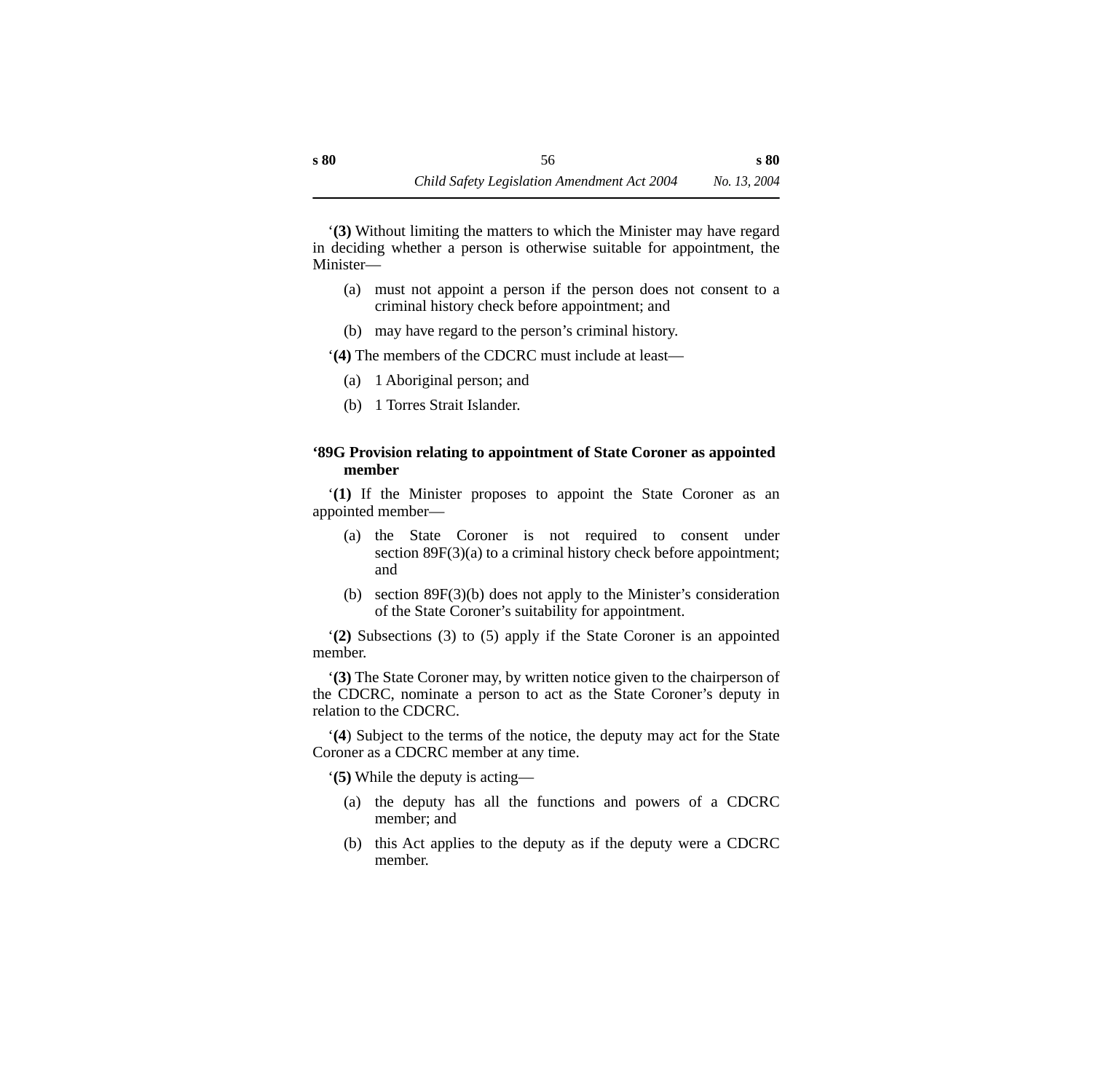‘**(3)** Without limiting the matters to which the Minister may have regard in deciding whether a person is otherwise suitable for appointment, the Minister—

(a) must not appoint a person if the person does not consent to a criminal history check before appointment; and

(b) may have regard to the person’s criminal history.

‘**(4)** The members of the CDCRC must include at least—

(a) 1 Aboriginal person; and

(b) 1 Torres Strait Islander.

**‘89G Provision relating to appointment of State Coroner as appointed member**

‘**(1)** If the Minister proposes to appoint the State Coroner as an appointed member—

(a) the State Coroner is not required to consent under section 89F(3)(a) to a criminal history check before appointment; and

(b) section 89F(3)(b) does not apply to the Minister’s consideration of the State Coroner’s suitability for appointment.

‘**(2)** Subsections (3) to (5) apply if the State Coroner is an appointed member.

‘**(3)** The State Coroner may, by written notice given to the chairperson of the CDCRC, nominate a person to act as the State Coroner’s deputy in relation to the CDCRC.

‘(**4**) Subject to the terms of the notice, the deputy may act for the State Coroner as a CDCRC member at any time.

‘**(5)** While the deputy is acting—

(a) the deputy has all the functions and powers of a CDCRC member; and

(b) this Act applies to the deputy as if the deputy were a CDCRC member.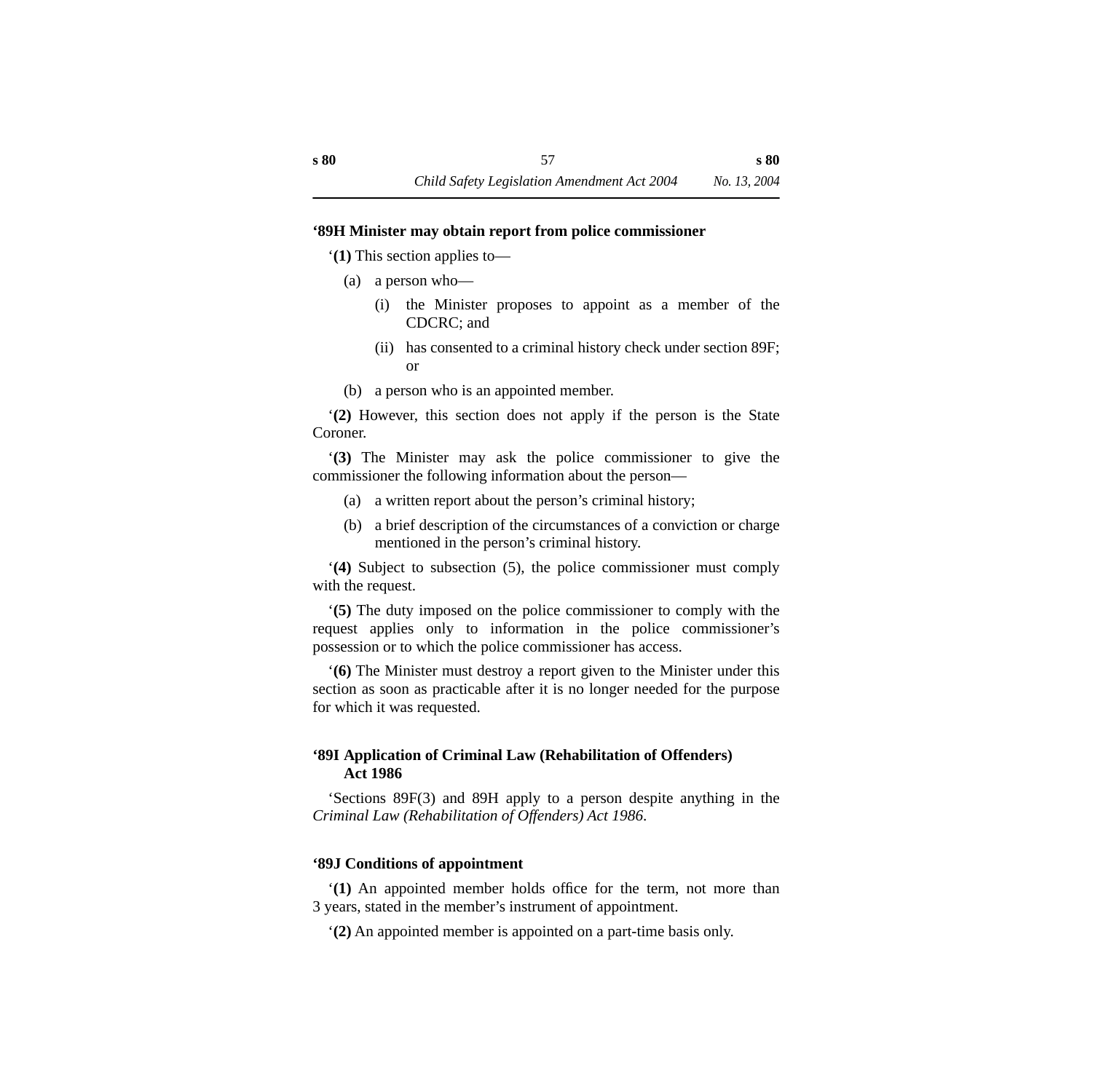**‘89H Minister may obtain report from police commissioner**

‘**(1)** This section applies to—

(a) a person who—

(i) the Minister proposes to appoint as a member of the CDCRC; and

(ii) has consented to a criminal history check under section 89F; or

(b) a person who is an appointed member.

‘**(2)** However, this section does not apply if the person is the State Coroner.

‘**(3)** The Minister may ask the police commissioner to give the commissioner the following information about the person—

(a) a written report about the person’s criminal history;

(b) a brief description of the circumstances of a conviction or charge mentioned in the person’s criminal history.

‘**(4)** Subject to subsection (5), the police commissioner must comply with the request.

‘**(5)** The duty imposed on the police commissioner to comply with the request applies only to information in the police commissioner’s possession or to which the police commissioner has access.

‘**(6)** The Minister must destroy a report given to the Minister under this section as soon as practicable after it is no longer needed for the purpose for which it was requested.

**‘89I Application of Criminal Law (Rehabilitation of Offenders) Act 1986**

‘Sections 89F(3) and 89H apply to a person despite anything in the *Criminal Law (Rehabilitation of Offenders) Act 1986*.

**‘89J Conditions of appointment**

‘**(1)** An appointed member holds office for the term, not more than 3 years, stated in the member’s instrument of appointment.

‘**(2)** An appointed member is appointed on a part-time basis only.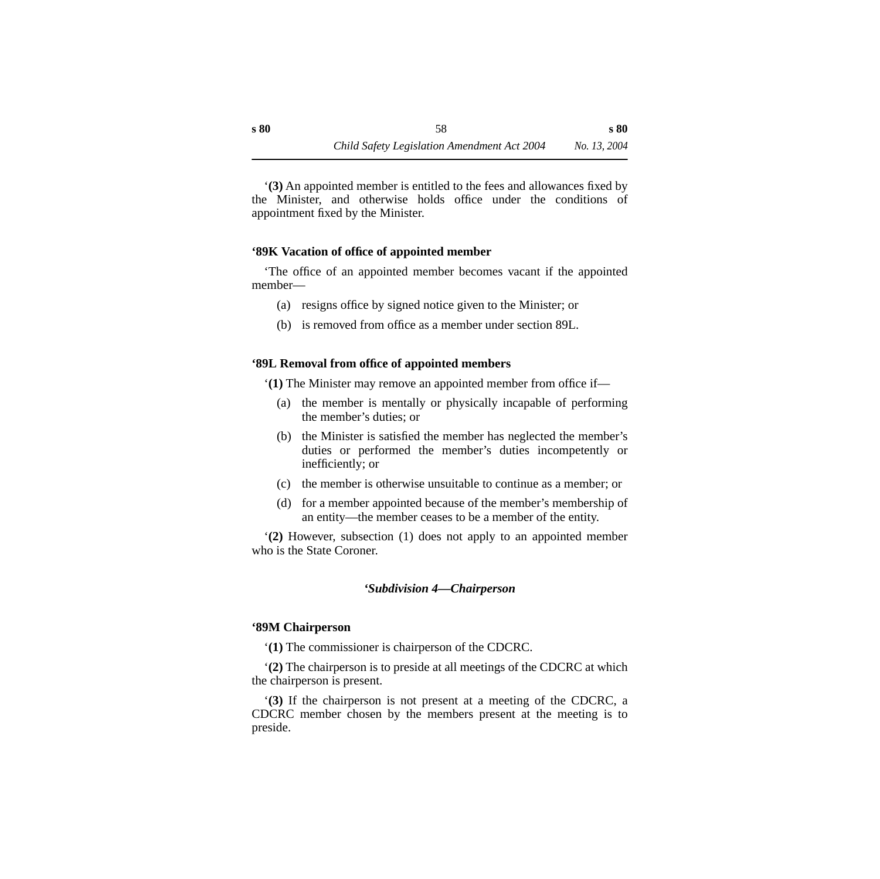‘**(3)** An appointed member is entitled to the fees and allowances fixed by the Minister, and otherwise holds office under the conditions of appointment fixed by the Minister.

### ‘89K Vacation of office of appointed member

‘The office of an appointed member becomes vacant if the appointed member—

(a) resigns office by signed notice given to the Minister; or

(b) is removed from office as a member under section 89L.

### ‘89L Removal from office of appointed members

‘**(1)** The Minister may remove an appointed member from office if—

(a) the member is mentally or physically incapable of performing the member’s duties; or

(b) the Minister is satisfied the member has neglected the member’s duties or performed the member’s duties incompetently or inefficiently; or

(c) the member is otherwise unsuitable to continue as a member; or

(d) for a member appointed because of the member’s membership of an entity—the member ceases to be a member of the entity.

‘**(2)** However, subsection (1) does not apply to an appointed member who is the State Coroner.

## *‘Subdivision 4—Chairperson*

### ‘89M Chairperson

‘**(1)** The commissioner is chairperson of the CDCRC.

‘**(2)** The chairperson is to preside at all meetings of the CDCRC at which the chairperson is present.

‘**(3)** If the chairperson is not present at a meeting of the CDCRC, a CDCRC member chosen by the members present at the meeting is to preside.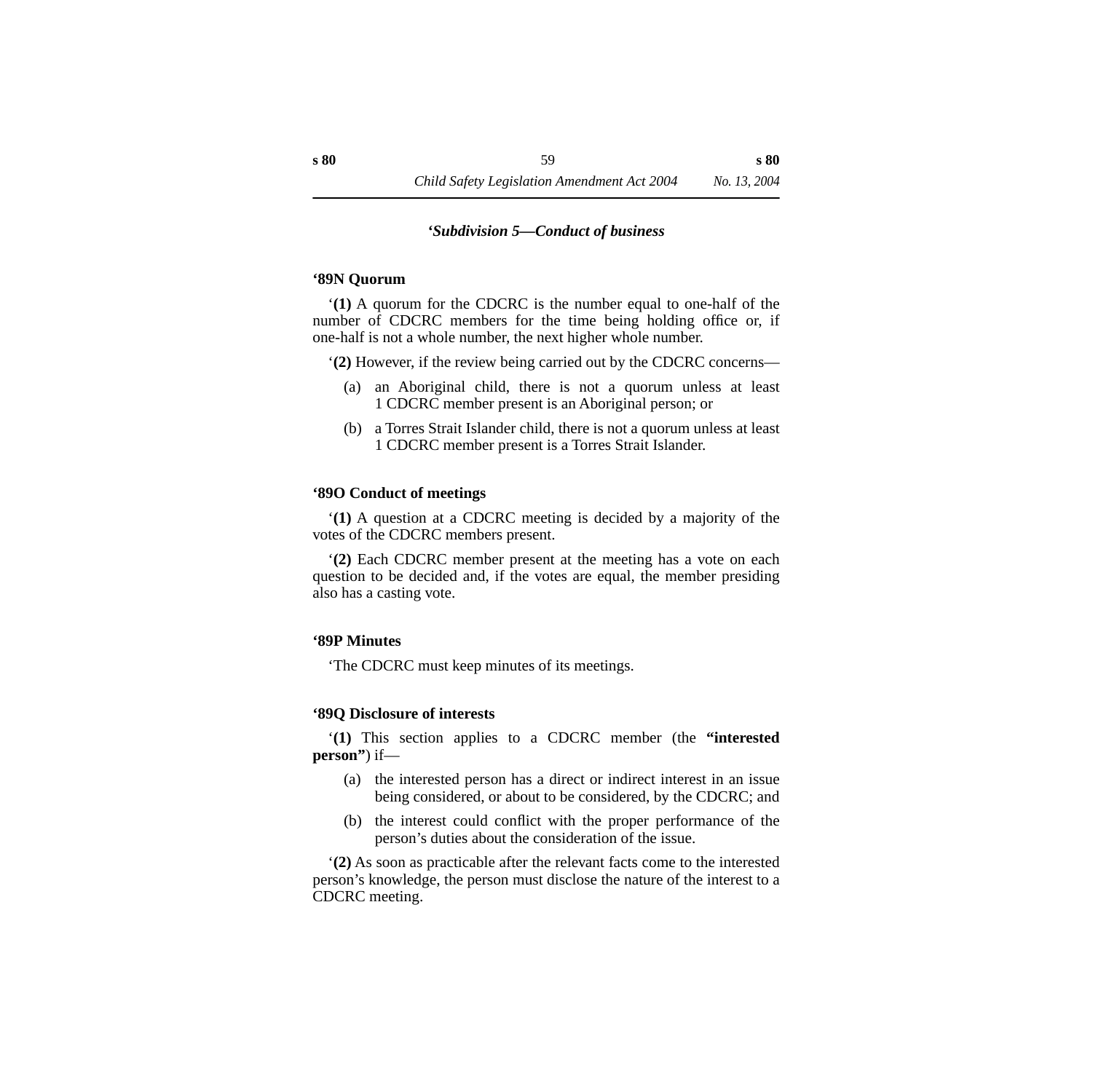### *‘Subdivision 5—Conduct of business*

#### ‘89N Quorum

‘**(1)** A quorum for the CDCRC is the number equal to one-half of the number of CDCRC members for the time being holding office or, if one-half is not a whole number, the next higher whole number.

‘**(2)** However, if the review being carried out by the CDCRC concerns—

(a) an Aboriginal child, there is not a quorum unless at least 1 CDCRC member present is an Aboriginal person; or

(b) a Torres Strait Islander child, there is not a quorum unless at least 1 CDCRC member present is a Torres Strait Islander.

#### ‘89O Conduct of meetings

‘**(1)** A question at a CDCRC meeting is decided by a majority of the votes of the CDCRC members present.

‘**(2)** Each CDCRC member present at the meeting has a vote on each question to be decided and, if the votes are equal, the member presiding also has a casting vote.

#### ‘89P Minutes

‘The CDCRC must keep minutes of its meetings.

#### ‘89Q Disclosure of interests

‘**(1)** This section applies to a CDCRC member (the **“interested person”**) if—

(a) the interested person has a direct or indirect interest in an issue being considered, or about to be considered, by the CDCRC; and

(b) the interest could conflict with the proper performance of the person’s duties about the consideration of the issue.

‘**(2)** As soon as practicable after the relevant facts come to the interested person’s knowledge, the person must disclose the nature of the interest to a CDCRC meeting.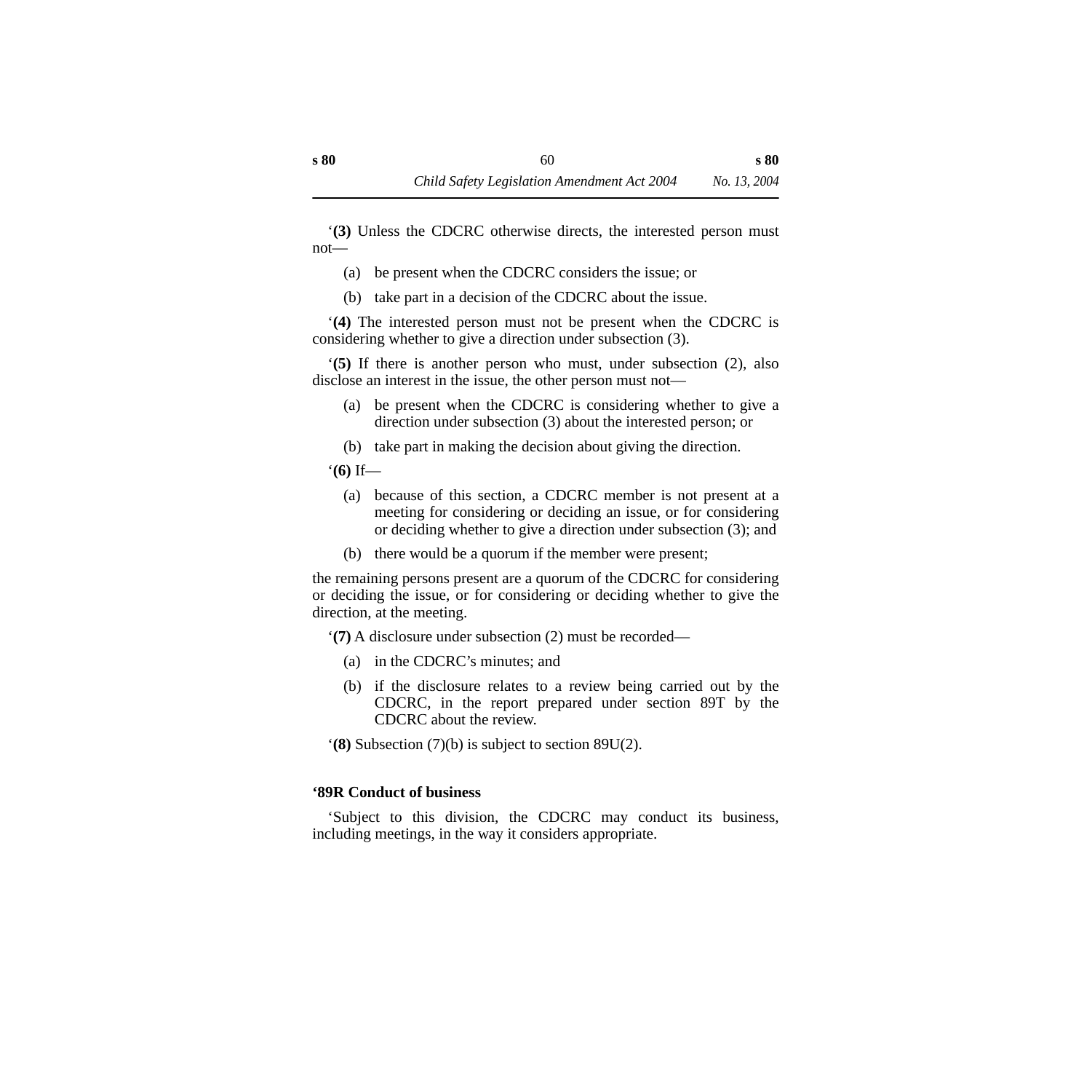‘**(3)** Unless the CDCRC otherwise directs, the interested person must not—

(a) be present when the CDCRC considers the issue; or

(b) take part in a decision of the CDCRC about the issue.

‘**(4)** The interested person must not be present when the CDCRC is considering whether to give a direction under subsection (3).

‘**(5)** If there is another person who must, under subsection (2), also disclose an interest in the issue, the other person must not—

(a) be present when the CDCRC is considering whether to give a direction under subsection (3) about the interested person; or

(b) take part in making the decision about giving the direction.

‘**(6)** If—

(a) because of this section, a CDCRC member is not present at a meeting for considering or deciding an issue, or for considering or deciding whether to give a direction under subsection (3); and

(b) there would be a quorum if the member were present;

the remaining persons present are a quorum of the CDCRC for considering or deciding the issue, or for considering or deciding whether to give the direction, at the meeting.

‘**(7)** A disclosure under subsection (2) must be recorded—

(a) in the CDCRC’s minutes; and

(b) if the disclosure relates to a review being carried out by the CDCRC, in the report prepared under section 89T by the CDCRC about the review.

‘**(8)** Subsection (7)(b) is subject to section 89U(2).

**‘89R Conduct of business**

‘Subject to this division, the CDCRC may conduct its business, including meetings, in the way it considers appropriate.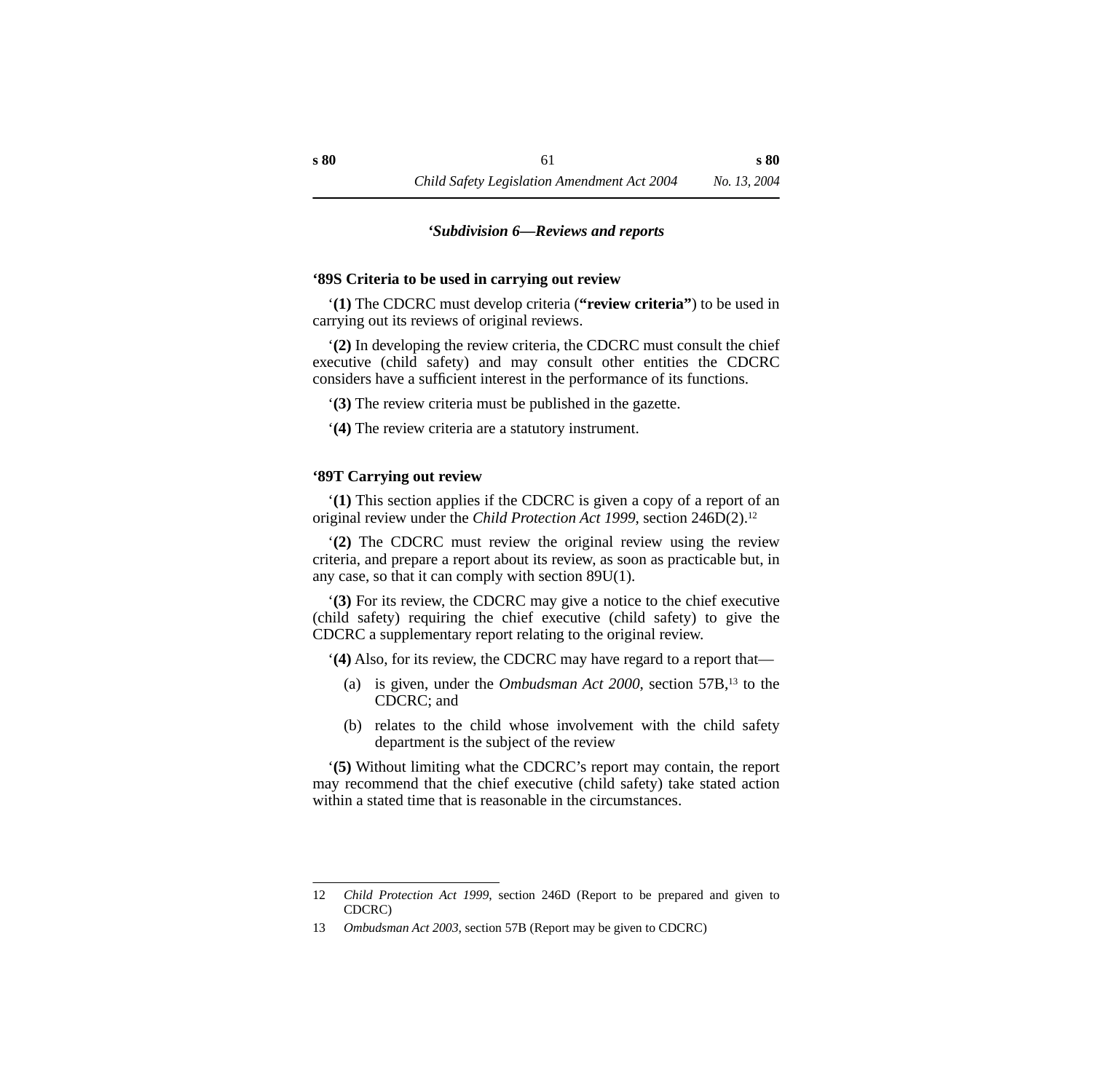### *‘Subdivision 6—Reviews and reports*

**‘89S Criteria to be used in carrying out review**

‘**(1)** The CDCRC must develop criteria (**“review criteria”**) to be used in carrying out its reviews of original reviews.

‘**(2)** In developing the review criteria, the CDCRC must consult the chief executive (child safety) and may consult other entities the CDCRC considers have a sufficient interest in the performance of its functions.

‘**(3)** The review criteria must be published in the gazette.

‘**(4)** The review criteria are a statutory instrument.

**‘89T Carrying out review**

‘**(1)** This section applies if the CDCRC is given a copy of a report of an original review under the *Child Protection Act 1999*, section 246D(2).[12]

‘**(2)** The CDCRC must review the original review using the review criteria, and prepare a report about its review, as soon as practicable but, in any case, so that it can comply with section 89U(1).

‘**(3)** For its review, the CDCRC may give a notice to the chief executive (child safety) requiring the chief executive (child safety) to give the CDCRC a supplementary report relating to the original review.

‘**(4)** Also, for its review, the CDCRC may have regard to a report that—

(a) is given, under the *Ombudsman Act 2000*, section 57B,[13] to the CDCRC; and

(b) relates to the child whose involvement with the child safety department is the subject of the review

‘**(5)** Without limiting what the CDCRC’s report may contain, the report may recommend that the chief executive (child safety) take stated action within a stated time that is reasonable in the circumstances.

---

12 *Child Protection Act 1999*, section 246D (Report to be prepared and given to CDCRC)

13 *Ombudsman Act 2003*, section 57B (Report may be given to CDCRC)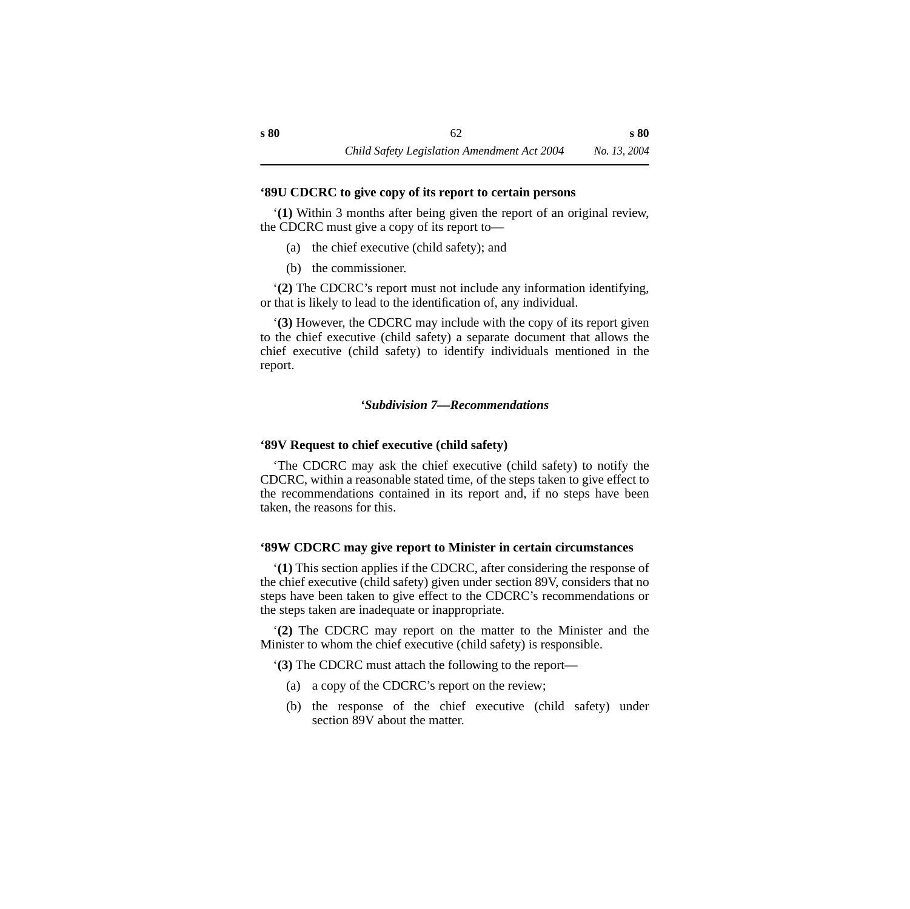**‘89U CDCRC to give copy of its report to certain persons**

‘**(1)** Within 3 months after being given the report of an original review, the CDCRC must give a copy of its report to—

(a) the chief executive (child safety); and

(b) the commissioner.

‘**(2)** The CDCRC’s report must not include any information identifying, or that is likely to lead to the identification of, any individual.

‘**(3)** However, the CDCRC may include with the copy of its report given to the chief executive (child safety) a separate document that allows the chief executive (child safety) to identify individuals mentioned in the report.

### *‘Subdivision 7—Recommendations*

**‘89V Request to chief executive (child safety)**

‘The CDCRC may ask the chief executive (child safety) to notify the CDCRC, within a reasonable stated time, of the steps taken to give effect to the recommendations contained in its report and, if no steps have been taken, the reasons for this.

**‘89W CDCRC may give report to Minister in certain circumstances**

‘**(1)** This section applies if the CDCRC, after considering the response of the chief executive (child safety) given under section 89V, considers that no steps have been taken to give effect to the CDCRC’s recommendations or the steps taken are inadequate or inappropriate.

‘**(2)** The CDCRC may report on the matter to the Minister and the Minister to whom the chief executive (child safety) is responsible.

‘**(3)** The CDCRC must attach the following to the report—

(a) a copy of the CDCRC’s report on the review;

(b) the response of the chief executive (child safety) under section 89V about the matter.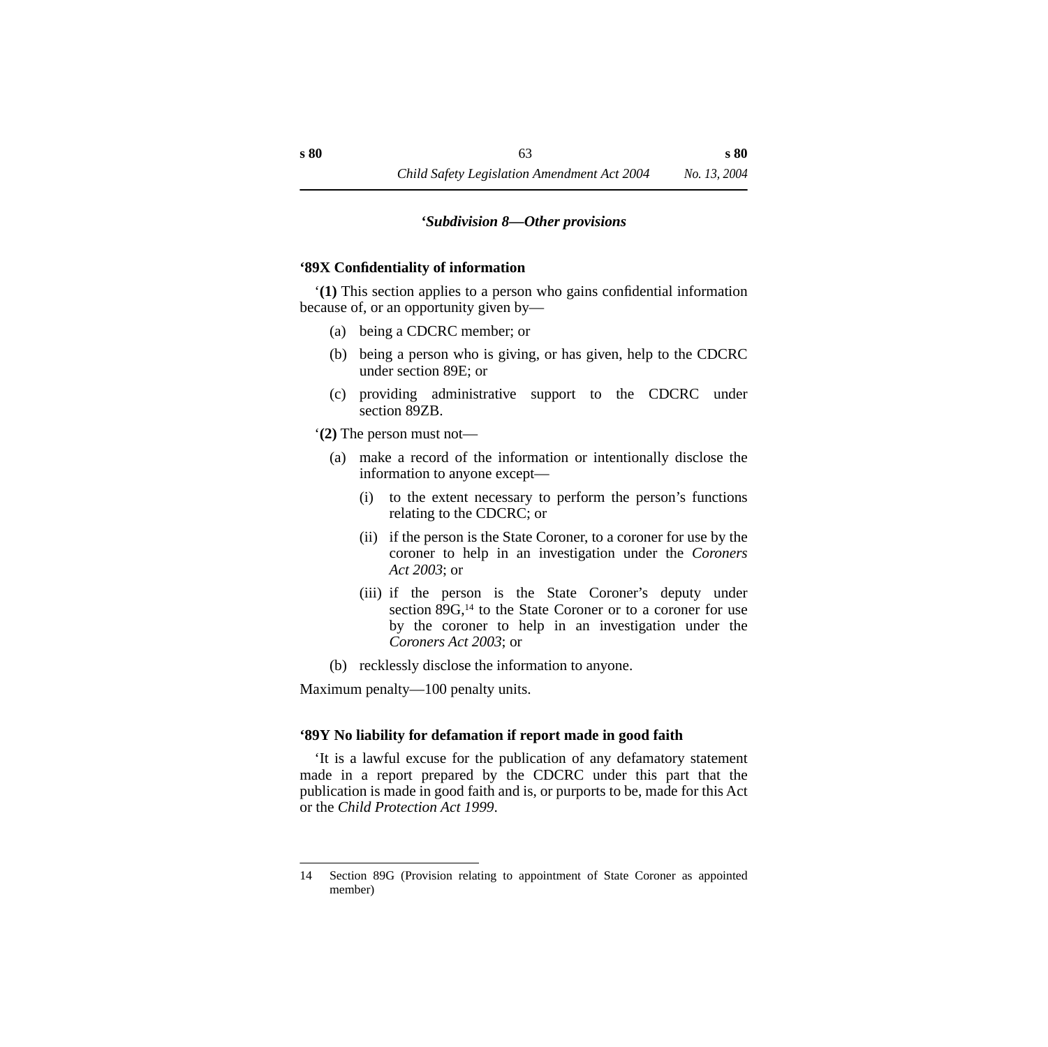### *‘Subdivision 8—Other provisions*

**‘89X Confidentiality of information**

‘**(1)** This section applies to a person who gains confidential information because of, or an opportunity given by—

(a) being a CDCRC member; or

(b) being a person who is giving, or has given, help to the CDCRC under section 89E; or

(c) providing administrative support to the CDCRC under section 89ZB.

‘**(2)** The person must not—

(a) make a record of the information or intentionally disclose the information to anyone except—

(i) to the extent necessary to perform the person’s functions relating to the CDCRC; or

(ii) if the person is the State Coroner, to a coroner for use by the coroner to help in an investigation under the *Coroners Act 2003*; or

(iii) if the person is the State Coroner’s deputy under section 89G,[14] to the State Coroner or to a coroner for use by the coroner to help in an investigation under the *Coroners Act 2003*; or

(b) recklessly disclose the information to anyone.

Maximum penalty—100 penalty units.

**‘89Y No liability for defamation if report made in good faith**

‘It is a lawful excuse for the publication of any defamatory statement made in a report prepared by the CDCRC under this part that the publication is made in good faith and is, or purports to be, made for this Act or the *Child Protection Act 1999*.

---

14 Section 89G (Provision relating to appointment of State Coroner as appointed member)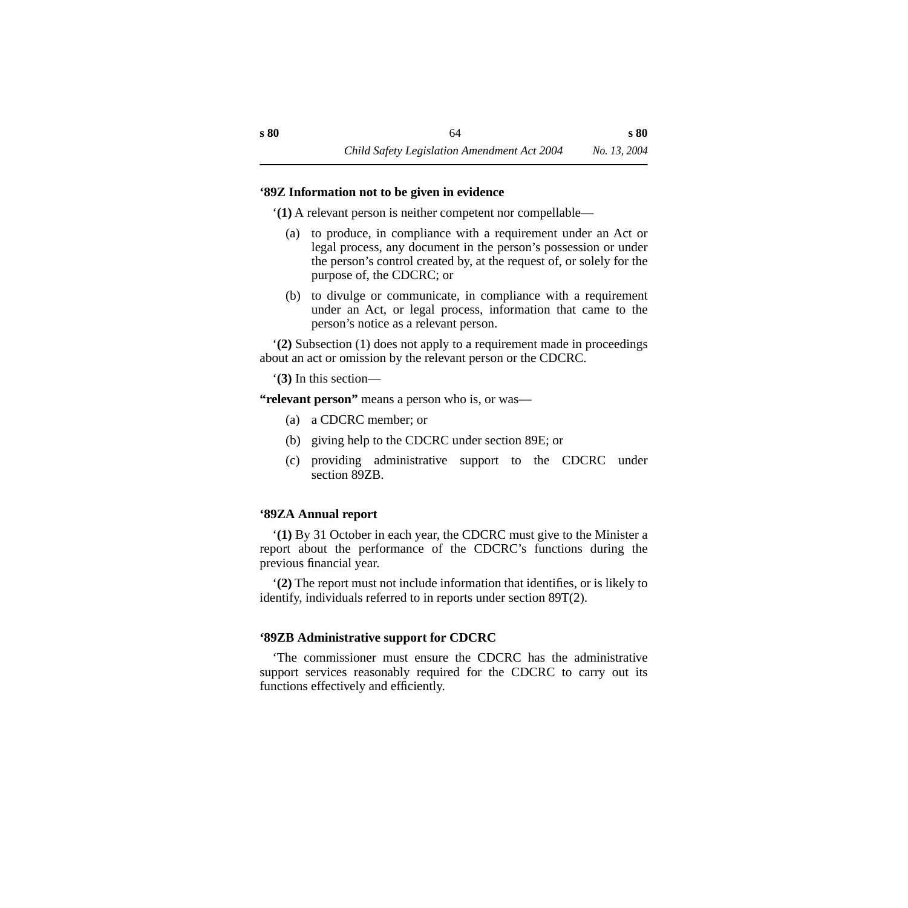**‘89Z Information not to be given in evidence**

‘**(1)** A relevant person is neither competent nor compellable—

(a) to produce, in compliance with a requirement under an Act or legal process, any document in the person’s possession or under the person’s control created by, at the request of, or solely for the purpose of, the CDCRC; or

(b) to divulge or communicate, in compliance with a requirement under an Act, or legal process, information that came to the person’s notice as a relevant person.

‘**(2)** Subsection (1) does not apply to a requirement made in proceedings about an act or omission by the relevant person or the CDCRC.

‘**(3)** In this section—

**“relevant person”** means a person who is, or was—

(a) a CDCRC member; or

(b) giving help to the CDCRC under section 89E; or

(c) providing administrative support to the CDCRC under section 89ZB.

**‘89ZA Annual report**

‘**(1)** By 31 October in each year, the CDCRC must give to the Minister a report about the performance of the CDCRC’s functions during the previous financial year.

‘**(2)** The report must not include information that identifies, or is likely to identify, individuals referred to in reports under section 89T(2).

**‘89ZB Administrative support for CDCRC**

‘The commissioner must ensure the CDCRC has the administrative support services reasonably required for the CDCRC to carry out its functions effectively and efficiently.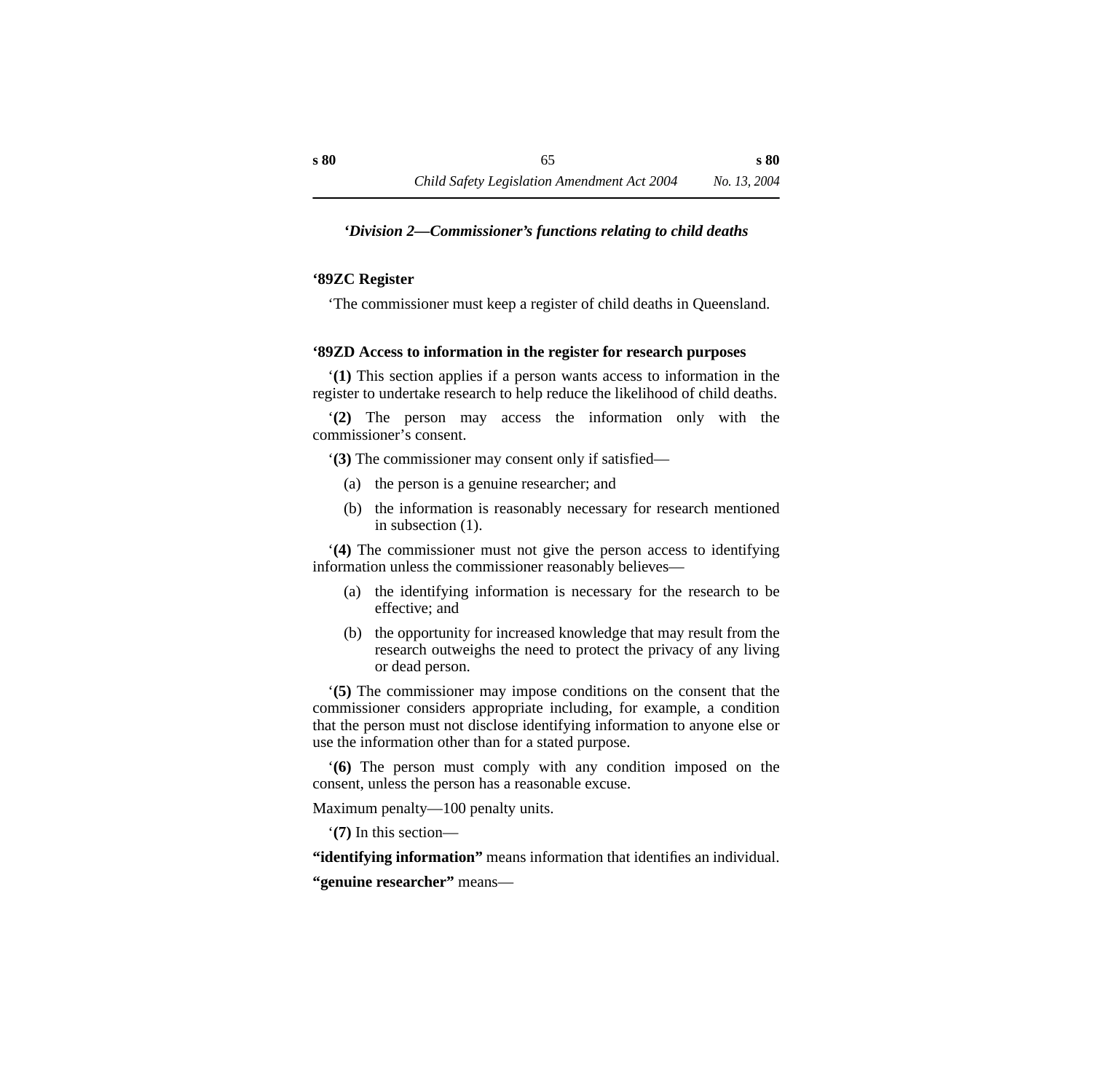### *‘Division 2—Commissioner’s functions relating to child deaths*

**‘89ZC Register**

‘The commissioner must keep a register of child deaths in Queensland.

**‘89ZD Access to information in the register for research purposes**

‘**(1)** This section applies if a person wants access to information in the register to undertake research to help reduce the likelihood of child deaths.

‘**(2)** The person may access the information only with the commissioner’s consent.

‘**(3)** The commissioner may consent only if satisfied—

(a) the person is a genuine researcher; and

(b) the information is reasonably necessary for research mentioned in subsection (1).

‘**(4)** The commissioner must not give the person access to identifying information unless the commissioner reasonably believes—

(a) the identifying information is necessary for the research to be effective; and

(b) the opportunity for increased knowledge that may result from the research outweighs the need to protect the privacy of any living or dead person.

‘**(5)** The commissioner may impose conditions on the consent that the commissioner considers appropriate including, for example, a condition that the person must not disclose identifying information to anyone else or use the information other than for a stated purpose.

‘**(6)** The person must comply with any condition imposed on the consent, unless the person has a reasonable excuse.

Maximum penalty—100 penalty units.

‘**(7)** In this section—

**“identifying information”** means information that identifies an individual.

**“genuine researcher”** means—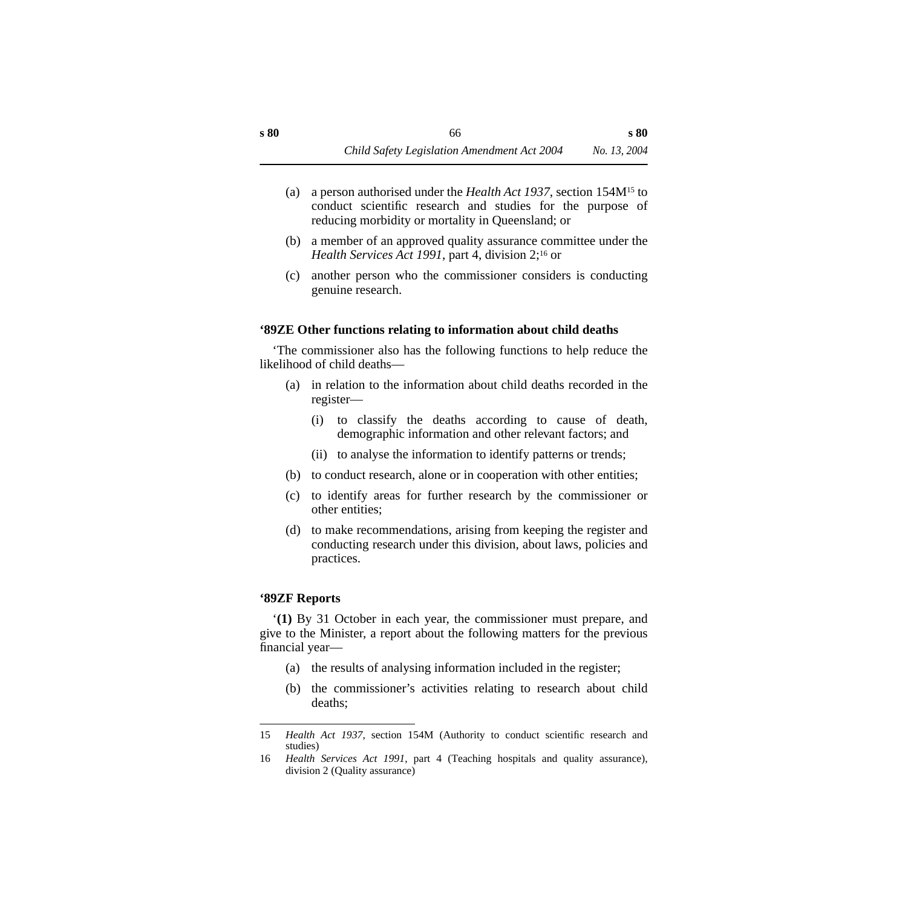(a) a person authorised under the *Health Act 1937*, section 154M[15] to conduct scientific research and studies for the purpose of reducing morbidity or mortality in Queensland; or

(b) a member of an approved quality assurance committee under the *Health Services Act 1991*, part 4, division 2;[16] or

(c) another person who the commissioner considers is conducting genuine research.

**‘89ZE Other functions relating to information about child deaths**

‘The commissioner also has the following functions to help reduce the likelihood of child deaths—

(a) in relation to the information about child deaths recorded in the register—

  (i) to classify the deaths according to cause of death, demographic information and other relevant factors; and

  (ii) to analyse the information to identify patterns or trends;

(b) to conduct research, alone or in cooperation with other entities;

(c) to identify areas for further research by the commissioner or other entities;

(d) to make recommendations, arising from keeping the register and conducting research under this division, about laws, policies and practices.

**‘89ZF Reports**

‘**(1)** By 31 October in each year, the commissioner must prepare, and give to the Minister, a report about the following matters for the previous financial year—

(a) the results of analysing information included in the register;

(b) the commissioner’s activities relating to research about child deaths;

---

15 *Health Act 1937*, section 154M (Authority to conduct scientific research and studies)

16 *Health Services Act 1991*, part 4 (Teaching hospitals and quality assurance), division 2 (Quality assurance)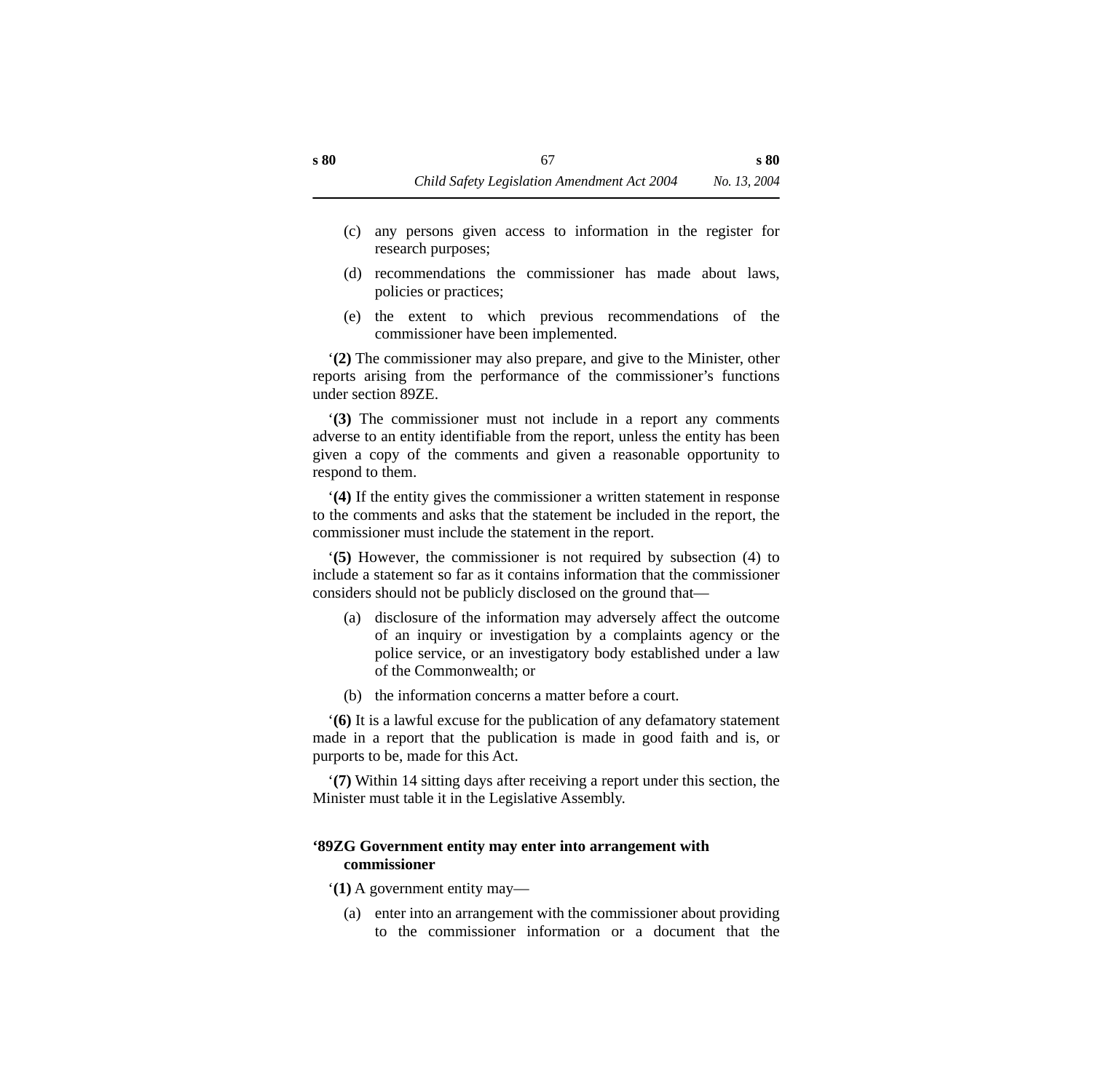(c) any persons given access to information in the register for research purposes;

(d) recommendations the commissioner has made about laws, policies or practices;

(e) the extent to which previous recommendations of the commissioner have been implemented.

‘**(2)** The commissioner may also prepare, and give to the Minister, other reports arising from the performance of the commissioner’s functions under section 89ZE.

‘**(3)** The commissioner must not include in a report any comments adverse to an entity identifiable from the report, unless the entity has been given a copy of the comments and given a reasonable opportunity to respond to them.

‘**(4)** If the entity gives the commissioner a written statement in response to the comments and asks that the statement be included in the report, the commissioner must include the statement in the report.

‘**(5)** However, the commissioner is not required by subsection (4) to include a statement so far as it contains information that the commissioner considers should not be publicly disclosed on the ground that—

(a) disclosure of the information may adversely affect the outcome of an inquiry or investigation by a complaints agency or the police service, or an investigatory body established under a law of the Commonwealth; or

(b) the information concerns a matter before a court.

‘**(6)** It is a lawful excuse for the publication of any defamatory statement made in a report that the publication is made in good faith and is, or purports to be, made for this Act.

‘**(7)** Within 14 sitting days after receiving a report under this section, the Minister must table it in the Legislative Assembly.

**‘89ZG Government entity may enter into arrangement with commissioner**

‘**(1)** A government entity may—

(a) enter into an arrangement with the commissioner about providing to the commissioner information or a document that the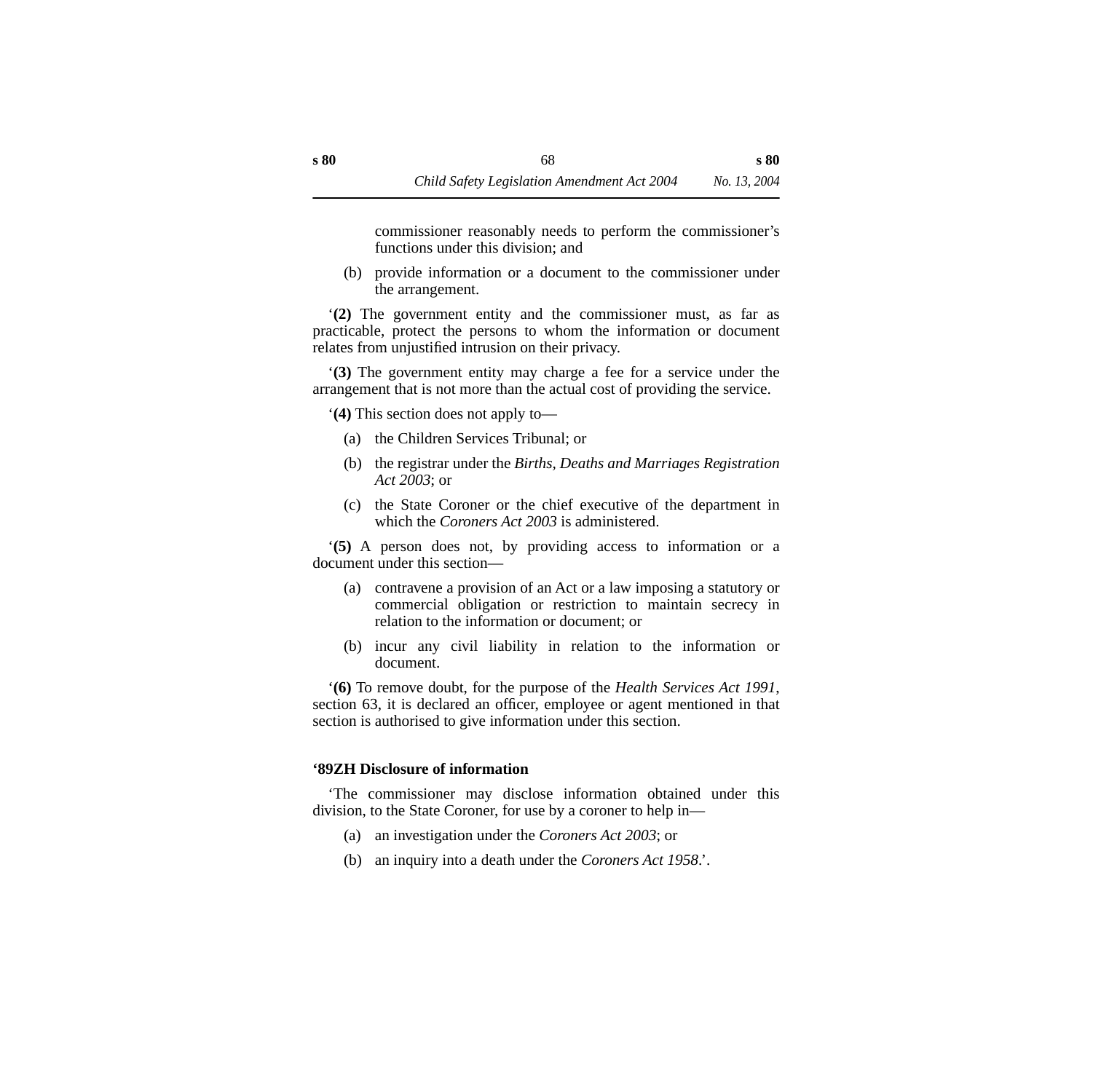commissioner reasonably needs to perform the commissioner's functions under this division; and

(b) provide information or a document to the commissioner under the arrangement.

'**(2)** The government entity and the commissioner must, as far as practicable, protect the persons to whom the information or document relates from unjustified intrusion on their privacy.

'**(3)** The government entity may charge a fee for a service under the arrangement that is not more than the actual cost of providing the service.

'**(4)** This section does not apply to—

(a) the Children Services Tribunal; or

(b) the registrar under the *Births, Deaths and Marriages Registration Act 2003*; or

(c) the State Coroner or the chief executive of the department in which the *Coroners Act 2003* is administered.

'**(5)** A person does not, by providing access to information or a document under this section—

(a) contravene a provision of an Act or a law imposing a statutory or commercial obligation or restriction to maintain secrecy in relation to the information or document; or

(b) incur any civil liability in relation to the information or document.

'**(6)** To remove doubt, for the purpose of the *Health Services Act 1991*, section 63, it is declared an officer, employee or agent mentioned in that section is authorised to give information under this section.

**'89ZH Disclosure of information**

'The commissioner may disclose information obtained under this division, to the State Coroner, for use by a coroner to help in—

(a) an investigation under the *Coroners Act 2003*; or

(b) an inquiry into a death under the *Coroners Act 1958*.'.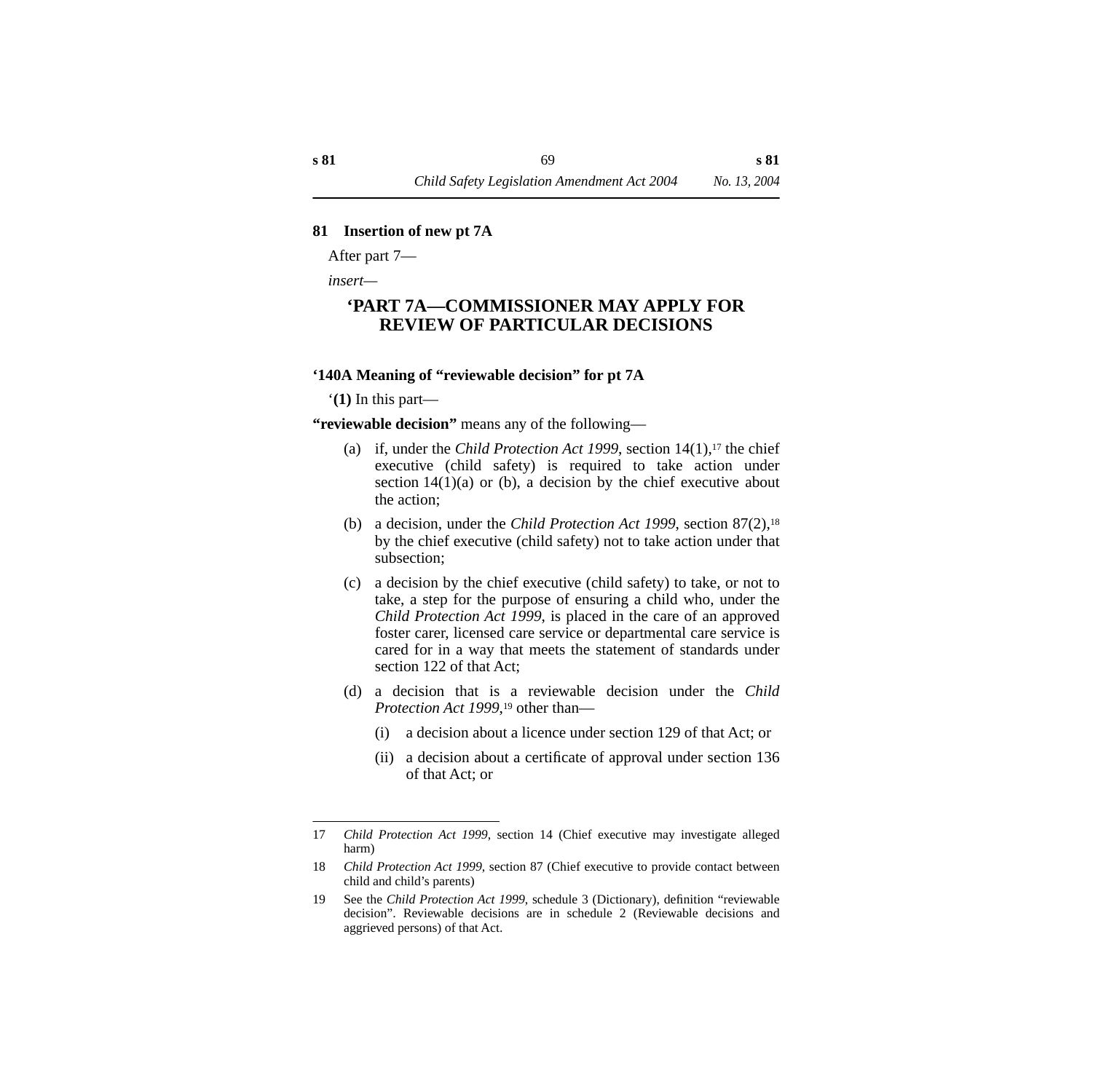#### 81 Insertion of new pt 7A

After part 7—

*insert*—

## ‘PART 7A—COMMISSIONER MAY APPLY FOR REVIEW OF PARTICULAR DECISIONS

#### ‘140A Meaning of “reviewable decision” for pt 7A

‘**(1)** In this part—

**“reviewable decision”** means any of the following—

(a) if, under the *Child Protection Act 1999*, section 14(1),[17] the chief executive (child safety) is required to take action under section 14(1)(a) or (b), a decision by the chief executive about the action;

(b) a decision, under the *Child Protection Act 1999*, section 87(2),[18] by the chief executive (child safety) not to take action under that subsection;

(c) a decision by the chief executive (child safety) to take, or not to take, a step for the purpose of ensuring a child who, under the *Child Protection Act 1999*, is placed in the care of an approved foster carer, licensed care service or departmental care service is cared for in a way that meets the statement of standards under section 122 of that Act;

(d) a decision that is a reviewable decision under the *Child Protection Act 1999*,[19] other than—

 (i) a decision about a licence under section 129 of that Act; or

 (ii) a decision about a certificate of approval under section 136 of that Act; or

---

17 *Child Protection Act 1999*, section 14 (Chief executive may investigate alleged harm)

18 *Child Protection Act 1999*, section 87 (Chief executive to provide contact between child and child’s parents)

19 See the *Child Protection Act 1999*, schedule 3 (Dictionary), definition “reviewable decision”. Reviewable decisions are in schedule 2 (Reviewable decisions and aggrieved persons) of that Act.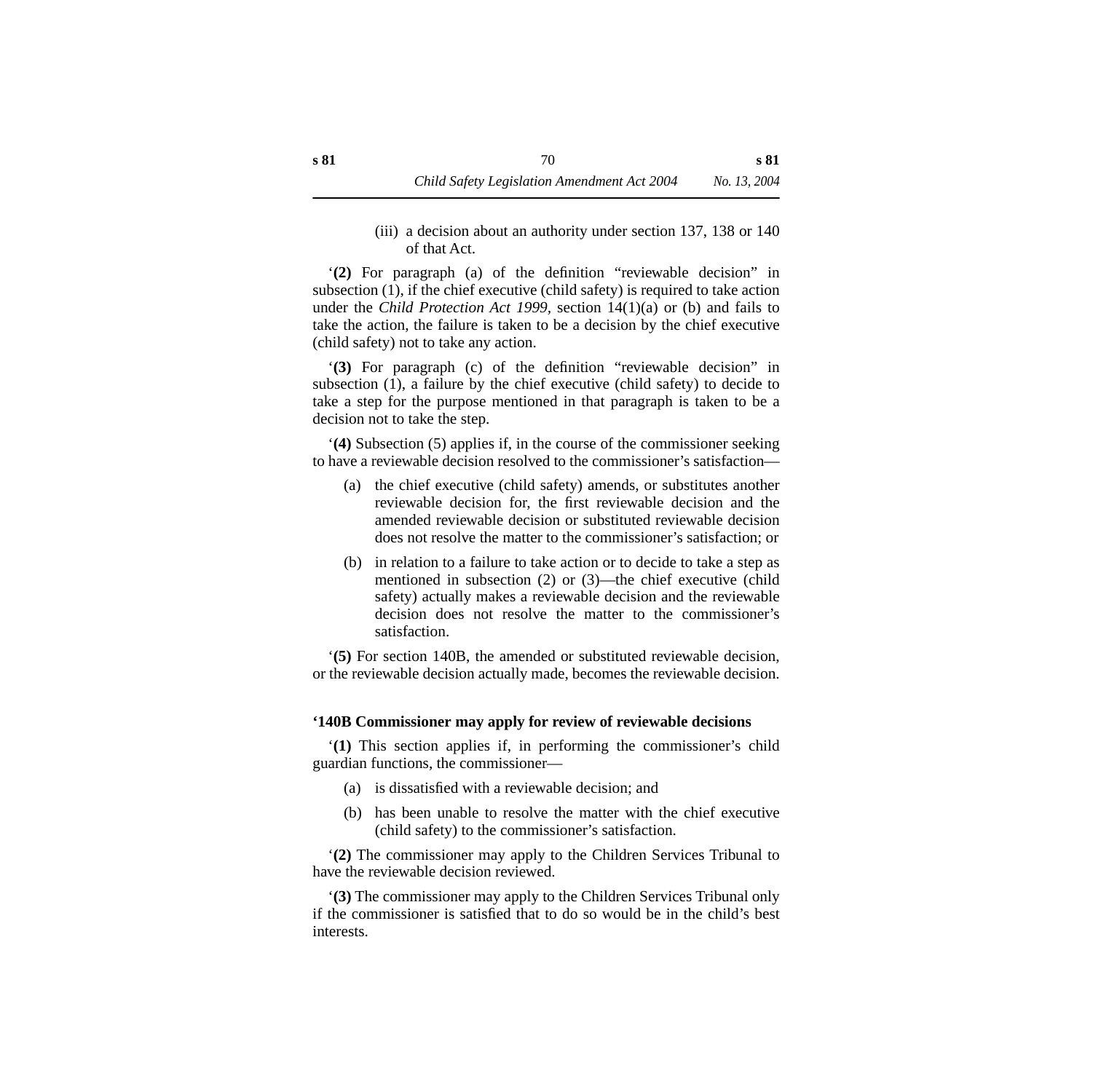(iii) a decision about an authority under section 137, 138 or 140 of that Act.

‘**(2)** For paragraph (a) of the definition “reviewable decision” in subsection (1), if the chief executive (child safety) is required to take action under the *Child Protection Act 1999*, section 14(1)(a) or (b) and fails to take the action, the failure is taken to be a decision by the chief executive (child safety) not to take any action.

‘**(3)** For paragraph (c) of the definition “reviewable decision” in subsection (1), a failure by the chief executive (child safety) to decide to take a step for the purpose mentioned in that paragraph is taken to be a decision not to take the step.

‘**(4)** Subsection (5) applies if, in the course of the commissioner seeking to have a reviewable decision resolved to the commissioner’s satisfaction—

(a) the chief executive (child safety) amends, or substitutes another reviewable decision for, the first reviewable decision and the amended reviewable decision or substituted reviewable decision does not resolve the matter to the commissioner’s satisfaction; or

(b) in relation to a failure to take action or to decide to take a step as mentioned in subsection (2) or (3)—the chief executive (child safety) actually makes a reviewable decision and the reviewable decision does not resolve the matter to the commissioner’s satisfaction.

‘**(5)** For section 140B, the amended or substituted reviewable decision, or the reviewable decision actually made, becomes the reviewable decision.

### ‘140B Commissioner may apply for review of reviewable decisions

‘**(1)** This section applies if, in performing the commissioner’s child guardian functions, the commissioner—

(a) is dissatisfied with a reviewable decision; and

(b) has been unable to resolve the matter with the chief executive (child safety) to the commissioner’s satisfaction.

‘**(2)** The commissioner may apply to the Children Services Tribunal to have the reviewable decision reviewed.

‘**(3)** The commissioner may apply to the Children Services Tribunal only if the commissioner is satisfied that to do so would be in the child’s best interests.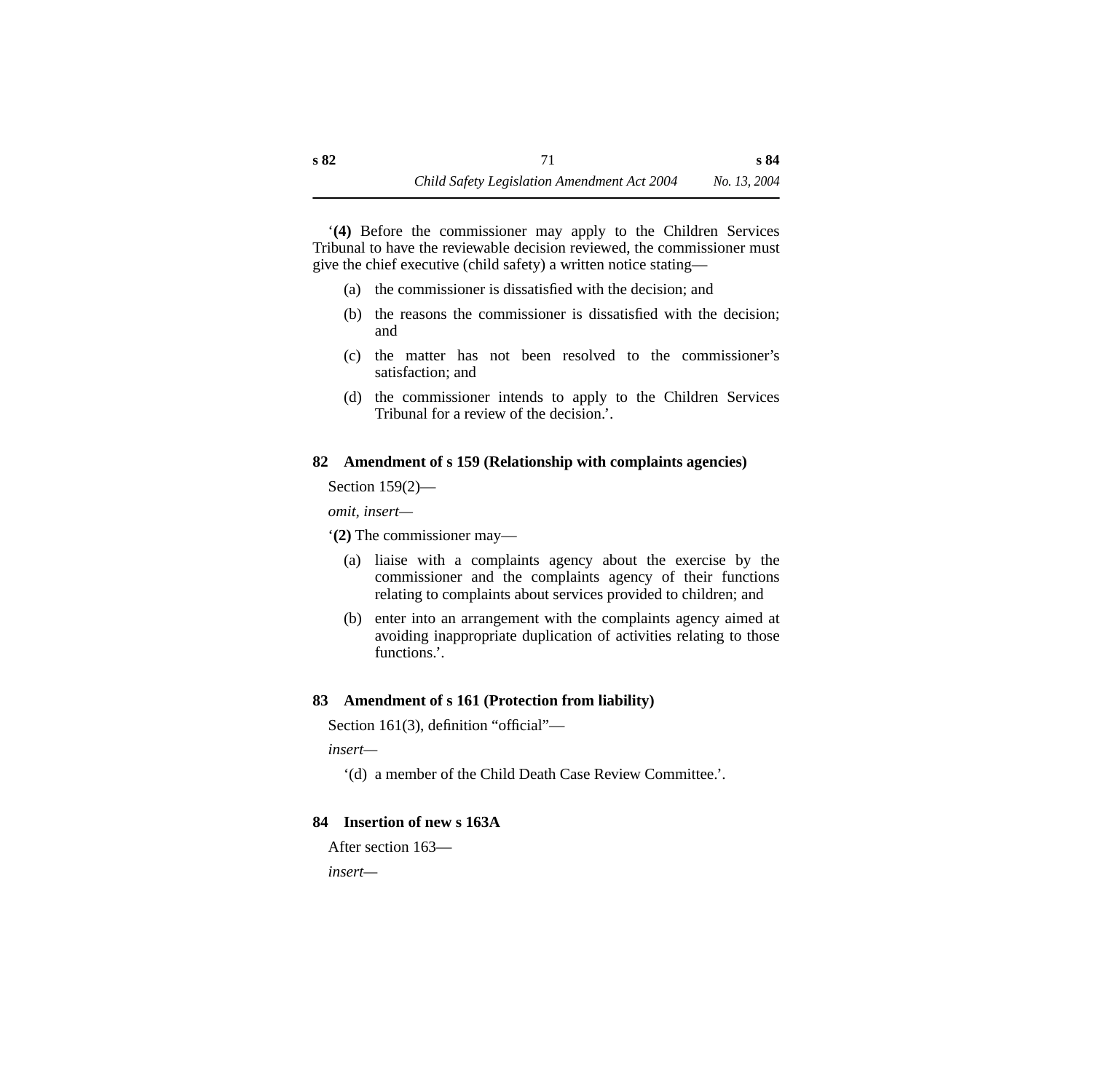'**(4)** Before the commissioner may apply to the Children Services Tribunal to have the reviewable decision reviewed, the commissioner must give the chief executive (child safety) a written notice stating—

(a) the commissioner is dissatisfied with the decision; and

(b) the reasons the commissioner is dissatisfied with the decision; and

(c) the matter has not been resolved to the commissioner's satisfaction; and

(d) the commissioner intends to apply to the Children Services Tribunal for a review of the decision.'.

### 82 Amendment of s 159 (Relationship with complaints agencies)

Section 159(2)—

*omit, insert—*

'**(2)** The commissioner may—

(a) liaise with a complaints agency about the exercise by the commissioner and the complaints agency of their functions relating to complaints about services provided to children; and

(b) enter into an arrangement with the complaints agency aimed at avoiding inappropriate duplication of activities relating to those functions.'.

### 83 Amendment of s 161 (Protection from liability)

Section 161(3), definition "official"—

*insert—*

'(d) a member of the Child Death Case Review Committee.'.

### 84 Insertion of new s 163A

After section 163—

*insert—*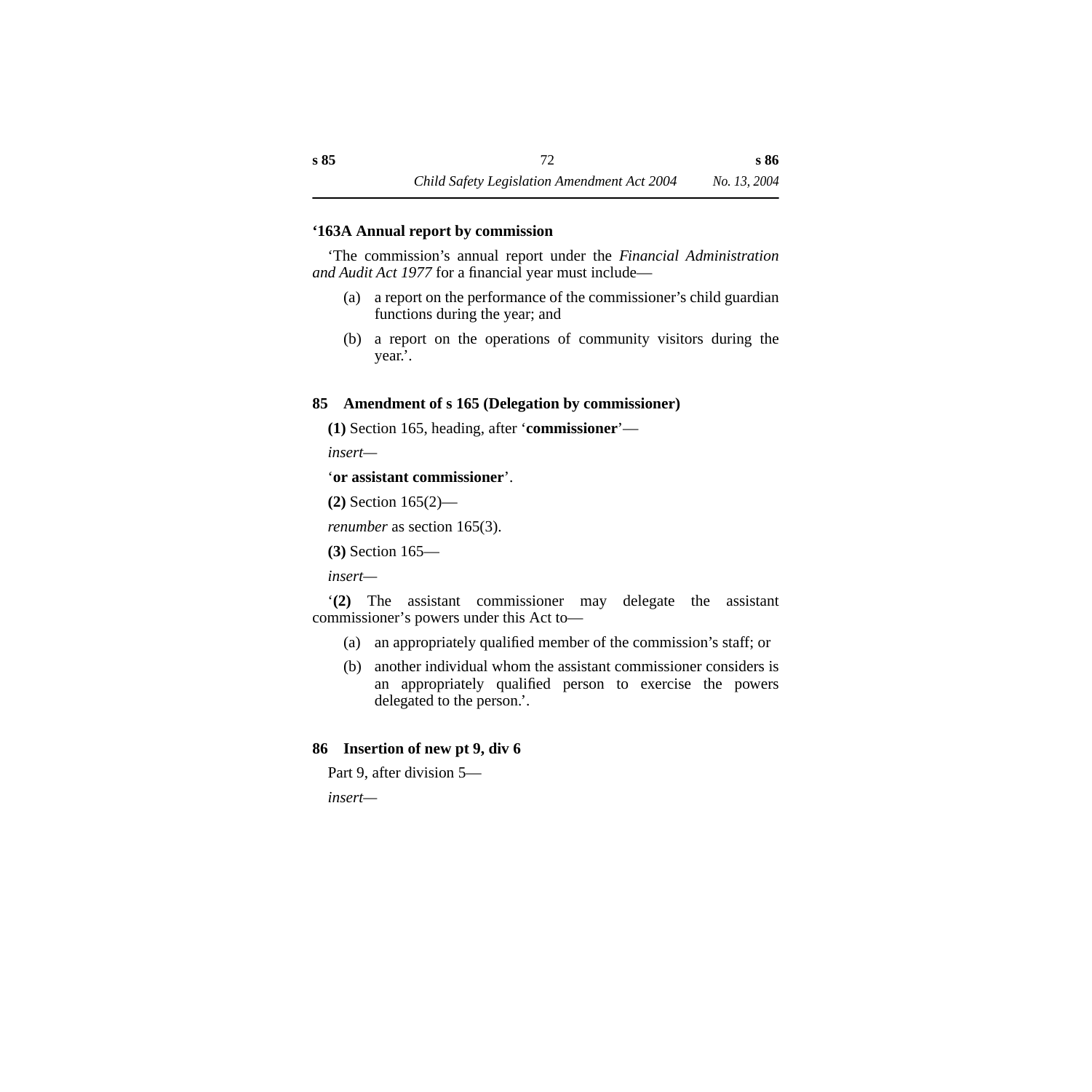**‘163A Annual report by commission**

‘The commission’s annual report under the *Financial Administration and Audit Act 1977* for a financial year must include—

(a) a report on the performance of the commissioner’s child guardian functions during the year; and

(b) a report on the operations of community visitors during the year.’.

## 85 Amendment of s 165 (Delegation by commissioner)

**(1)** Section 165, heading, after ‘**commissioner**’—

*insert*—

‘**or assistant commissioner**’.

**(2)** Section 165(2)—

*renumber* as section 165(3).

**(3)** Section 165—

*insert*—

‘**(2)** The assistant commissioner may delegate the assistant commissioner’s powers under this Act to—

(a) an appropriately qualified member of the commission’s staff; or

(b) another individual whom the assistant commissioner considers is an appropriately qualified person to exercise the powers delegated to the person.’.

## 86 Insertion of new pt 9, div 6

Part 9, after division 5—

*insert*—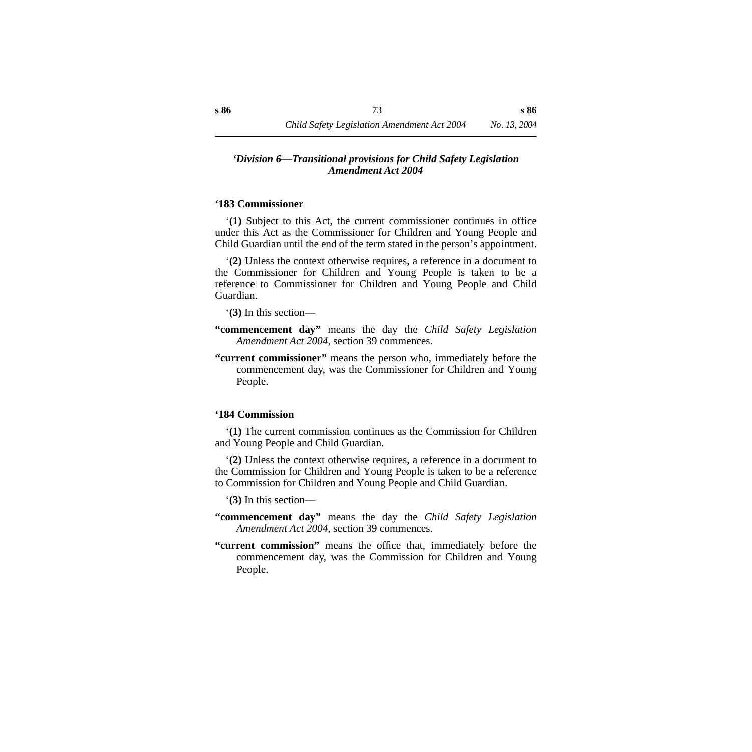## *‘Division 6—Transitional provisions for Child Safety Legislation Amendment Act 2004*

### ‘183 Commissioner

‘**(1)** Subject to this Act, the current commissioner continues in office under this Act as the Commissioner for Children and Young People and Child Guardian until the end of the term stated in the person’s appointment.

‘**(2)** Unless the context otherwise requires, a reference in a document to the Commissioner for Children and Young People is taken to be a reference to Commissioner for Children and Young People and Child Guardian.

‘**(3)** In this section—

**“commencement day”** means the day the *Child Safety Legislation Amendment Act 2004*, section 39 commences.

**“current commissioner”** means the person who, immediately before the commencement day, was the Commissioner for Children and Young People.

### ‘184 Commission

‘**(1)** The current commission continues as the Commission for Children and Young People and Child Guardian.

‘**(2)** Unless the context otherwise requires, a reference in a document to the Commission for Children and Young People is taken to be a reference to Commission for Children and Young People and Child Guardian.

‘**(3)** In this section—

**“commencement day”** means the day the *Child Safety Legislation Amendment Act 2004*, section 39 commences.

**“current commission”** means the office that, immediately before the commencement day, was the Commission for Children and Young People.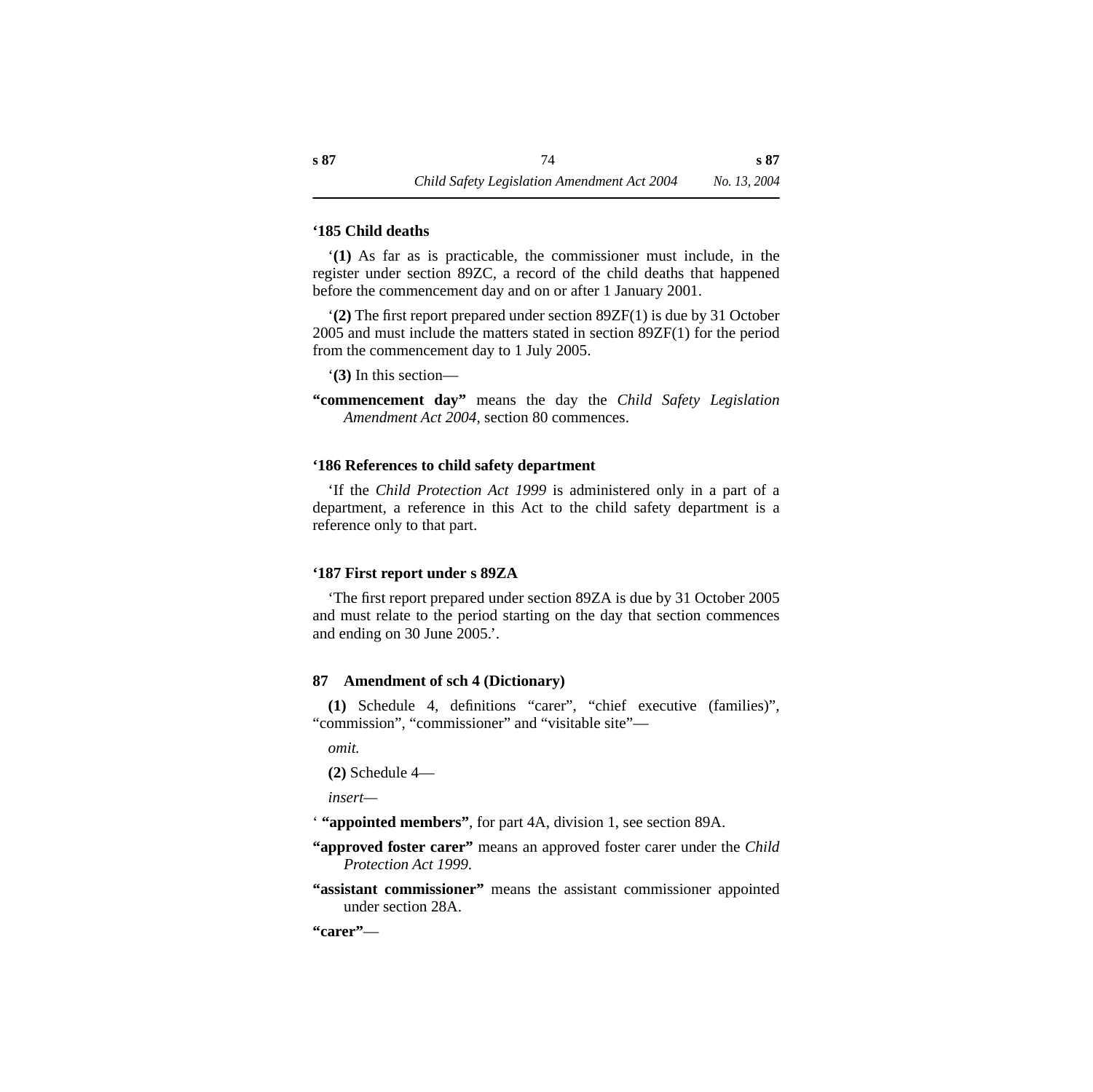**‘185 Child deaths**

‘**(1)** As far as is practicable, the commissioner must include, in the register under section 89ZC, a record of the child deaths that happened before the commencement day and on or after 1 January 2001.

‘**(2)** The first report prepared under section 89ZF(1) is due by 31 October 2005 and must include the matters stated in section 89ZF(1) for the period from the commencement day to 1 July 2005.

‘**(3)** In this section—

**“commencement day”** means the day the *Child Safety Legislation Amendment Act 2004*, section 80 commences.

**‘186 References to child safety department**

‘If the *Child Protection Act 1999* is administered only in a part of a department, a reference in this Act to the child safety department is a reference only to that part.

**‘187 First report under s 89ZA**

‘The first report prepared under section 89ZA is due by 31 October 2005 and must relate to the period starting on the day that section commences and ending on 30 June 2005.’.

**87 Amendment of sch 4 (Dictionary)**

**(1)** Schedule 4, definitions “carer”, “chief executive (families)”, “commission”, “commissioner” and “visitable site”—

*omit.*

**(2)** Schedule 4—

*insert—*

‘ **“appointed members”**, for part 4A, division 1, see section 89A.

**“approved foster carer”** means an approved foster carer under the *Child Protection Act 1999.*

**“assistant commissioner”** means the assistant commissioner appointed under section 28A.

**“carer”**—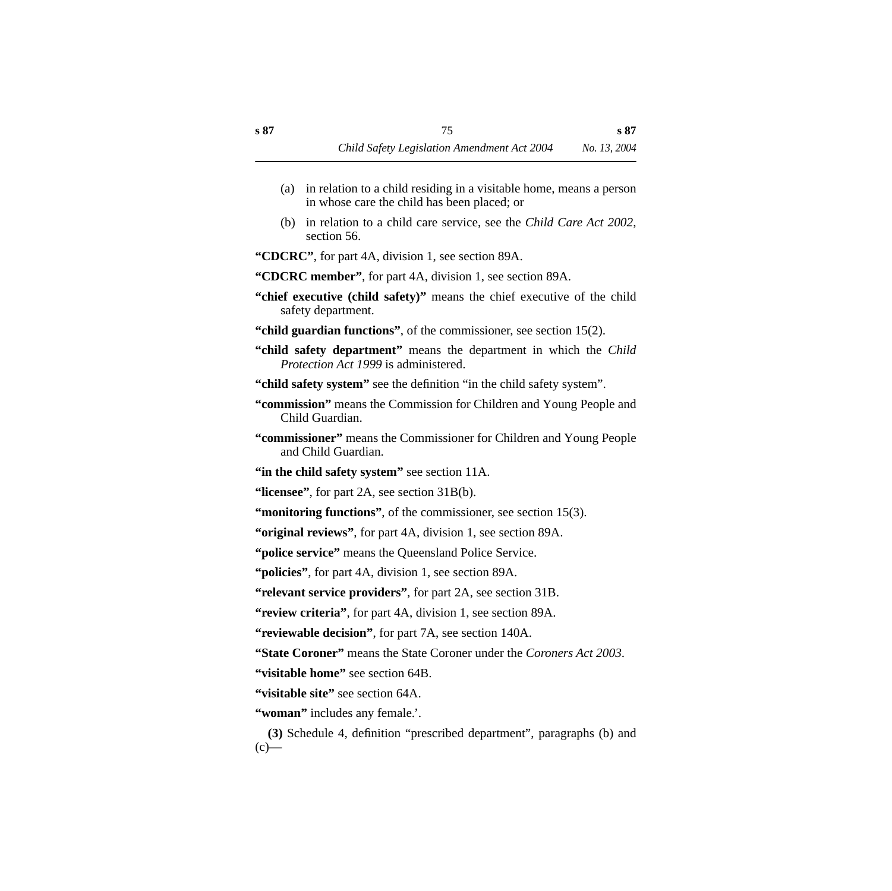(a) in relation to a child residing in a visitable home, means a person in whose care the child has been placed; or

(b) in relation to a child care service, see the *Child Care Act 2002*, section 56.

**“CDCRC”**, for part 4A, division 1, see section 89A.

**“CDCRC member”**, for part 4A, division 1, see section 89A.

**“chief executive (child safety)”** means the chief executive of the child safety department.

**“child guardian functions”**, of the commissioner, see section 15(2).

**“child safety department”** means the department in which the *Child Protection Act 1999* is administered.

**“child safety system”** see the definition “in the child safety system”.

**“commission”** means the Commission for Children and Young People and Child Guardian.

**“commissioner”** means the Commissioner for Children and Young People and Child Guardian.

**“in the child safety system”** see section 11A.

**“licensee”**, for part 2A, see section 31B(b).

**“monitoring functions”**, of the commissioner, see section 15(3).

**“original reviews”**, for part 4A, division 1, see section 89A.

**“police service”** means the Queensland Police Service.

**“policies”**, for part 4A, division 1, see section 89A.

**“relevant service providers”**, for part 2A, see section 31B.

**“review criteria”**, for part 4A, division 1, see section 89A.

**“reviewable decision”**, for part 7A, see section 140A.

**“State Coroner”** means the State Coroner under the *Coroners Act 2003*.

**“visitable home”** see section 64B.

**“visitable site”** see section 64A.

**“woman”** includes any female.’.

**(3)** Schedule 4, definition “prescribed department”, paragraphs (b) and (c)—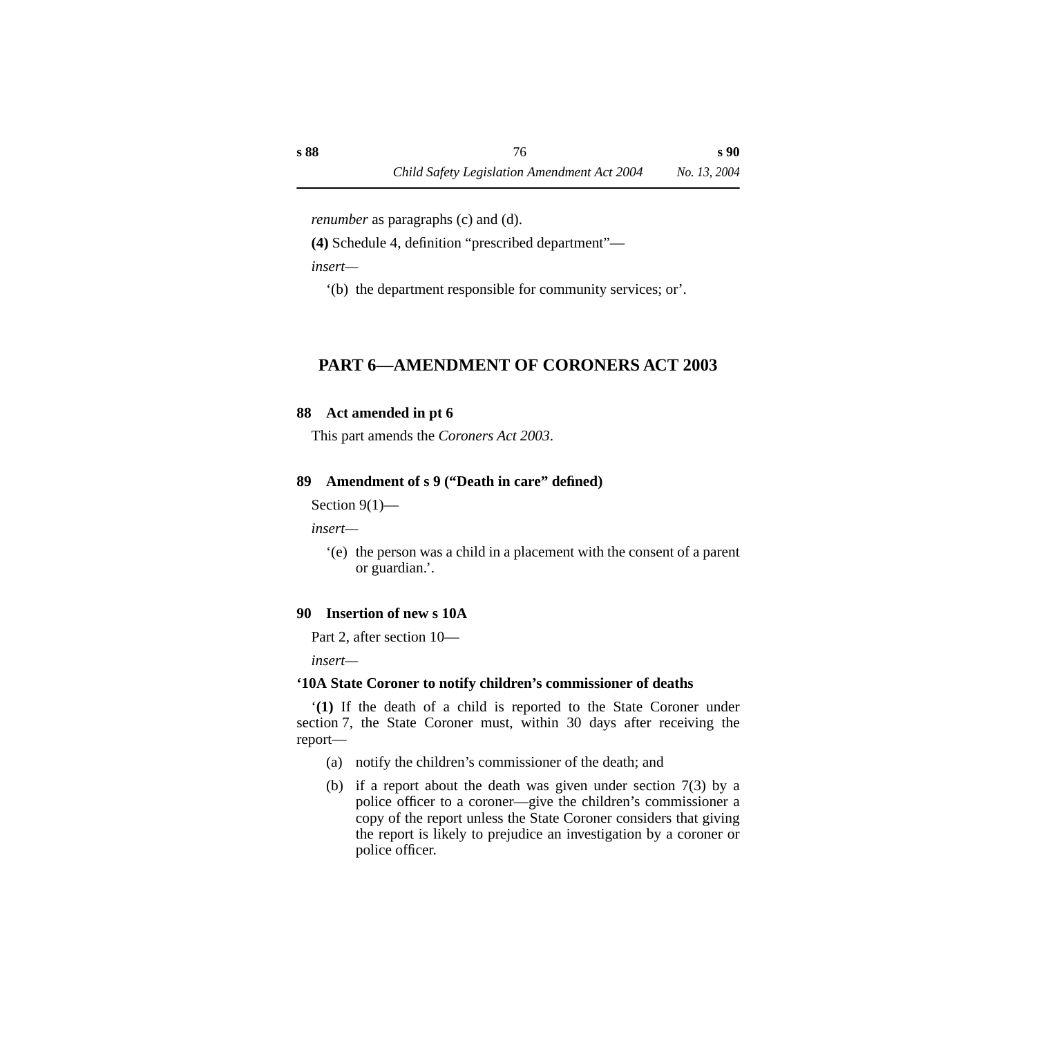*renumber* as paragraphs (c) and (d).

**(4)** Schedule 4, definition “prescribed department”—

*insert*—

‘(b) the department responsible for community services; or’.

## PART 6—AMENDMENT OF CORONERS ACT 2003

### 88 Act amended in pt 6

This part amends the *Coroners Act 2003*.

### 89 Amendment of s 9 (“Death in care” defined)

Section 9(1)—

*insert*—

‘(e) the person was a child in a placement with the consent of a parent or guardian.’.

### 90 Insertion of new s 10A

Part 2, after section 10—

*insert*—

**‘10A State Coroner to notify children’s commissioner of deaths**

‘**(1)** If the death of a child is reported to the State Coroner under section 7, the State Coroner must, within 30 days after receiving the report—

(a) notify the children’s commissioner of the death; and

(b) if a report about the death was given under section 7(3) by a police officer to a coroner—give the children’s commissioner a copy of the report unless the State Coroner considers that giving the report is likely to prejudice an investigation by a coroner or police officer.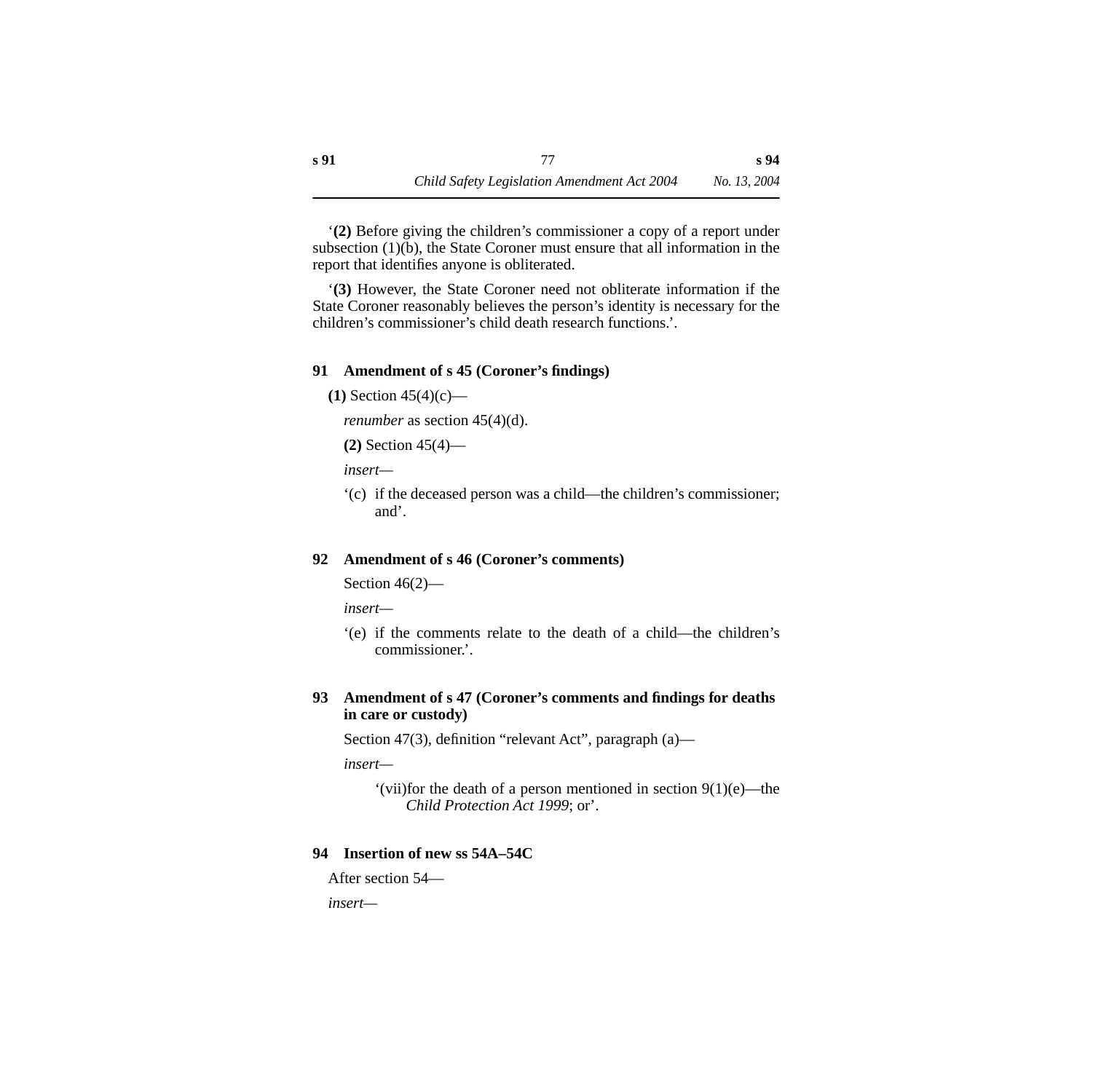'**(2)** Before giving the children's commissioner a copy of a report under subsection (1)(b), the State Coroner must ensure that all information in the report that identifies anyone is obliterated.

'**(3)** However, the State Coroner need not obliterate information if the State Coroner reasonably believes the person's identity is necessary for the children's commissioner's child death research functions.'.

### 91 Amendment of s 45 (Coroner's findings)

**(1)** Section 45(4)(c)—

*renumber* as section 45(4)(d).

**(2)** Section 45(4)—

*insert*—

'(c) if the deceased person was a child—the children's commissioner; and'.

### 92 Amendment of s 46 (Coroner's comments)

Section 46(2)—

*insert*—

'(e) if the comments relate to the death of a child—the children's commissioner.'.

### 93 Amendment of s 47 (Coroner's comments and findings for deaths in care or custody)

Section 47(3), definition "relevant Act", paragraph (a)—

*insert*—

'(vii) for the death of a person mentioned in section 9(1)(e)—the *Child Protection Act 1999*; or'.

### 94 Insertion of new ss 54A–54C

After section 54—

*insert*—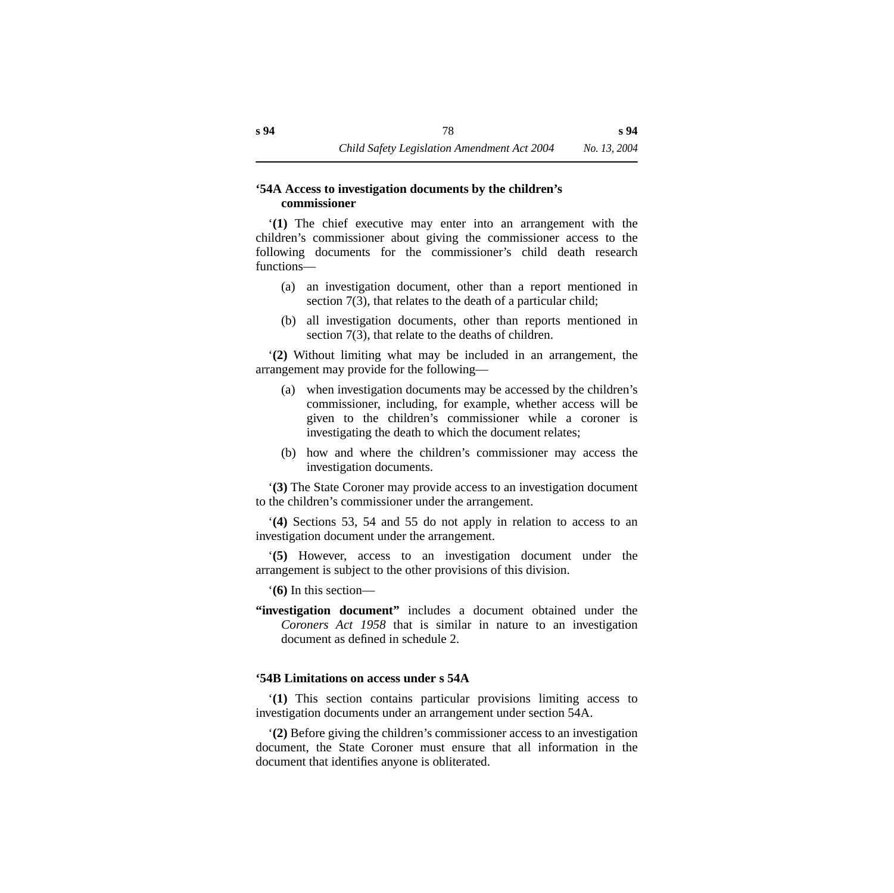**‘54A Access to investigation documents by the children’s commissioner**

‘**(1)** The chief executive may enter into an arrangement with the children’s commissioner about giving the commissioner access to the following documents for the commissioner’s child death research functions—

(a) an investigation document, other than a report mentioned in section 7(3), that relates to the death of a particular child;

(b) all investigation documents, other than reports mentioned in section 7(3), that relate to the deaths of children.

‘**(2)** Without limiting what may be included in an arrangement, the arrangement may provide for the following—

(a) when investigation documents may be accessed by the children’s commissioner, including, for example, whether access will be given to the children’s commissioner while a coroner is investigating the death to which the document relates;

(b) how and where the children’s commissioner may access the investigation documents.

‘**(3)** The State Coroner may provide access to an investigation document to the children’s commissioner under the arrangement.

‘**(4)** Sections 53, 54 and 55 do not apply in relation to access to an investigation document under the arrangement.

‘**(5)** However, access to an investigation document under the arrangement is subject to the other provisions of this division.

‘**(6)** In this section—

**“investigation document”** includes a document obtained under the *Coroners Act 1958* that is similar in nature to an investigation document as defined in schedule 2.

**‘54B Limitations on access under s 54A**

‘**(1)** This section contains particular provisions limiting access to investigation documents under an arrangement under section 54A.

‘**(2)** Before giving the children’s commissioner access to an investigation document, the State Coroner must ensure that all information in the document that identifies anyone is obliterated.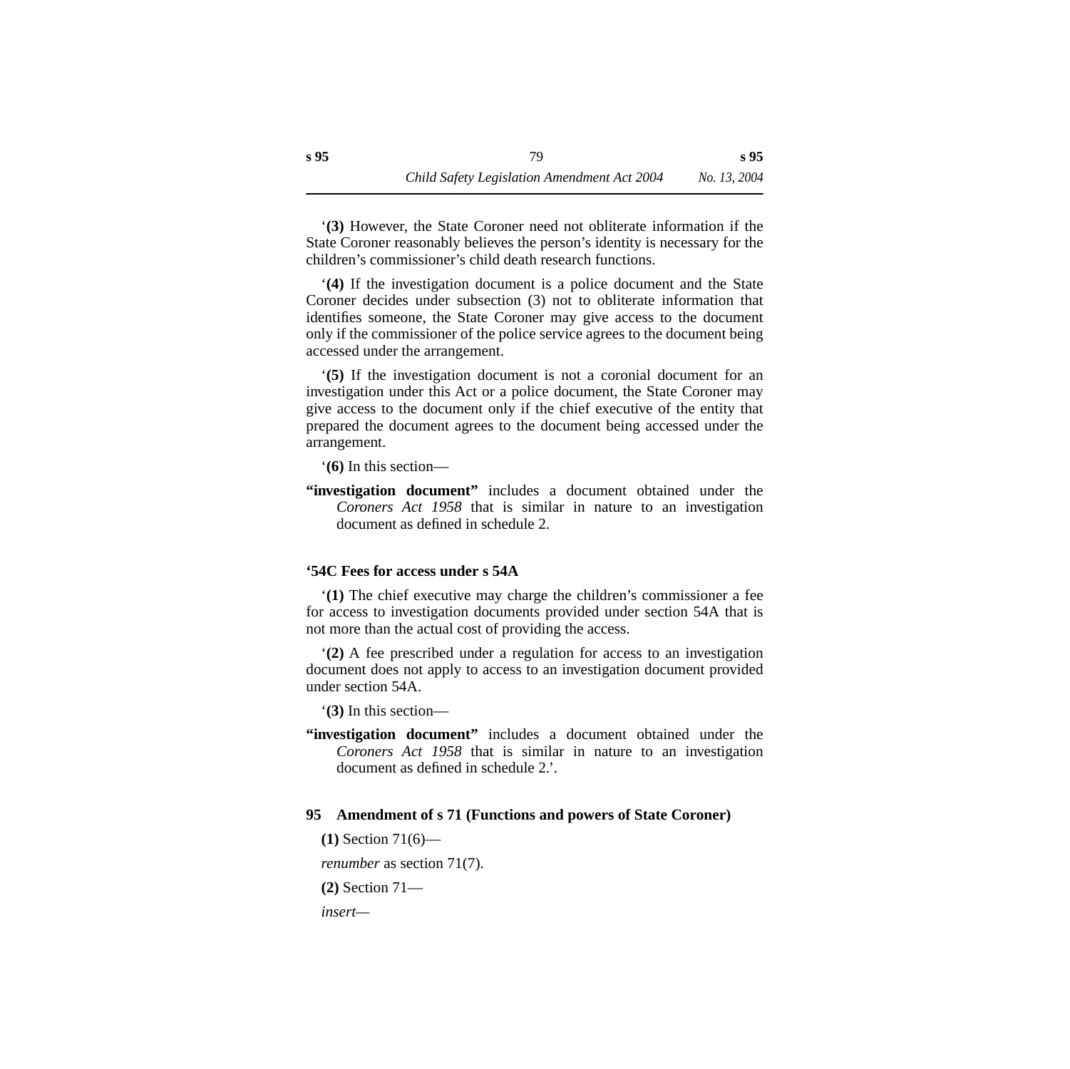‘**(3)** However, the State Coroner need not obliterate information if the State Coroner reasonably believes the person’s identity is necessary for the children’s commissioner’s child death research functions.

‘**(4)** If the investigation document is a police document and the State Coroner decides under subsection (3) not to obliterate information that identifies someone, the State Coroner may give access to the document only if the commissioner of the police service agrees to the document being accessed under the arrangement.

‘**(5)** If the investigation document is not a coronial document for an investigation under this Act or a police document, the State Coroner may give access to the document only if the chief executive of the entity that prepared the document agrees to the document being accessed under the arrangement.

‘**(6)** In this section—

**“investigation document”** includes a document obtained under the *Coroners Act 1958* that is similar in nature to an investigation document as defined in schedule 2.

**‘54C Fees for access under s 54A**

‘**(1)** The chief executive may charge the children’s commissioner a fee for access to investigation documents provided under section 54A that is not more than the actual cost of providing the access.

‘**(2)** A fee prescribed under a regulation for access to an investigation document does not apply to access to an investigation document provided under section 54A.

‘**(3)** In this section—

**“investigation document”** includes a document obtained under the *Coroners Act 1958* that is similar in nature to an investigation document as defined in schedule 2.’.

**95 Amendment of s 71 (Functions and powers of State Coroner)**

**(1)** Section 71(6)—

*renumber* as section 71(7).

**(2)** Section 71—

*insert*—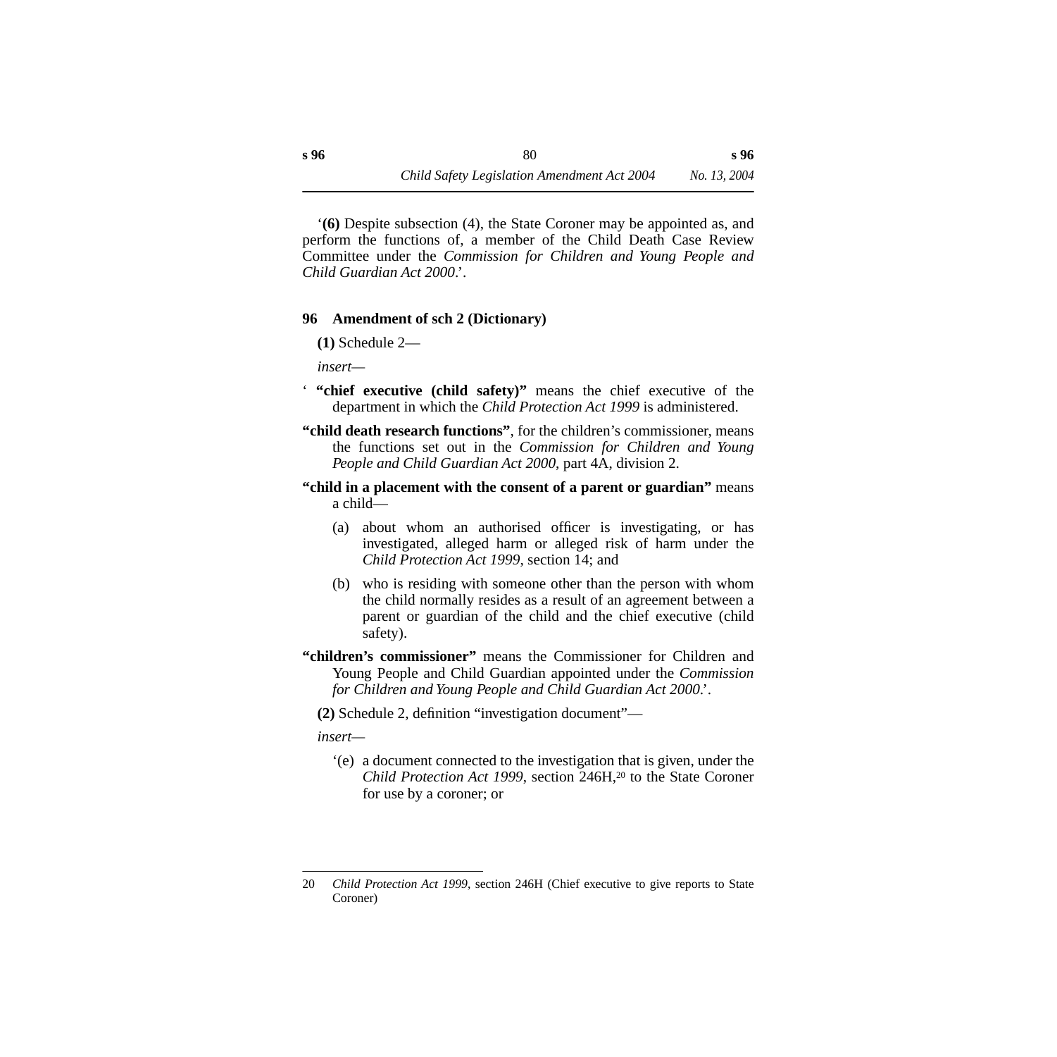‘**(6)** Despite subsection (4), the State Coroner may be appointed as, and perform the functions of, a member of the Child Death Case Review Committee under the *Commission for Children and Young People and Child Guardian Act 2000*.’.

### 96 Amendment of sch 2 (Dictionary)

**(1)** Schedule 2—

*insert*—

‘ **“chief executive (child safety)”** means the chief executive of the department in which the *Child Protection Act 1999* is administered.

**“child death research functions”**, for the children’s commissioner, means the functions set out in the *Commission for Children and Young People and Child Guardian Act 2000*, part 4A, division 2.

**“child in a placement with the consent of a parent or guardian”** means a child—

(a) about whom an authorised officer is investigating, or has investigated, alleged harm or alleged risk of harm under the *Child Protection Act 1999*, section 14; and

(b) who is residing with someone other than the person with whom the child normally resides as a result of an agreement between a parent or guardian of the child and the chief executive (child safety).

**“children’s commissioner”** means the Commissioner for Children and Young People and Child Guardian appointed under the *Commission for Children and Young People and Child Guardian Act 2000*.’.

**(2)** Schedule 2, definition “investigation document”—

*insert*—

‘(e) a document connected to the investigation that is given, under the *Child Protection Act 1999*, section 246H,[20] to the State Coroner for use by a coroner; or

---

20 *Child Protection Act 1999*, section 246H (Chief executive to give reports to State Coroner)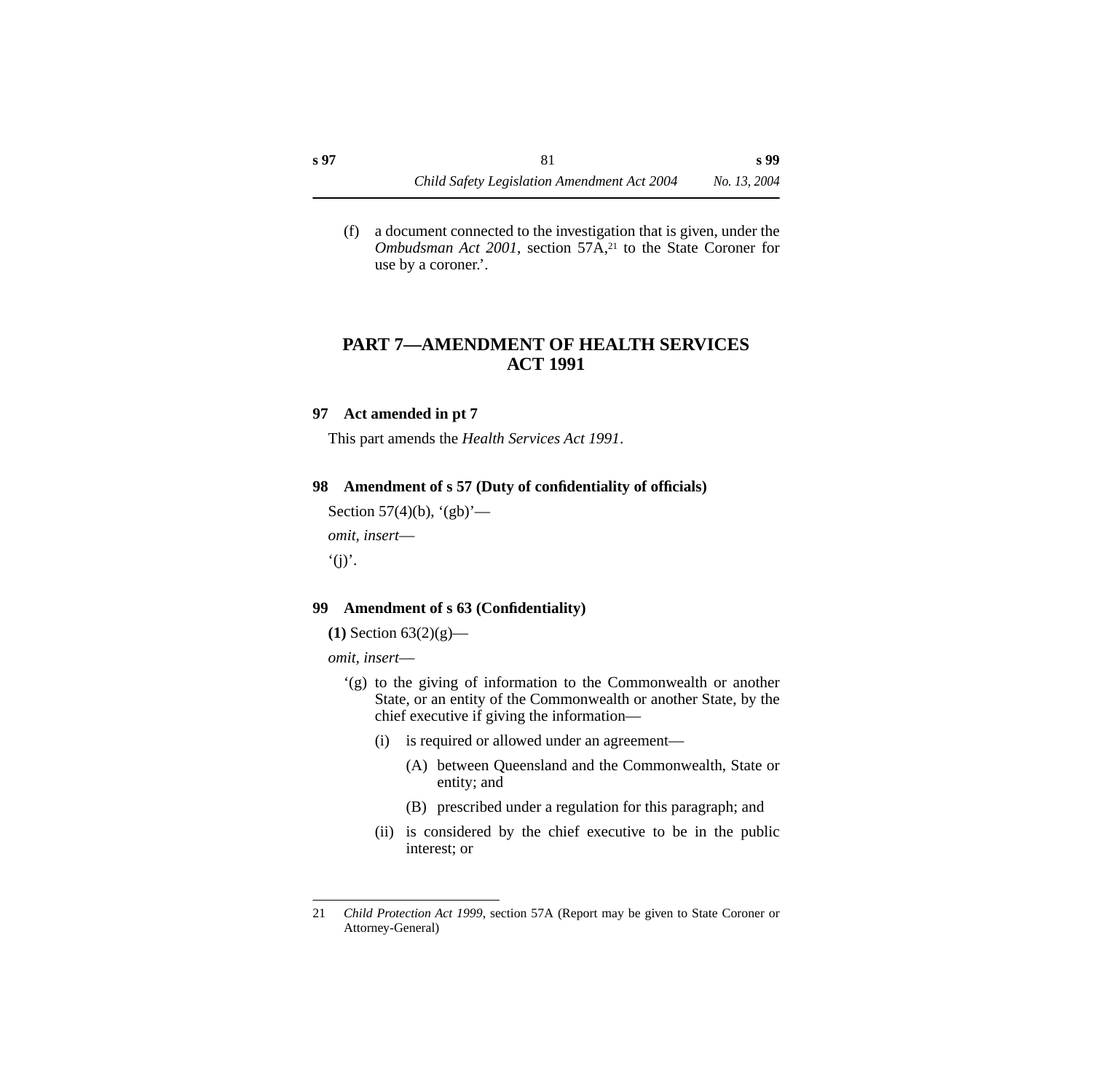(f) a document connected to the investigation that is given, under the *Ombudsman Act 2001*, section 57A,[21] to the State Coroner for use by a coroner.'.

## PART 7—AMENDMENT OF HEALTH SERVICES ACT 1991

### 97 Act amended in pt 7

This part amends the *Health Services Act 1991*.

### 98 Amendment of s 57 (Duty of confidentiality of officials)

Section 57(4)(b), '(gb)'—

*omit, insert*—

'(j)'.

### 99 Amendment of s 63 (Confidentiality)

**(1)** Section 63(2)(g)—

*omit, insert*—

'(g) to the giving of information to the Commonwealth or another State, or an entity of the Commonwealth or another State, by the chief executive if giving the information—

(i) is required or allowed under an agreement—

(A) between Queensland and the Commonwealth, State or entity; and

(B) prescribed under a regulation for this paragraph; and

(ii) is considered by the chief executive to be in the public interest; or

---

21 *Child Protection Act 1999*, section 57A (Report may be given to State Coroner or Attorney-General)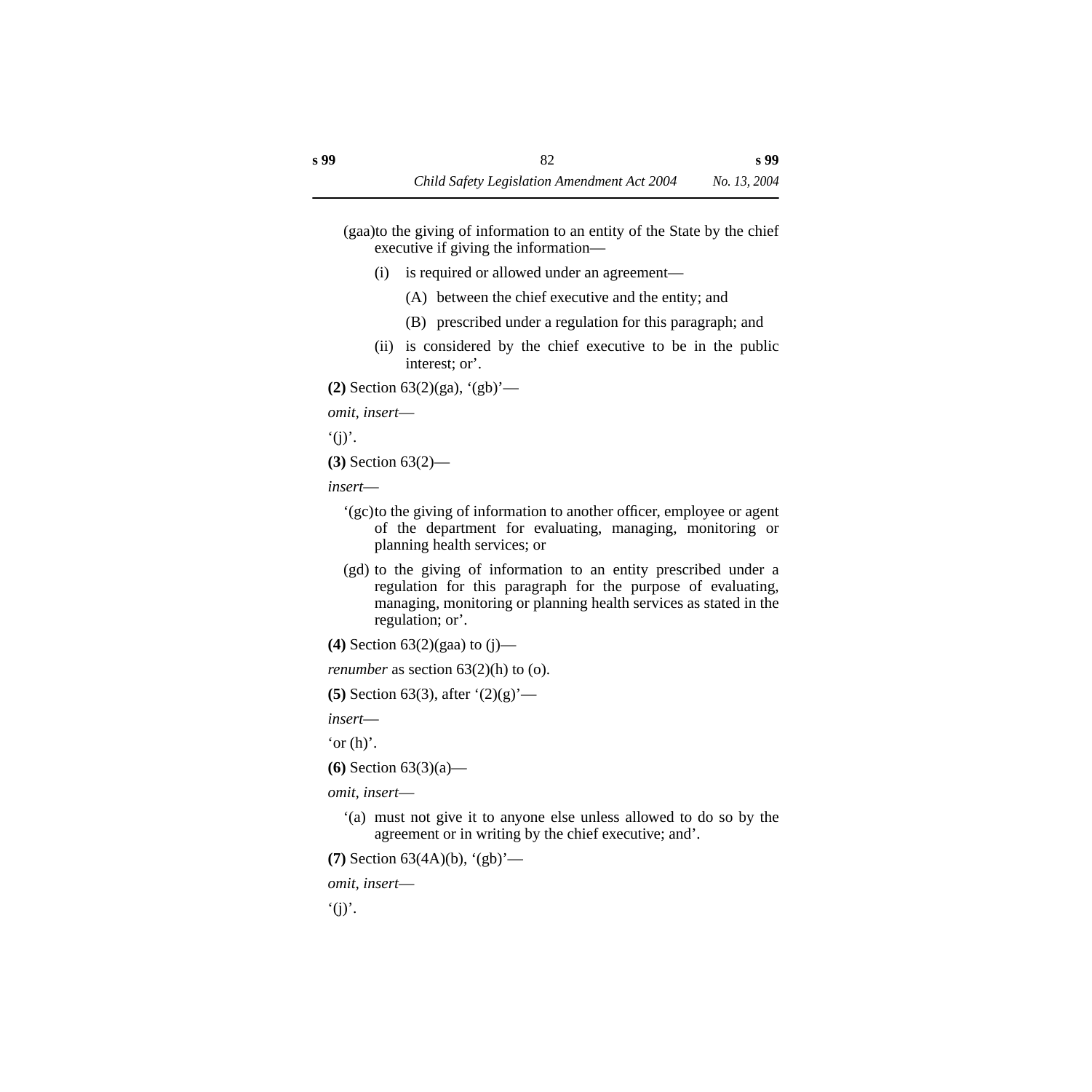(gaa) to the giving of information to an entity of the State by the chief executive if giving the information—

(i) is required or allowed under an agreement—

(A) between the chief executive and the entity; and

(B) prescribed under a regulation for this paragraph; and

(ii) is considered by the chief executive to be in the public interest; or'.

**(2)** Section 63(2)(ga), '(gb)'—

*omit, insert*—

'(j)'.

**(3)** Section 63(2)—

*insert*—

'(gc) to the giving of information to another officer, employee or agent of the department for evaluating, managing, monitoring or planning health services; or

(gd) to the giving of information to an entity prescribed under a regulation for this paragraph for the purpose of evaluating, managing, monitoring or planning health services as stated in the regulation; or'.

**(4)** Section 63(2)(gaa) to (j)—

*renumber* as section 63(2)(h) to (o).

**(5)** Section 63(3), after '(2)(g)'—

*insert*—

'or (h)'.

**(6)** Section 63(3)(a)—

*omit, insert*—

'(a) must not give it to anyone else unless allowed to do so by the agreement or in writing by the chief executive; and'.

**(7)** Section 63(4A)(b), '(gb)'—

*omit, insert*—

'(j)'.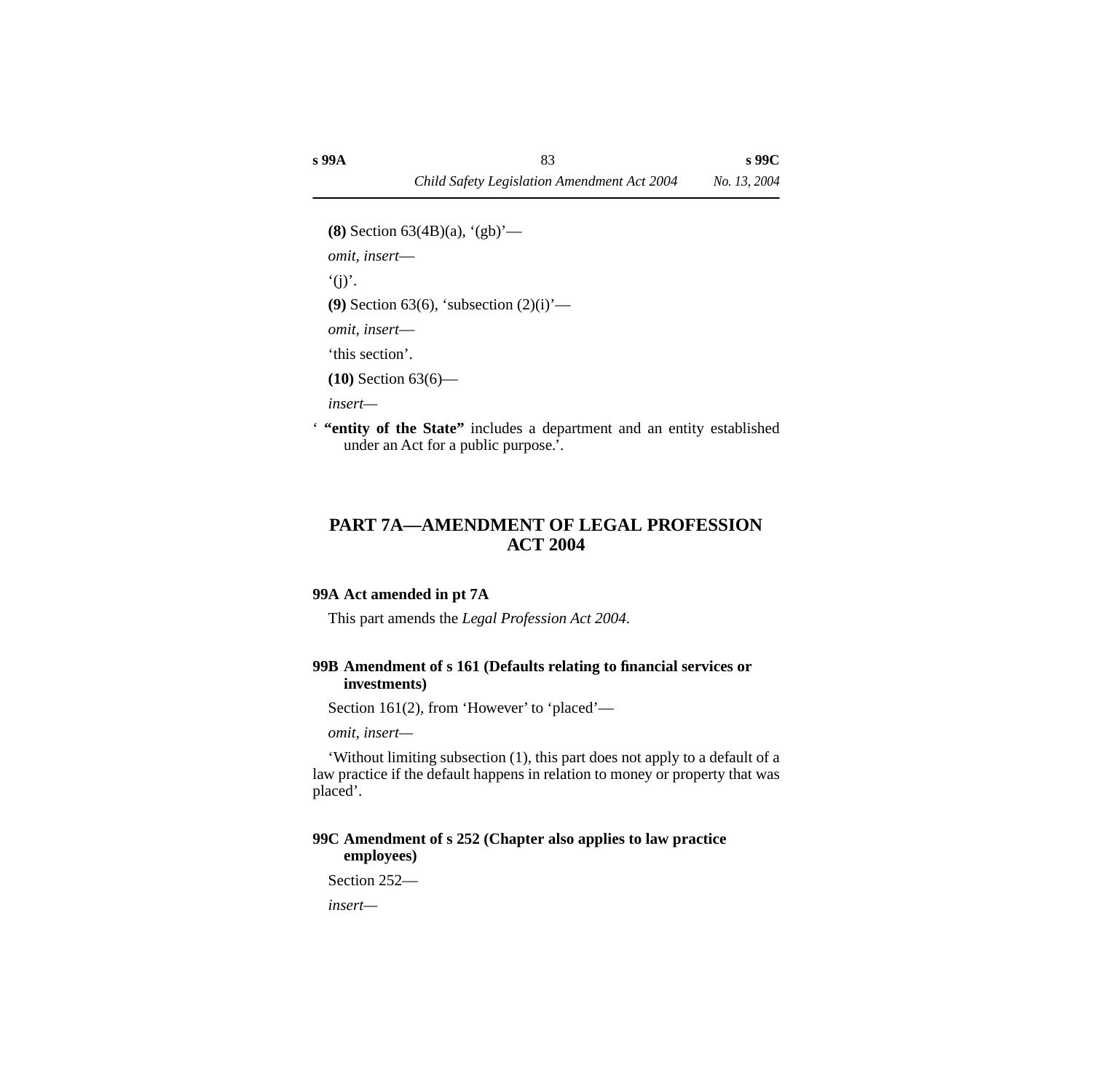**(8)** Section 63(4B)(a), '(gb)'—

*omit, insert*—

'(j)'.

**(9)** Section 63(6), 'subsection (2)(i)'—

*omit, insert*—

'this section'.

**(10)** Section 63(6)—

*insert*—

' **"entity of the State"** includes a department and an entity established under an Act for a public purpose.'.

## PART 7A—AMENDMENT OF LEGAL PROFESSION ACT 2004

### 99A Act amended in pt 7A

This part amends the *Legal Profession Act 2004*.

### 99B Amendment of s 161 (Defaults relating to financial services or investments)

Section 161(2), from 'However' to 'placed'—

*omit, insert*—

'Without limiting subsection (1), this part does not apply to a default of a law practice if the default happens in relation to money or property that was placed'.

### 99C Amendment of s 252 (Chapter also applies to law practice employees)

Section 252—

*insert*—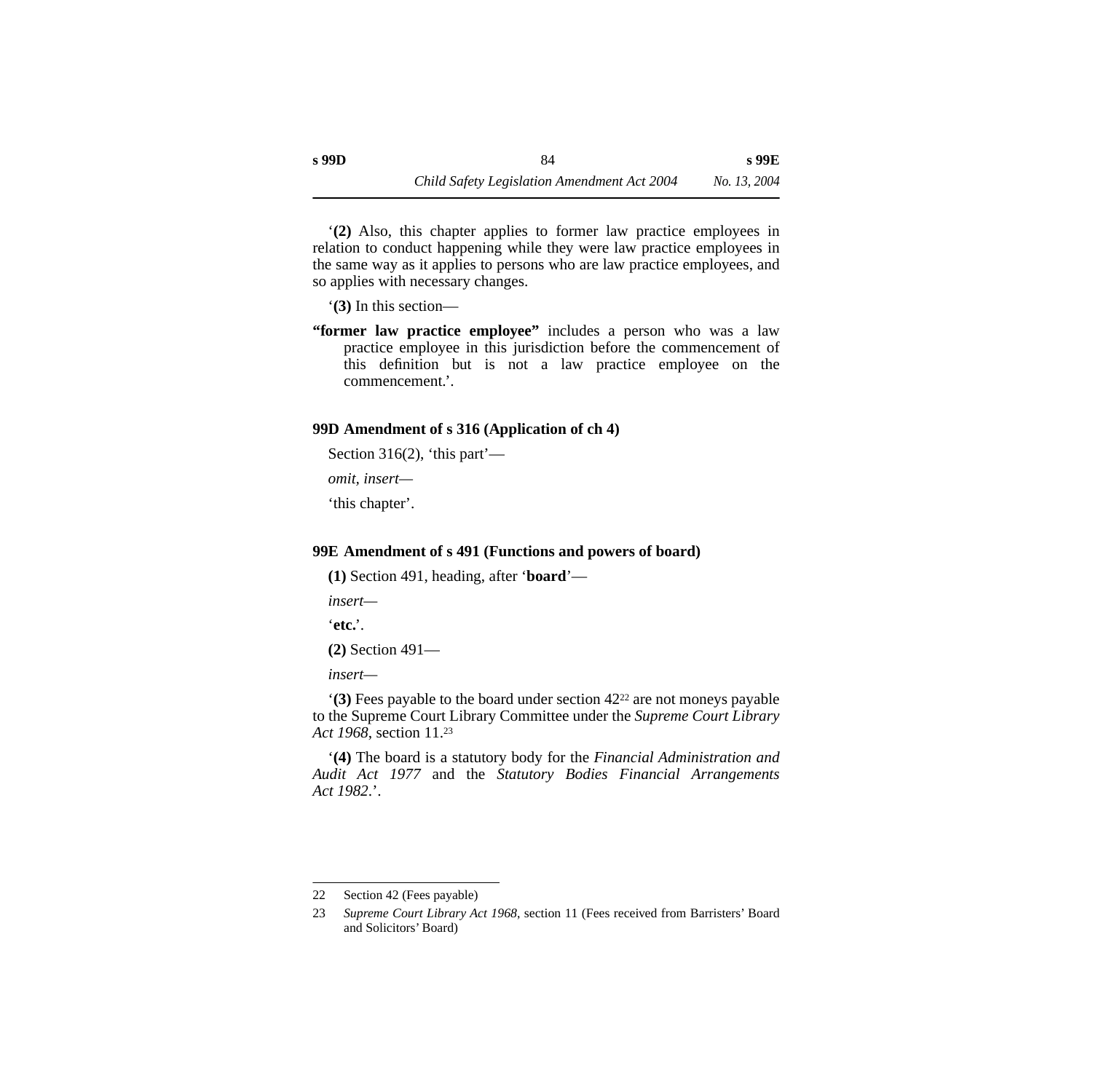'**(2)** Also, this chapter applies to former law practice employees in relation to conduct happening while they were law practice employees in the same way as it applies to persons who are law practice employees, and so applies with necessary changes.

'**(3)** In this section—

**"former law practice employee"** includes a person who was a law practice employee in this jurisdiction before the commencement of this definition but is not a law practice employee on the commencement.'.

### 99D Amendment of s 316 (Application of ch 4)

Section 316(2), 'this part'—

*omit, insert—*

'this chapter'.

### 99E Amendment of s 491 (Functions and powers of board)

**(1)** Section 491, heading, after '**board**'—

*insert—*

'**etc.**'.

**(2)** Section 491—

*insert—*

'**(3)** Fees payable to the board under section 42[22] are not moneys payable to the Supreme Court Library Committee under the *Supreme Court Library Act 1968*, section 11.[23]

'**(4)** The board is a statutory body for the *Financial Administration and Audit Act 1977* and the *Statutory Bodies Financial Arrangements Act 1982*.'.

---

22 Section 42 (Fees payable)

23 *Supreme Court Library Act 1968*, section 11 (Fees received from Barristers' Board and Solicitors' Board)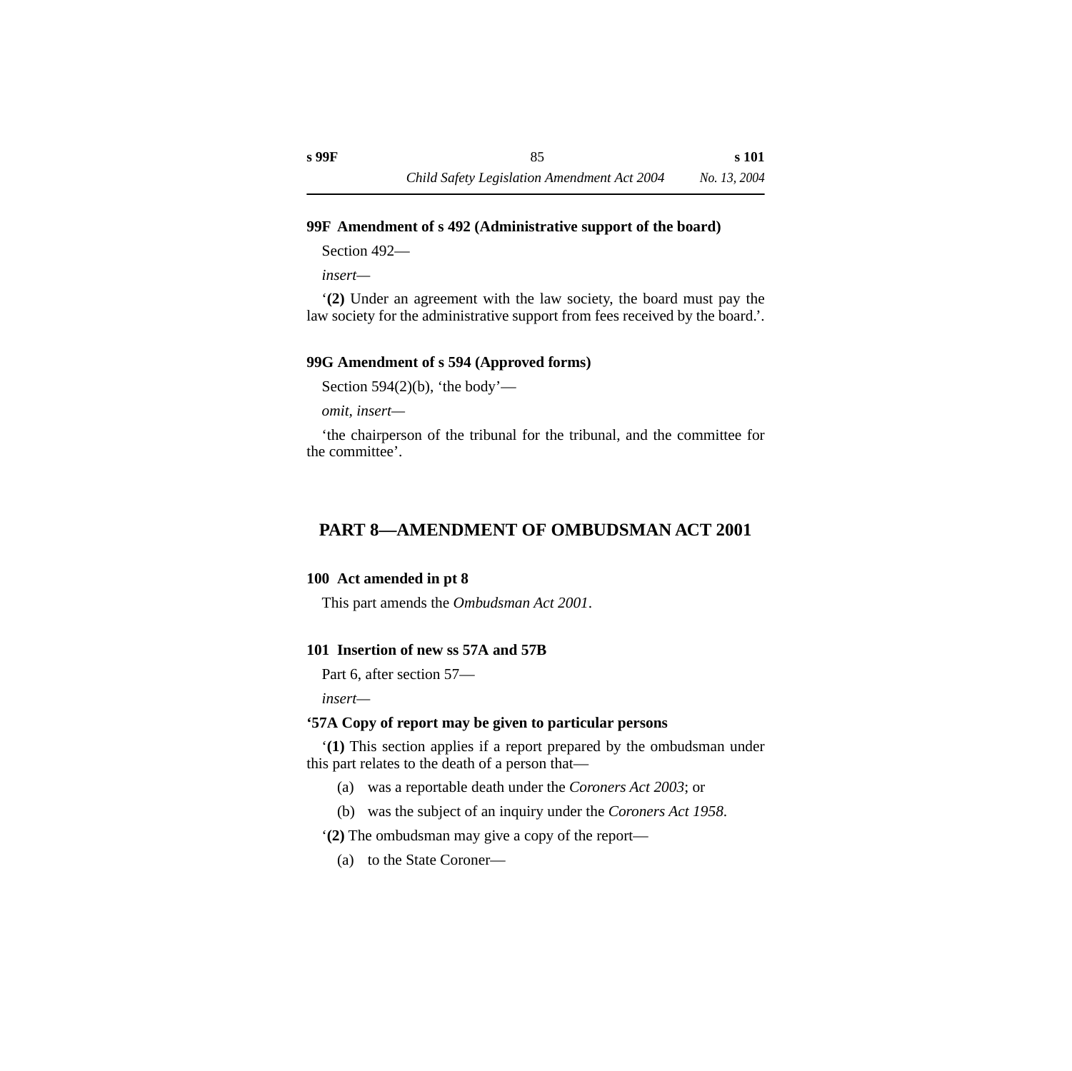### 99F Amendment of s 492 (Administrative support of the board)

Section 492—

*insert*—

'**(2)** Under an agreement with the law society, the board must pay the law society for the administrative support from fees received by the board.'.

### 99G Amendment of s 594 (Approved forms)

Section 594(2)(b), 'the body'—

*omit, insert*—

'the chairperson of the tribunal for the tribunal, and the committee for the committee'.

## PART 8—AMENDMENT OF OMBUDSMAN ACT 2001

### 100 Act amended in pt 8

This part amends the *Ombudsman Act 2001*.

### 101 Insertion of new ss 57A and 57B

Part 6, after section 57—

*insert*—

**'57A Copy of report may be given to particular persons**

'**(1)** This section applies if a report prepared by the ombudsman under this part relates to the death of a person that—

(a) was a reportable death under the *Coroners Act 2003*; or

(b) was the subject of an inquiry under the *Coroners Act 1958*.

'**(2)** The ombudsman may give a copy of the report—

(a) to the State Coroner—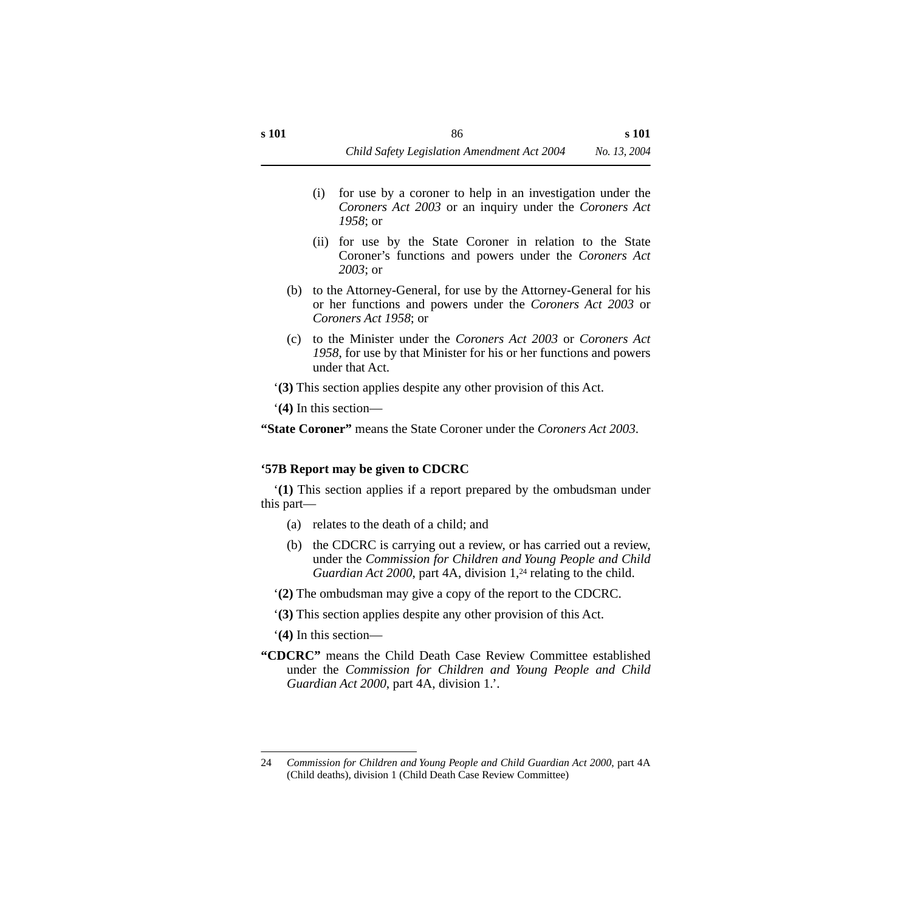(i) for use by a coroner to help in an investigation under the *Coroners Act 2003* or an inquiry under the *Coroners Act 1958*; or

(ii) for use by the State Coroner in relation to the State Coroner's functions and powers under the *Coroners Act 2003*; or

(b) to the Attorney-General, for use by the Attorney-General for his or her functions and powers under the *Coroners Act 2003* or *Coroners Act 1958*; or

(c) to the Minister under the *Coroners Act 2003* or *Coroners Act 1958*, for use by that Minister for his or her functions and powers under that Act.

'**(3)** This section applies despite any other provision of this Act.

'**(4)** In this section—

**"State Coroner"** means the State Coroner under the *Coroners Act 2003*.

**'57B Report may be given to CDCRC**

'**(1)** This section applies if a report prepared by the ombudsman under this part—

(a) relates to the death of a child; and

(b) the CDCRC is carrying out a review, or has carried out a review, under the *Commission for Children and Young People and Child Guardian Act 2000*, part 4A, division 1,[24] relating to the child.

'**(2)** The ombudsman may give a copy of the report to the CDCRC.

'**(3)** This section applies despite any other provision of this Act.

'**(4)** In this section—

**"CDCRC"** means the Child Death Case Review Committee established under the *Commission for Children and Young People and Child Guardian Act 2000*, part 4A, division 1.'.

---

24 *Commission for Children and Young People and Child Guardian Act 2000*, part 4A (Child deaths), division 1 (Child Death Case Review Committee)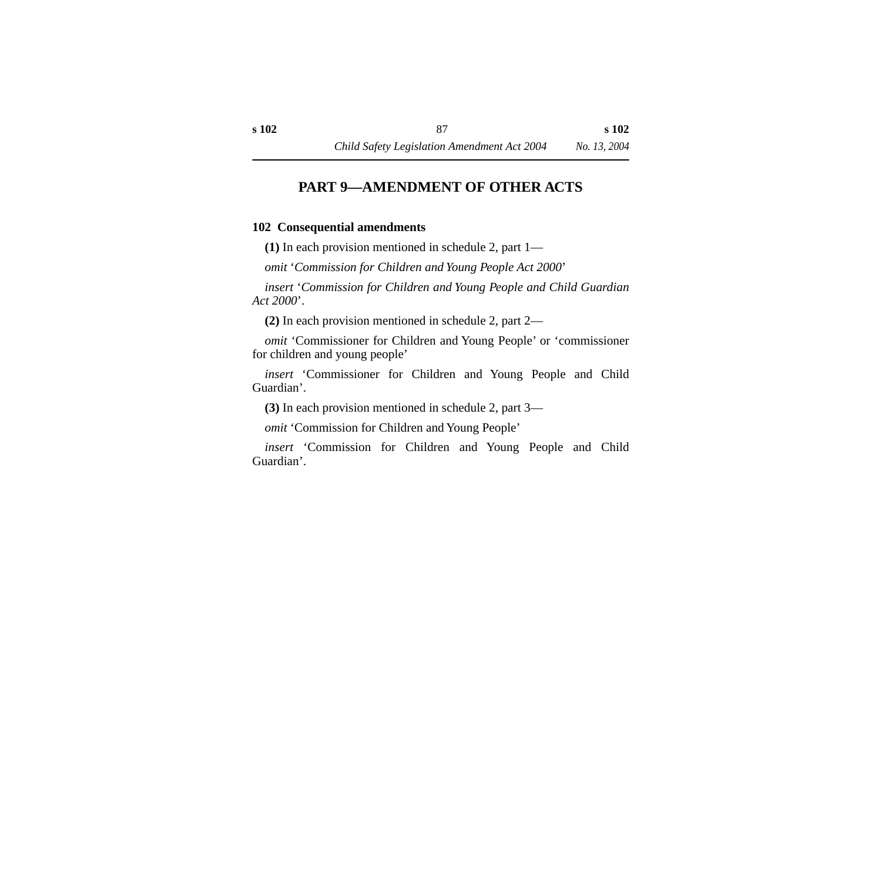# PART 9—AMENDMENT OF OTHER ACTS

### 102 Consequential amendments

**(1)** In each provision mentioned in schedule 2, part 1—

*omit* '*Commission for Children and Young People Act 2000*'

*insert* '*Commission for Children and Young People and Child Guardian Act 2000*'.

**(2)** In each provision mentioned in schedule 2, part 2—

*omit* 'Commissioner for Children and Young People' or 'commissioner for children and young people'

*insert* 'Commissioner for Children and Young People and Child Guardian'.

**(3)** In each provision mentioned in schedule 2, part 3—

*omit* 'Commission for Children and Young People'

*insert* 'Commission for Children and Young People and Child Guardian'.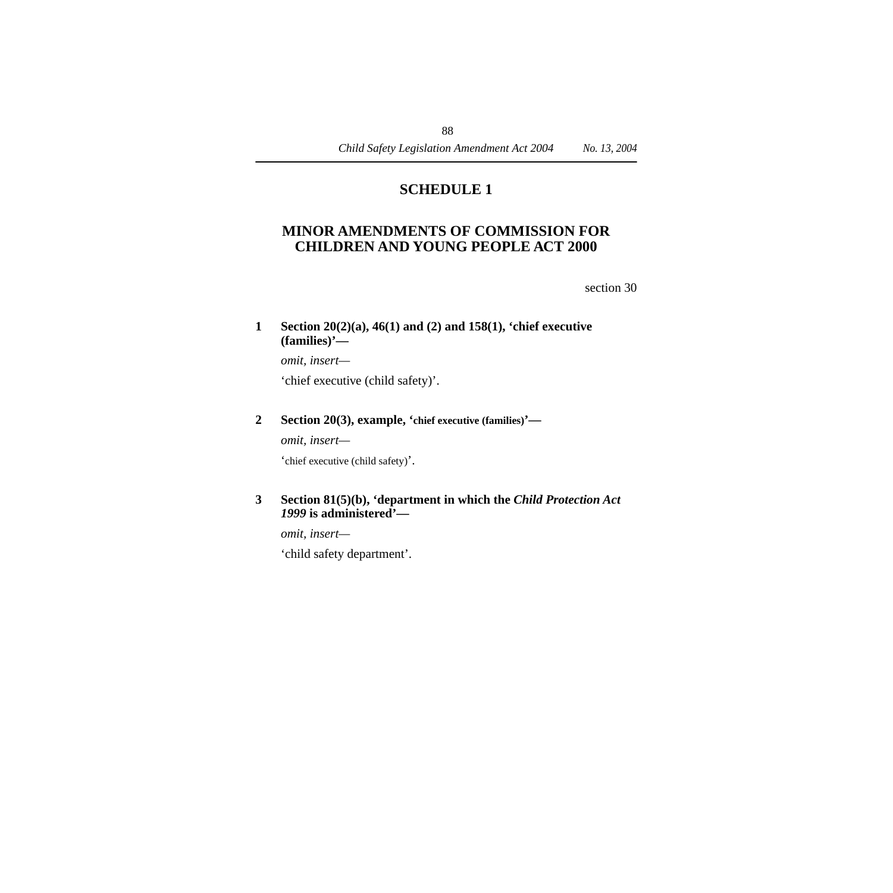# SCHEDULE 1

## MINOR AMENDMENTS OF COMMISSION FOR CHILDREN AND YOUNG PEOPLE ACT 2000

section 30

**1 Section 20(2)(a), 46(1) and (2) and 158(1), 'chief executive (families)'—**

*omit, insert—*

'chief executive (child safety)'.

**2 Section 20(3), example, 'chief executive (families)'—**

*omit, insert—*

'chief executive (child safety)'.

**3 Section 81(5)(b), 'department in which the *Child Protection Act 1999* is administered'—**

*omit, insert—*

'child safety department'.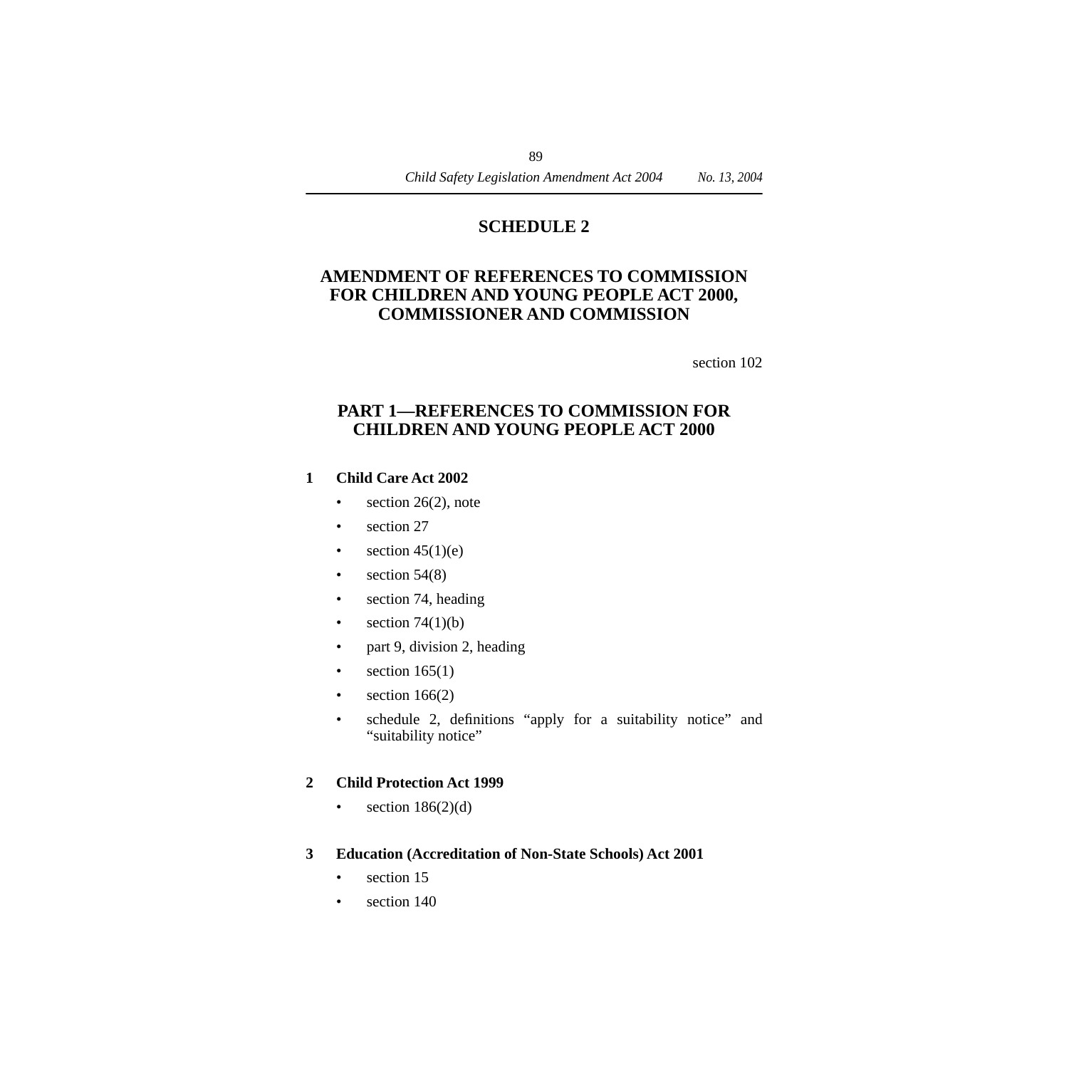## SCHEDULE 2

## AMENDMENT OF REFERENCES TO COMMISSION FOR CHILDREN AND YOUNG PEOPLE ACT 2000, COMMISSIONER AND COMMISSION

section 102

### PART 1—REFERENCES TO COMMISSION FOR CHILDREN AND YOUNG PEOPLE ACT 2000

**1 Child Care Act 2002**

- section 26(2), note
- section 27
- section 45(1)(e)
- section 54(8)
- section 74, heading
- section 74(1)(b)
- part 9, division 2, heading
- section 165(1)
- section 166(2)
- schedule 2, definitions "apply for a suitability notice" and "suitability notice"

**2 Child Protection Act 1999**

- section 186(2)(d)

**3 Education (Accreditation of Non-State Schools) Act 2001**

- section 15
- section 140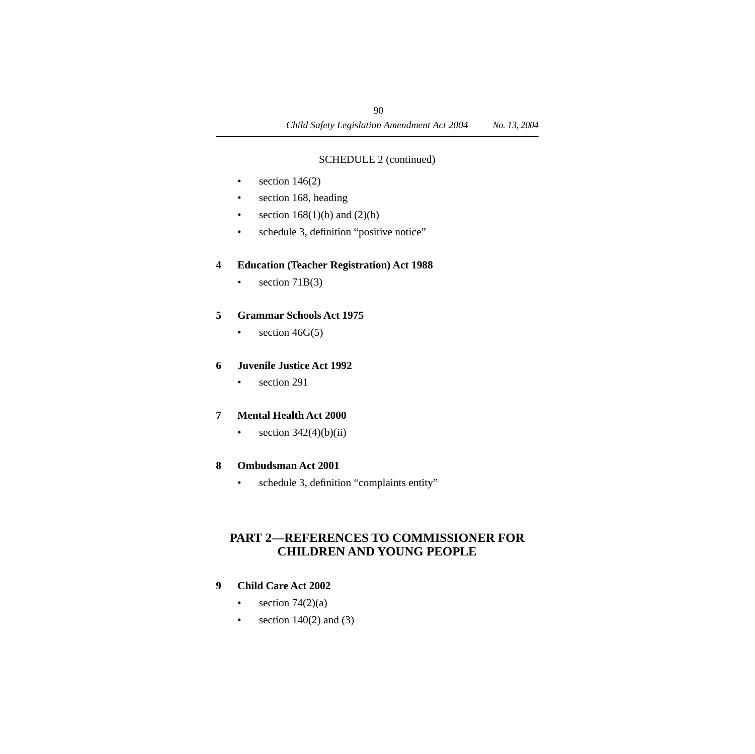SCHEDULE 2 (continued)

- section 146(2)
- section 168, heading
- section 168(1)(b) and (2)(b)
- schedule 3, definition “positive notice”

**4 Education (Teacher Registration) Act 1988**

- section 71B(3)

**5 Grammar Schools Act 1975**

- section 46G(5)

**6 Juvenile Justice Act 1992**

- section 291

**7 Mental Health Act 2000**

- section 342(4)(b)(ii)

**8 Ombudsman Act 2001**

- schedule 3, definition “complaints entity”

## PART 2—REFERENCES TO COMMISSIONER FOR CHILDREN AND YOUNG PEOPLE

**9 Child Care Act 2002**

- section 74(2)(a)
- section 140(2) and (3)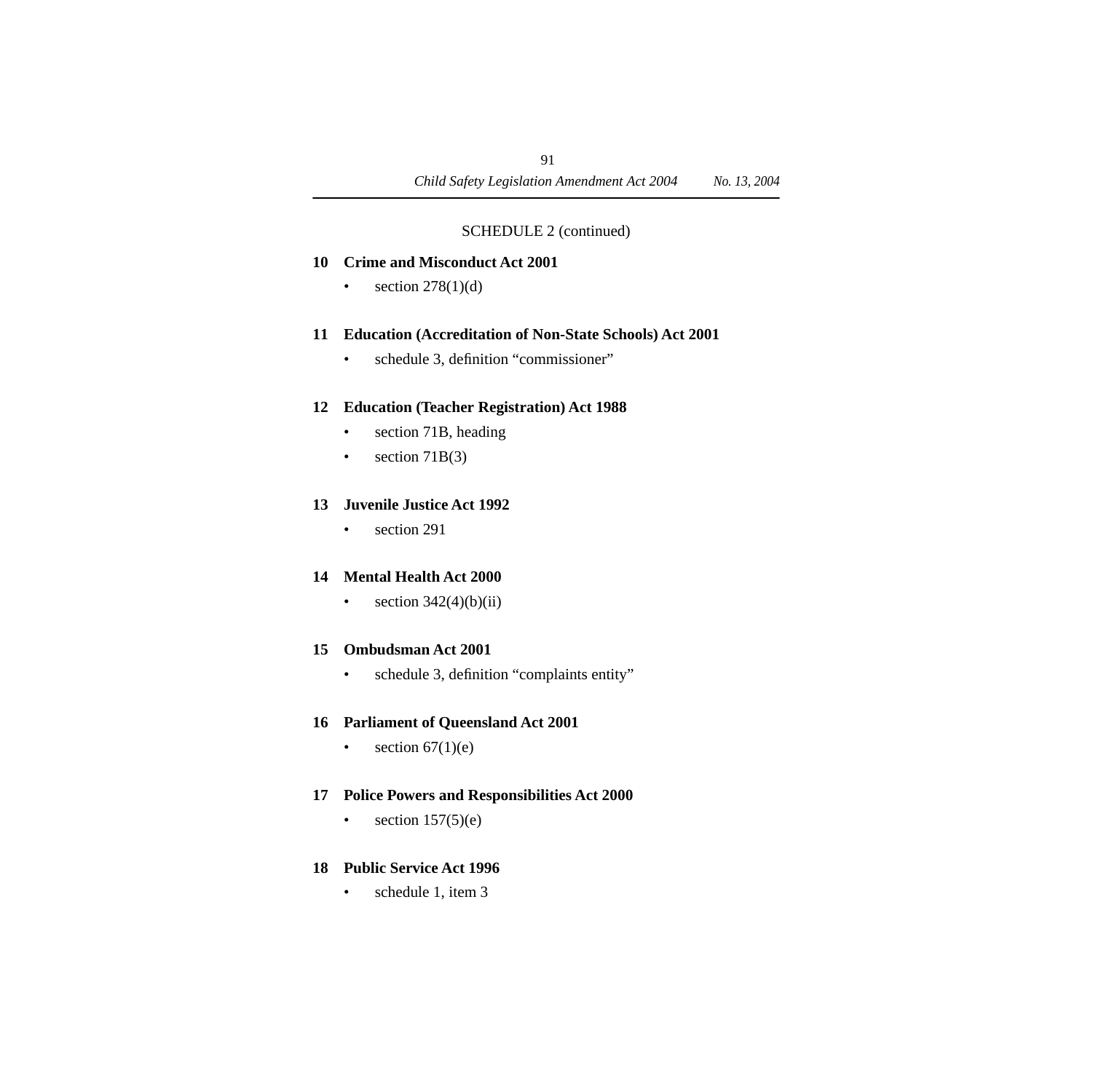SCHEDULE 2 (continued)

**10 Crime and Misconduct Act 2001**

- section 278(1)(d)

**11 Education (Accreditation of Non-State Schools) Act 2001**

- schedule 3, definition “commissioner”

**12 Education (Teacher Registration) Act 1988**

- section 71B, heading
- section 71B(3)

**13 Juvenile Justice Act 1992**

- section 291

**14 Mental Health Act 2000**

- section 342(4)(b)(ii)

**15 Ombudsman Act 2001**

- schedule 3, definition “complaints entity”

**16 Parliament of Queensland Act 2001**

- section 67(1)(e)

**17 Police Powers and Responsibilities Act 2000**

- section 157(5)(e)

**18 Public Service Act 1996**

- schedule 1, item 3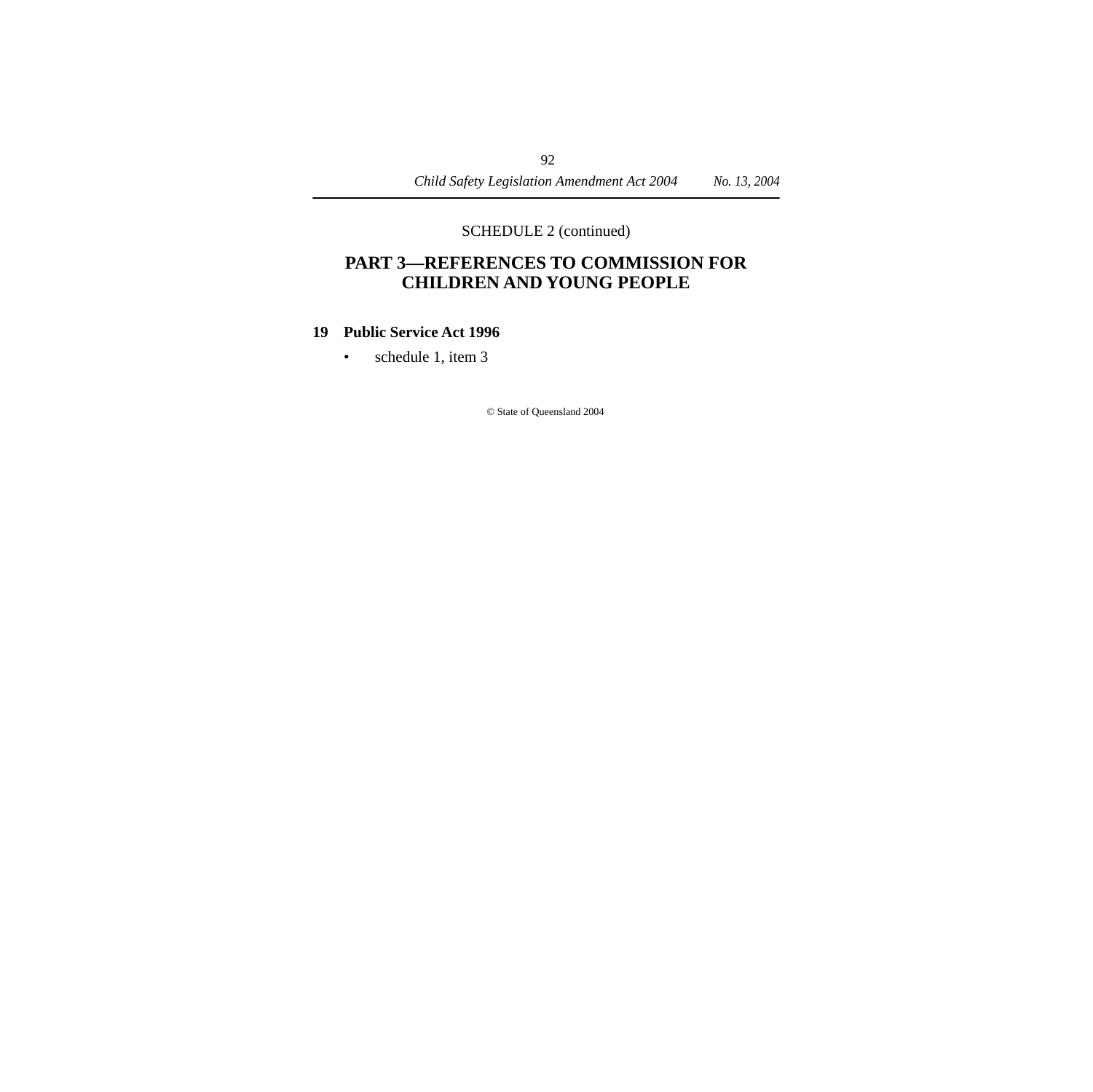SCHEDULE 2 (continued)

## PART 3—REFERENCES TO COMMISSION FOR CHILDREN AND YOUNG PEOPLE

### 19 Public Service Act 1996

- schedule 1, item 3

© State of Queensland 2004